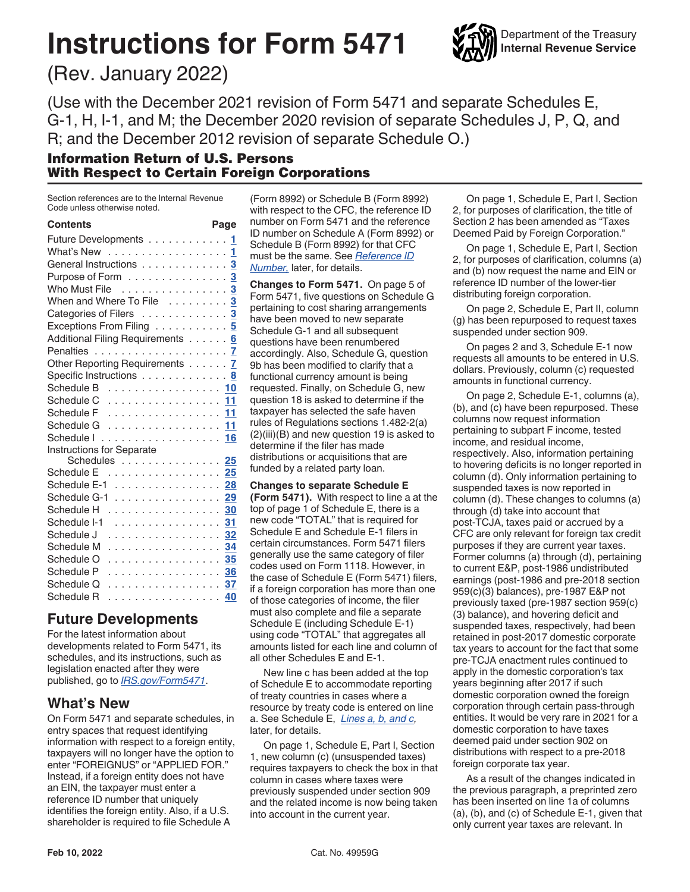# Instructions for Form 5471

(Rev. January 2022)

(Use with the December 2021 revision of Form 5471 and separate Schedules E, G-1, H, I-1, and M; the December 2020 revision of separate Schedules J, P, Q, and R; and the December 2012 revision of separate Schedule O.)

Department of the Treasury
**Internal Revenue Service**

## Information Return of U.S. Persons With Respect to Certain Foreign Corporations

Section references are to the Internal Revenue Code unless otherwise noted.

**Contents**

| Contents | Page |
|---|---|
| Future Developments | 1 |
| What's New | 1 |
| General Instructions | 3 |
| Purpose of Form | 3 |
| Who Must File | 3 |
| When and Where To File | 3 |
| Categories of Filers | 3 |
| Exceptions From Filing | 5 |
| Additional Filing Requirements | 6 |
| Penalties | 7 |
| Other Reporting Requirements | 7 |
| Specific Instructions | 8 |
| Schedule B | 10 |
| Schedule C | 11 |
| Schedule F | 11 |
| Schedule G | 11 |
| Schedule I | 16 |
| Instructions for Separate Schedules | 25 |
| Schedule E | 25 |
| Schedule E-1 | 28 |
| Schedule G-1 | 29 |
| Schedule H | 30 |
| Schedule I-1 | 31 |
| Schedule J | 32 |
| Schedule M | 34 |
| Schedule O | 35 |
| Schedule P | 36 |
| Schedule Q | 37 |
| Schedule R | 40 |

## Future Developments

For the latest information about developments related to Form 5471, its schedules, and its instructions, such as legislation enacted after they were published, go to *IRS.gov/Form5471*.

## What's New

On Form 5471 and separate schedules, in entry spaces that request identifying information with respect to a foreign entity, taxpayers will no longer have the option to enter "FOREIGNUS" or "APPLIED FOR." Instead, if a foreign entity does not have an EIN, the taxpayer must enter a reference ID number that uniquely identifies the foreign entity. Also, if a U.S. shareholder is required to file Schedule A (Form 8992) or Schedule B (Form 8992) with respect to the CFC, the reference ID number on Form 5471 and the reference ID number on Schedule A (Form 8992) or Schedule B (Form 8992) for that CFC must be the same. See *Reference ID Number,* later, for details.

**Changes to Form 5471.** On page 5 of Form 5471, five questions on Schedule G pertaining to cost sharing arrangements have been moved to new separate Schedule G-1 and all subsequent questions have been renumbered accordingly. Also, Schedule G, question 9b has been modified to clarify that a functional currency amount is being requested. Finally, on Schedule G, new question 18 is asked to determine if the taxpayer has selected the safe haven rules of Regulations sections 1.482-2(a)(2)(iii)(B) and new question 19 is asked to determine if the filer has made distributions or acquisitions that are funded by a related party loan.

**Changes to separate Schedule E (Form 5471).** With respect to line a at the top of page 1 of Schedule E, there is a new code "TOTAL" that is required for Schedule E and Schedule E-1 filers in certain circumstances. Form 5471 filers generally use the same category of filer codes used on Form 1118. However, in the case of Schedule E (Form 5471) filers, if a foreign corporation has more than one of those categories of income, the filer must also complete and file a separate Schedule E (including Schedule E-1) using code "TOTAL" that aggregates all amounts listed for each line and column of all other Schedules E and E-1.

New line c has been added at the top of Schedule E to accommodate reporting of treaty countries in cases where a resource by treaty code is entered on line a. See Schedule E, *Lines a, b, and c,* later, for details.

On page 1, Schedule E, Part I, Section 1, new column (c) (unsuspended taxes) requires taxpayers to check the box in that column in cases where taxes were previously suspended under section 909 and the related income is now being taken into account in the current year.

On page 1, Schedule E, Part I, Section 2, for purposes of clarification, the title of Section 2 has been amended as "Taxes Deemed Paid by Foreign Corporation."

On page 1, Schedule E, Part I, Section 2, for purposes of clarification, columns (a) and (b) now request the name and EIN or reference ID number of the lower-tier distributing foreign corporation.

On page 2, Schedule E, Part II, column (g) has been repurposed to request taxes suspended under section 909.

On pages 2 and 3, Schedule E-1 now requests all amounts to be entered in U.S. dollars. Previously, column (c) requested amounts in functional currency.

On page 2, Schedule E-1, columns (a), (b), and (c) have been repurposed. These columns now request information pertaining to subpart F income, tested income, and residual income, respectively. Also, information pertaining to hovering deficits is no longer reported in column (d). Only information pertaining to suspended taxes is now reported in column (d). These changes to columns (a) through (d) take into account that post-TCJA, taxes paid or accrued by a CFC are only relevant for foreign tax credit purposes if they are current year taxes. Former columns (a) through (d), pertaining to current E&P, post-1986 undistributed earnings (post-1986 and pre-2018 section 959(c)(3) balances), pre-1987 E&P not previously taxed (pre-1987 section 959(c)(3) balance), and hovering deficit and suspended taxes, respectively, had been retained in post-2017 domestic corporate tax years to account for the fact that some pre-TCJA enactment rules continued to apply in the domestic corporation's tax years beginning after 2017 if such domestic corporation owned the foreign corporation through certain pass-through entities. It would be very rare in 2021 for a domestic corporation to have taxes deemed paid under section 902 on distributions with respect to a pre-2018 foreign corporate tax year.

As a result of the changes indicated in the previous paragraph, a preprinted zero has been inserted on line 1a of columns (a), (b), and (c) of Schedule E-1, given that only current year taxes are relevant. In

Feb 10, 2022 Cat. No. 49959G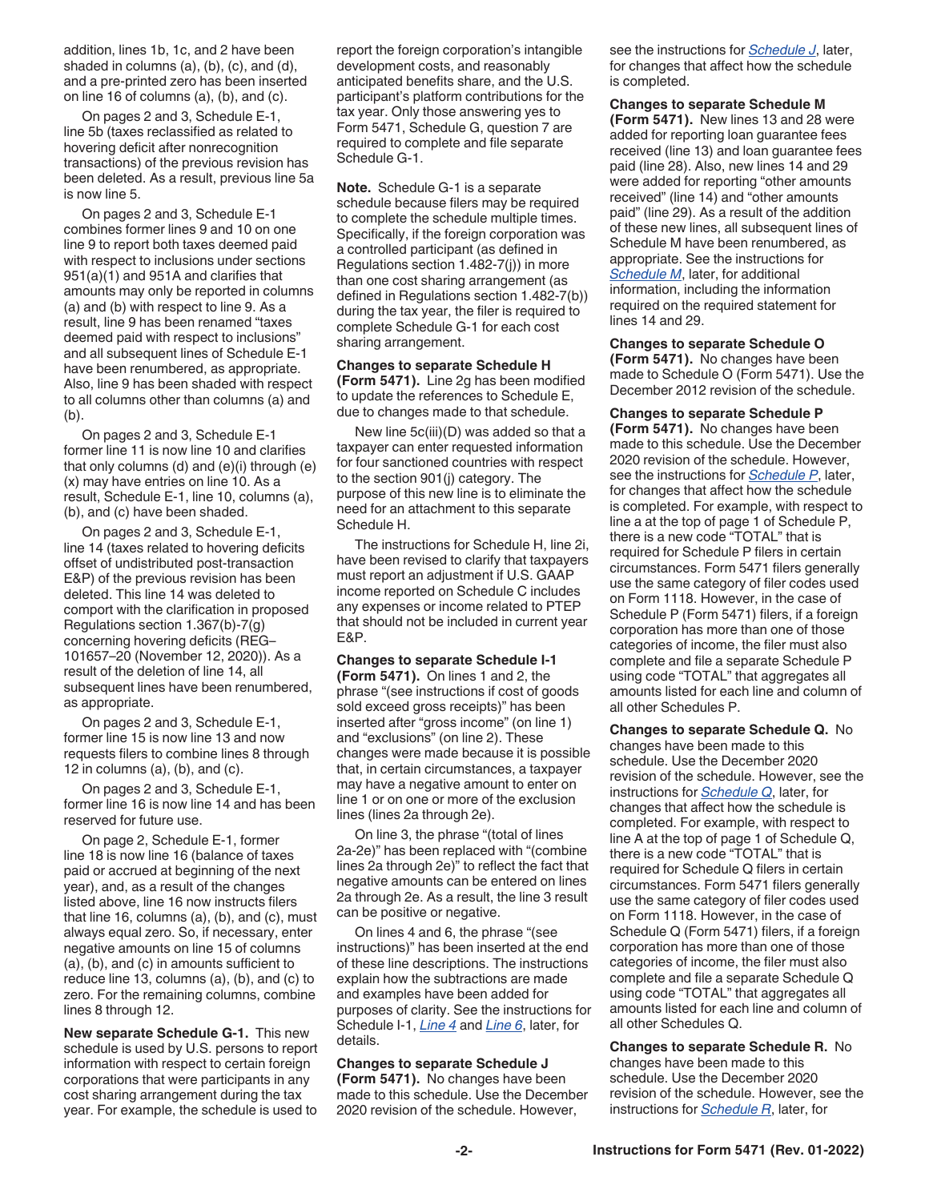addition, lines 1b, 1c, and 2 have been shaded in columns (a), (b), (c), and (d), and a pre-printed zero has been inserted on line 16 of columns (a), (b), and (c).

On pages 2 and 3, Schedule E-1, line 5b (taxes reclassified as related to hovering deficit after nonrecognition transactions) of the previous revision has been deleted. As a result, previous line 5a is now line 5.

On pages 2 and 3, Schedule E-1 combines former lines 9 and 10 on one line 9 to report both taxes deemed paid with respect to inclusions under sections 951(a)(1) and 951A and clarifies that amounts may only be reported in columns (a) and (b) with respect to line 9. As a result, line 9 has been renamed "taxes deemed paid with respect to inclusions" and all subsequent lines of Schedule E-1 have been renumbered, as appropriate. Also, line 9 has been shaded with respect to all columns other than columns (a) and (b).

On pages 2 and 3, Schedule E-1 former line 11 is now line 10 and clarifies that only columns (d) and (e)(i) through (e)(x) may have entries on line 10. As a result, Schedule E-1, line 10, columns (a), (b), and (c) have been shaded.

On pages 2 and 3, Schedule E-1, line 14 (taxes related to hovering deficits offset of undistributed post-transaction E&P) of the previous revision has been deleted. This line 14 was deleted to comport with the clarification in proposed Regulations section 1.367(b)-7(g) concerning hovering deficits (REG–101657–20 (November 12, 2020)). As a result of the deletion of line 14, all subsequent lines have been renumbered, as appropriate.

On pages 2 and 3, Schedule E-1, former line 15 is now line 13 and now requests filers to combine lines 8 through 12 in columns (a), (b), and (c).

On pages 2 and 3, Schedule E-1, former line 16 is now line 14 and has been reserved for future use.

On page 2, Schedule E-1, former line 18 is now line 16 (balance of taxes paid or accrued at beginning of the next year), and, as a result of the changes listed above, line 16 now instructs filers that line 16, columns (a), (b), and (c), must always equal zero. So, if necessary, enter negative amounts on line 15 of columns (a), (b), and (c) in amounts sufficient to reduce line 13, columns (a), (b), and (c) to zero. For the remaining columns, combine lines 8 through 12.

**New separate Schedule G-1.** This new schedule is used by U.S. persons to report information with respect to certain foreign corporations that were participants in any cost sharing arrangement during the tax year. For example, the schedule is used to report the foreign corporation's intangible development costs, and reasonably anticipated benefits share, and the U.S. participant's platform contributions for the tax year. Only those answering yes to Form 5471, Schedule G, question 7 are required to complete and file separate Schedule G-1.

**Note.** Schedule G-1 is a separate schedule because filers may be required to complete the schedule multiple times. Specifically, if the foreign corporation was a controlled participant (as defined in Regulations section 1.482-7(j)) in more than one cost sharing arrangement (as defined in Regulations section 1.482-7(b)) during the tax year, the filer is required to complete Schedule G-1 for each cost sharing arrangement.

**Changes to separate Schedule H (Form 5471).** Line 2g has been modified to update the references to Schedule E, due to changes made to that schedule.

New line 5c(iii)(D) was added so that a taxpayer can enter requested information for four sanctioned countries with respect to the section 901(j) category. The purpose of this new line is to eliminate the need for an attachment to this separate Schedule H.

The instructions for Schedule H, line 2i, have been revised to clarify that taxpayers must report an adjustment if U.S. GAAP income reported on Schedule C includes any expenses or income related to PTEP that should not be included in current year E&P.

**Changes to separate Schedule I-1 (Form 5471).** On lines 1 and 2, the phrase "(see instructions if cost of goods sold exceed gross receipts)" has been inserted after "gross income" (on line 1) and "exclusions" (on line 2). These changes were made because it is possible that, in certain circumstances, a taxpayer may have a negative amount to enter on line 1 or on one or more of the exclusion lines (lines 2a through 2e).

On line 3, the phrase "(total of lines 2a-2e)" has been replaced with "(combine lines 2a through 2e)" to reflect the fact that negative amounts can be entered on lines 2a through 2e. As a result, the line 3 result can be positive or negative.

On lines 4 and 6, the phrase "(see instructions)" has been inserted at the end of these line descriptions. The instructions explain how the subtractions are made and examples have been added for purposes of clarity. See the instructions for Schedule I-1, *Line 4* and *Line 6*, later, for details.

**Changes to separate Schedule J (Form 5471).** No changes have been made to this schedule. Use the December 2020 revision of the schedule. However, see the instructions for *Schedule J*, later, for changes that affect how the schedule is completed.

**Changes to separate Schedule M (Form 5471).** New lines 13 and 28 were added for reporting loan guarantee fees received (line 13) and loan guarantee fees paid (line 28). Also, new lines 14 and 29 were added for reporting "other amounts received" (line 14) and "other amounts paid" (line 29). As a result of the addition of these new lines, all subsequent lines of Schedule M have been renumbered, as appropriate. See the instructions for *Schedule M*, later, for additional information, including the information required on the required statement for lines 14 and 29.

**Changes to separate Schedule O (Form 5471).** No changes have been made to Schedule O (Form 5471). Use the December 2012 revision of the schedule.

**Changes to separate Schedule P (Form 5471).** No changes have been made to this schedule. Use the December 2020 revision of the schedule. However, see the instructions for *Schedule P*, later, for changes that affect how the schedule is completed. For example, with respect to line a at the top of page 1 of Schedule P, there is a new code "TOTAL" that is required for Schedule P filers in certain circumstances. Form 5471 filers generally use the same category of filer codes used on Form 1118. However, in the case of Schedule P (Form 5471) filers, if a foreign corporation has more than one of those categories of income, the filer must also complete and file a separate Schedule P using code "TOTAL" that aggregates all amounts listed for each line and column of all other Schedules P.

**Changes to separate Schedule Q.** No changes have been made to this schedule. Use the December 2020 revision of the schedule. However, see the instructions for *Schedule Q*, later, for changes that affect how the schedule is completed. For example, with respect to line A at the top of page 1 of Schedule Q, there is a new code "TOTAL" that is required for Schedule Q filers in certain circumstances. Form 5471 filers generally use the same category of filer codes used on Form 1118. However, in the case of Schedule Q (Form 5471) filers, if a foreign corporation has more than one of those categories of income, the filer must also complete and file a separate Schedule Q using code "TOTAL" that aggregates all amounts listed for each line and column of all other Schedules Q.

**Changes to separate Schedule R.** No changes have been made to this schedule. Use the December 2020 revision of the schedule. However, see the instructions for *Schedule R*, later, for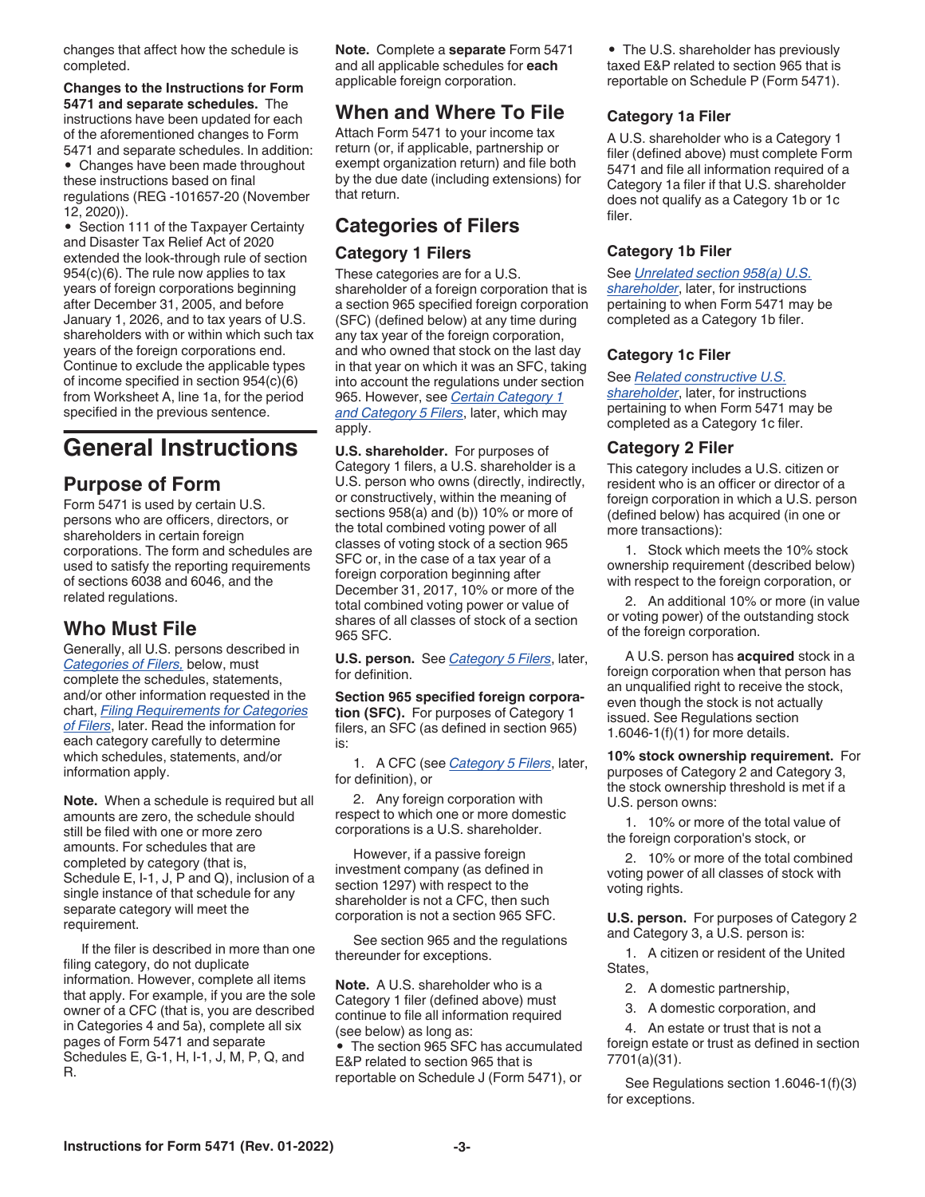changes that affect how the schedule is completed.

**Changes to the Instructions for Form 5471 and separate schedules.** The instructions have been updated for each of the aforementioned changes to Form 5471 and separate schedules. In addition:

- Changes have been made throughout these instructions based on final regulations (REG -101657-20 (November 12, 2020)).
- Section 111 of the Taxpayer Certainty and Disaster Tax Relief Act of 2020 extended the look-through rule of section 954(c)(6). The rule now applies to tax years of foreign corporations beginning after December 31, 2005, and before January 1, 2026, and to tax years of U.S. shareholders with or within which such tax years of the foreign corporations end. Continue to exclude the applicable types of income specified in section 954(c)(6) from Worksheet A, line 1a, for the period specified in the previous sentence.

# General Instructions

## Purpose of Form

Form 5471 is used by certain U.S. persons who are officers, directors, or shareholders in certain foreign corporations. The form and schedules are used to satisfy the reporting requirements of sections 6038 and 6046, and the related regulations.

## Who Must File

Generally, all U.S. persons described in *Categories of Filers,* below, must complete the schedules, statements, and/or other information requested in the chart, *Filing Requirements for Categories of Filers*, later. Read the information for each category carefully to determine which schedules, statements, and/or information apply.

**Note.** When a schedule is required but all amounts are zero, the schedule should still be filed with one or more zero amounts. For schedules that are completed by category (that is, Schedule E, I-1, J, P and Q), inclusion of a single instance of that schedule for any separate category will meet the requirement.

If the filer is described in more than one filing category, do not duplicate information. However, complete all items that apply. For example, if you are the sole owner of a CFC (that is, you are described in Categories 4 and 5a), complete all six pages of Form 5471 and separate Schedules E, G-1, H, I-1, J, M, P, Q, and R.

**Note.** Complete a **separate** Form 5471 and all applicable schedules for **each** applicable foreign corporation.

## When and Where To File

Attach Form 5471 to your income tax return (or, if applicable, partnership or exempt organization return) and file both by the due date (including extensions) for that return.

## Categories of Filers

### Category 1 Filers

These categories are for a U.S. shareholder of a foreign corporation that is a section 965 specified foreign corporation (SFC) (defined below) at any time during any tax year of the foreign corporation, and who owned that stock on the last day in that year on which it was an SFC, taking into account the regulations under section 965. However, see *Certain Category 1 and Category 5 Filers*, later, which may apply.

**U.S. shareholder.** For purposes of Category 1 filers, a U.S. shareholder is a U.S. person who owns (directly, indirectly, or constructively, within the meaning of sections 958(a) and (b)) 10% or more of the total combined voting power of all classes of voting stock of a section 965 SFC or, in the case of a tax year of a foreign corporation beginning after December 31, 2017, 10% or more of the total combined voting power or value of shares of all classes of stock of a section 965 SFC.

**U.S. person.** See *Category 5 Filers*, later, for definition.

**Section 965 specified foreign corporation (SFC).** For purposes of Category 1 filers, an SFC (as defined in section 965) is:

1. A CFC (see *Category 5 Filers*, later, for definition), or
2. Any foreign corporation with respect to which one or more domestic corporations is a U.S. shareholder.

However, if a passive foreign investment company (as defined in section 1297) with respect to the shareholder is not a CFC, then such corporation is not a section 965 SFC.

See section 965 and the regulations thereunder for exceptions.

**Note.** A U.S. shareholder who is a Category 1 filer (defined above) must continue to file all information required (see below) as long as:

- The section 965 SFC has accumulated E&P related to section 965 that is reportable on Schedule J (Form 5471), or
- The U.S. shareholder has previously taxed E&P related to section 965 that is reportable on Schedule P (Form 5471).

### Category 1a Filer

A U.S. shareholder who is a Category 1 filer (defined above) must complete Form 5471 and file all information required of a Category 1a filer if that U.S. shareholder does not qualify as a Category 1b or 1c filer.

### Category 1b Filer

See *Unrelated section 958(a) U.S. shareholder*, later, for instructions pertaining to when Form 5471 may be completed as a Category 1b filer.

### Category 1c Filer

See *Related constructive U.S. shareholder*, later, for instructions pertaining to when Form 5471 may be completed as a Category 1c filer.

### Category 2 Filer

This category includes a U.S. citizen or resident who is an officer or director of a foreign corporation in which a U.S. person (defined below) has acquired (in one or more transactions):

1. Stock which meets the 10% stock ownership requirement (described below) with respect to the foreign corporation, or
2. An additional 10% or more (in value or voting power) of the outstanding stock of the foreign corporation.

A U.S. person has **acquired** stock in a foreign corporation when that person has an unqualified right to receive the stock, even though the stock is not actually issued. See Regulations section 1.6046-1(f)(1) for more details.

**10% stock ownership requirement.** For purposes of Category 2 and Category 3, the stock ownership threshold is met if a U.S. person owns:

1. 10% or more of the total value of the foreign corporation's stock, or
2. 10% or more of the total combined voting power of all classes of stock with voting rights.

**U.S. person.** For purposes of Category 2 and Category 3, a U.S. person is:

1. A citizen or resident of the United States,
2. A domestic partnership,
3. A domestic corporation, and
4. An estate or trust that is not a foreign estate or trust as defined in section 7701(a)(31).

See Regulations section 1.6046-1(f)(3) for exceptions.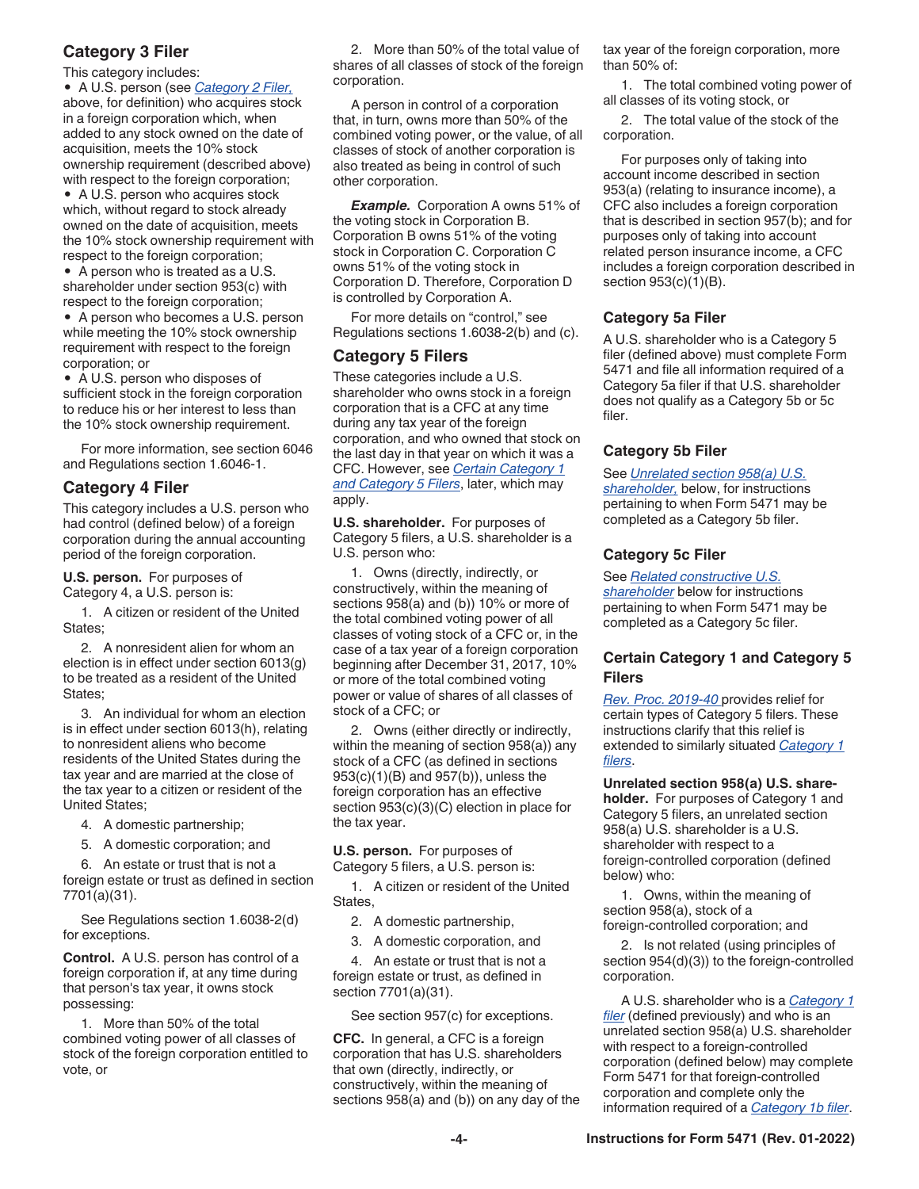## Category 3 Filer

This category includes:

- A U.S. person (see *Category 2 Filer,* above, for definition) who acquires stock in a foreign corporation which, when added to any stock owned on the date of acquisition, meets the 10% stock ownership requirement (described above) with respect to the foreign corporation;
- A U.S. person who acquires stock which, without regard to stock already owned on the date of acquisition, meets the 10% stock ownership requirement with respect to the foreign corporation;
- A person who is treated as a U.S. shareholder under section 953(c) with respect to the foreign corporation;
- A person who becomes a U.S. person while meeting the 10% stock ownership requirement with respect to the foreign corporation; or
- A U.S. person who disposes of sufficient stock in the foreign corporation to reduce his or her interest to less than the 10% stock ownership requirement.

For more information, see section 6046 and Regulations section 1.6046-1.

## Category 4 Filer

This category includes a U.S. person who had control (defined below) of a foreign corporation during the annual accounting period of the foreign corporation.

**U.S. person.** For purposes of Category 4, a U.S. person is:

1. A citizen or resident of the United States;
2. A nonresident alien for whom an election is in effect under section 6013(g) to be treated as a resident of the United States;
3. An individual for whom an election is in effect under section 6013(h), relating to nonresident aliens who become residents of the United States during the tax year and are married at the close of the tax year to a citizen or resident of the United States;
4. A domestic partnership;
5. A domestic corporation; and
6. An estate or trust that is not a foreign estate or trust as defined in section 7701(a)(31).

See Regulations section 1.6038-2(d) for exceptions.

**Control.** A U.S. person has control of a foreign corporation if, at any time during that person's tax year, it owns stock possessing:

1. More than 50% of the total combined voting power of all classes of stock of the foreign corporation entitled to vote, or
2. More than 50% of the total value of shares of all classes of stock of the foreign corporation.

A person in control of a corporation that, in turn, owns more than 50% of the combined voting power, or the value, of all classes of stock of another corporation is also treated as being in control of such other corporation.

***Example.*** Corporation A owns 51% of the voting stock in Corporation B. Corporation B owns 51% of the voting stock in Corporation C. Corporation C owns 51% of the voting stock in Corporation D. Therefore, Corporation D is controlled by Corporation A.

For more details on "control," see Regulations sections 1.6038-2(b) and (c).

## Category 5 Filers

These categories include a U.S. shareholder who owns stock in a foreign corporation that is a CFC at any time during any tax year of the foreign corporation, and who owned that stock on the last day in that year on which it was a CFC. However, see *Certain Category 1 and Category 5 Filers*, later, which may apply.

**U.S. shareholder.** For purposes of Category 5 filers, a U.S. shareholder is a U.S. person who:

1. Owns (directly, indirectly, or constructively, within the meaning of sections 958(a) and (b)) 10% or more of the total combined voting power of all classes of voting stock of a CFC or, in the case of a tax year of a foreign corporation beginning after December 31, 2017, 10% or more of the total combined voting power or value of shares of all classes of stock of a CFC; or
2. Owns (either directly or indirectly, within the meaning of section 958(a)) any stock of a CFC (as defined in sections 953(c)(1)(B) and 957(b)), unless the foreign corporation has an effective section 953(c)(3)(C) election in place for the tax year.

**U.S. person.** For purposes of Category 5 filers, a U.S. person is:

1. A citizen or resident of the United States,
2. A domestic partnership,
3. A domestic corporation, and
4. An estate or trust that is not a foreign estate or trust, as defined in section 7701(a)(31).

See section 957(c) for exceptions.

**CFC.** In general, a CFC is a foreign corporation that has U.S. shareholders that own (directly, indirectly, or constructively, within the meaning of sections 958(a) and (b)) on any day of the tax year of the foreign corporation, more than 50% of:

1. The total combined voting power of all classes of its voting stock, or
2. The total value of the stock of the corporation.

For purposes only of taking into account income described in section 953(a) (relating to insurance income), a CFC also includes a foreign corporation that is described in section 957(b); and for purposes only of taking into account related person insurance income, a CFC includes a foreign corporation described in section 953(c)(1)(B).

### Category 5a Filer

A U.S. shareholder who is a Category 5 filer (defined above) must complete Form 5471 and file all information required of a Category 5a filer if that U.S. shareholder does not qualify as a Category 5b or 5c filer.

### Category 5b Filer

See *Unrelated section 958(a) U.S. shareholder,* below, for instructions pertaining to when Form 5471 may be completed as a Category 5b filer.

### Category 5c Filer

See *Related constructive U.S. shareholder* below for instructions pertaining to when Form 5471 may be completed as a Category 5c filer.

### Certain Category 1 and Category 5 Filers

*Rev. Proc. 2019-40* provides relief for certain types of Category 5 filers. These instructions clarify that this relief is extended to similarly situated *Category 1 filers*.

**Unrelated section 958(a) U.S. shareholder.** For purposes of Category 1 and Category 5 filers, an unrelated section 958(a) U.S. shareholder is a U.S. shareholder with respect to a foreign-controlled corporation (defined below) who:

1. Owns, within the meaning of section 958(a), stock of a foreign-controlled corporation; and
2. Is not related (using principles of section 954(d)(3)) to the foreign-controlled corporation.

A U.S. shareholder who is a *Category 1 filer* (defined previously) and who is an unrelated section 958(a) U.S. shareholder with respect to a foreign-controlled corporation (defined below) may complete Form 5471 for that foreign-controlled corporation and complete only the information required of a *Category 1b filer*.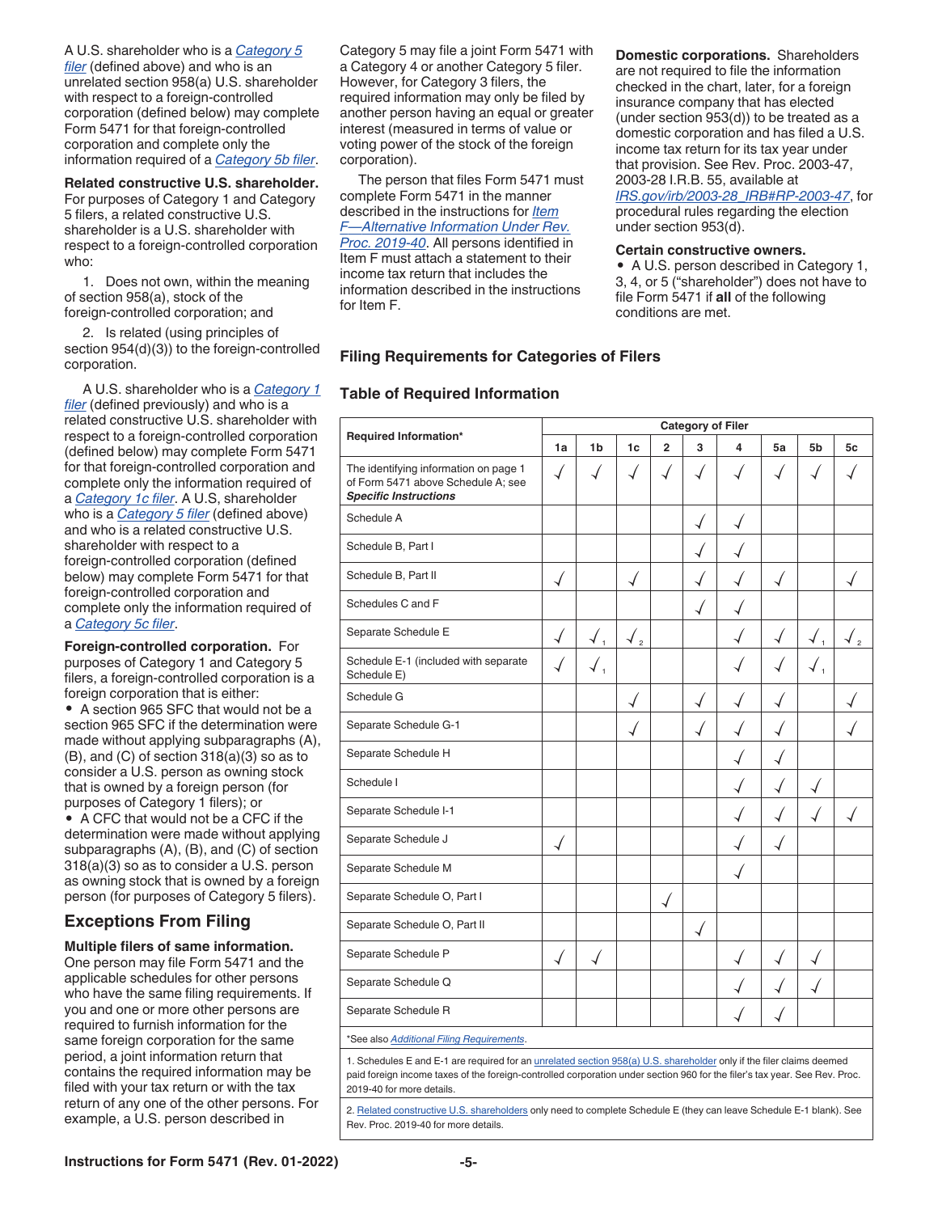A U.S. shareholder who is a *Category 5 filer* (defined above) and who is an unrelated section 958(a) U.S. shareholder with respect to a foreign-controlled corporation (defined below) may complete Form 5471 for that foreign-controlled corporation and complete only the information required of a *Category 5b filer*.

**Related constructive U.S. shareholder.** For purposes of Category 1 and Category 5 filers, a related constructive U.S. shareholder is a U.S. shareholder with respect to a foreign-controlled corporation who:

1. Does not own, within the meaning of section 958(a), stock of the foreign-controlled corporation; and

2. Is related (using principles of section 954(d)(3)) to the foreign-controlled corporation.

A U.S. shareholder who is a *Category 1 filer* (defined previously) and who is a related constructive U.S. shareholder with respect to a foreign-controlled corporation (defined below) may complete Form 5471 for that foreign-controlled corporation and complete only the information required of a *Category 1c filer*. A U.S. shareholder who is a *Category 5 filer* (defined above) and who is a related constructive U.S. shareholder with respect to a foreign-controlled corporation (defined below) may complete Form 5471 for that foreign-controlled corporation and complete only the information required of a *Category 5c filer*.

**Foreign-controlled corporation.** For purposes of Category 1 and Category 5 filers, a foreign-controlled corporation is a foreign corporation that is either:

- A section 965 SFC that would not be a section 965 SFC if the determination were made without applying subparagraphs (A), (B), and (C) of section 318(a)(3) so as to consider a U.S. person as owning stock that is owned by a foreign person (for purposes of Category 1 filers); or
- A CFC that would not be a CFC if the determination were made without applying subparagraphs (A), (B), and (C) of section 318(a)(3) so as to consider a U.S. person as owning stock that is owned by a foreign person (for purposes of Category 5 filers).

## Exceptions From Filing

**Multiple filers of same information.** One person may file Form 5471 and the applicable schedules for other persons who have the same filing requirements. If you and one or more other persons are required to furnish information for the same foreign corporation for the same period, a joint information return that contains the required information may be filed with your tax return or with the tax return of any one of the other persons. For example, a U.S. person described in Category 5 may file a joint Form 5471 with a Category 4 or another Category 5 filer. However, for Category 3 filers, the required information may only be filed by another person having an equal or greater interest (measured in terms of value or voting power of the stock of the foreign corporation).

The person that files Form 5471 must complete Form 5471 in the manner described in the instructions for *Item F—Alternative Information Under Rev. Proc. 2019-40*. All persons identified in Item F must attach a statement to their income tax return that includes the information described in the instructions for Item F.

**Domestic corporations.** Shareholders are not required to file the information checked in the chart, later, for a foreign insurance company that has elected (under section 953(d)) to be treated as a domestic corporation and has filed a U.S. income tax return for its tax year under that provision. See Rev. Proc. 2003-47, 2003-28 I.R.B. 55, available at *IRS.gov/irb/2003-28_IRB#RP-2003-47*, for procedural rules regarding the election under section 953(d).

**Certain constructive owners.**

- A U.S. person described in Category 1, 3, 4, or 5 ("shareholder") does not have to file Form 5471 if **all** of the following conditions are met.

## Filing Requirements for Categories of Filers

### Table of Required Information

| Required Information* | Category of Filer | | | | | | | | |
|---|---|---|---|---|---|---|---|---|---|
| | 1a | 1b | 1c | 2 | 3 | 4 | 5a | 5b | 5c |
| The identifying information on page 1 of Form 5471 above Schedule A; see ***Specific Instructions*** | ✓ | ✓ | ✓ | ✓ | ✓ | ✓ | ✓ | ✓ | ✓ |
| Schedule A | | | | | ✓ | ✓ | | | |
| Schedule B, Part I | | | | | ✓ | ✓ | | | |
| Schedule B, Part II | ✓ | | ✓ | | ✓ | ✓ | ✓ | | ✓ |
| Schedules C and F | | | | | ✓ | ✓ | | | |
| Separate Schedule E | ✓ | ✓ 1 | ✓ 2 | | | ✓ | ✓ | ✓ 1 | ✓ 2 |
| Schedule E-1 (included with separate Schedule E) | ✓ | ✓ 1 | | | | ✓ | ✓ | ✓ 1 | |
| Schedule G | | | ✓ | | ✓ | ✓ | ✓ | | ✓ |
| Separate Schedule G-1 | | | ✓ | | ✓ | ✓ | ✓ | | ✓ |
| Separate Schedule H | | | | | | ✓ | ✓ | | |
| Schedule I | | | | | | ✓ | ✓ | ✓ | |
| Separate Schedule I-1 | | | | | | ✓ | ✓ | ✓ | ✓ |
| Separate Schedule J | ✓ | | | | | ✓ | ✓ | | |
| Separate Schedule M | | | | | | ✓ | | | |
| Separate Schedule O, Part I | | | | ✓ | | | | | |
| Separate Schedule O, Part II | | | | | ✓ | | | | |
| Separate Schedule P | ✓ | ✓ | | | | ✓ | ✓ | ✓ | |
| Separate Schedule Q | | | | | | ✓ | ✓ | ✓ | |
| Separate Schedule R | | | | | | ✓ | ✓ | | |

*See also *Additional Filing Requirements*.

1. Schedules E and E-1 are required for an unrelated section 958(a) U.S. shareholder only if the filer claims deemed paid foreign income taxes of the foreign-controlled corporation under section 960 for the filer's tax year. See Rev. Proc. 2019-40 for more details.

2. Related constructive U.S. shareholders only need to complete Schedule E (they can leave Schedule E-1 blank). See Rev. Proc. 2019-40 for more details.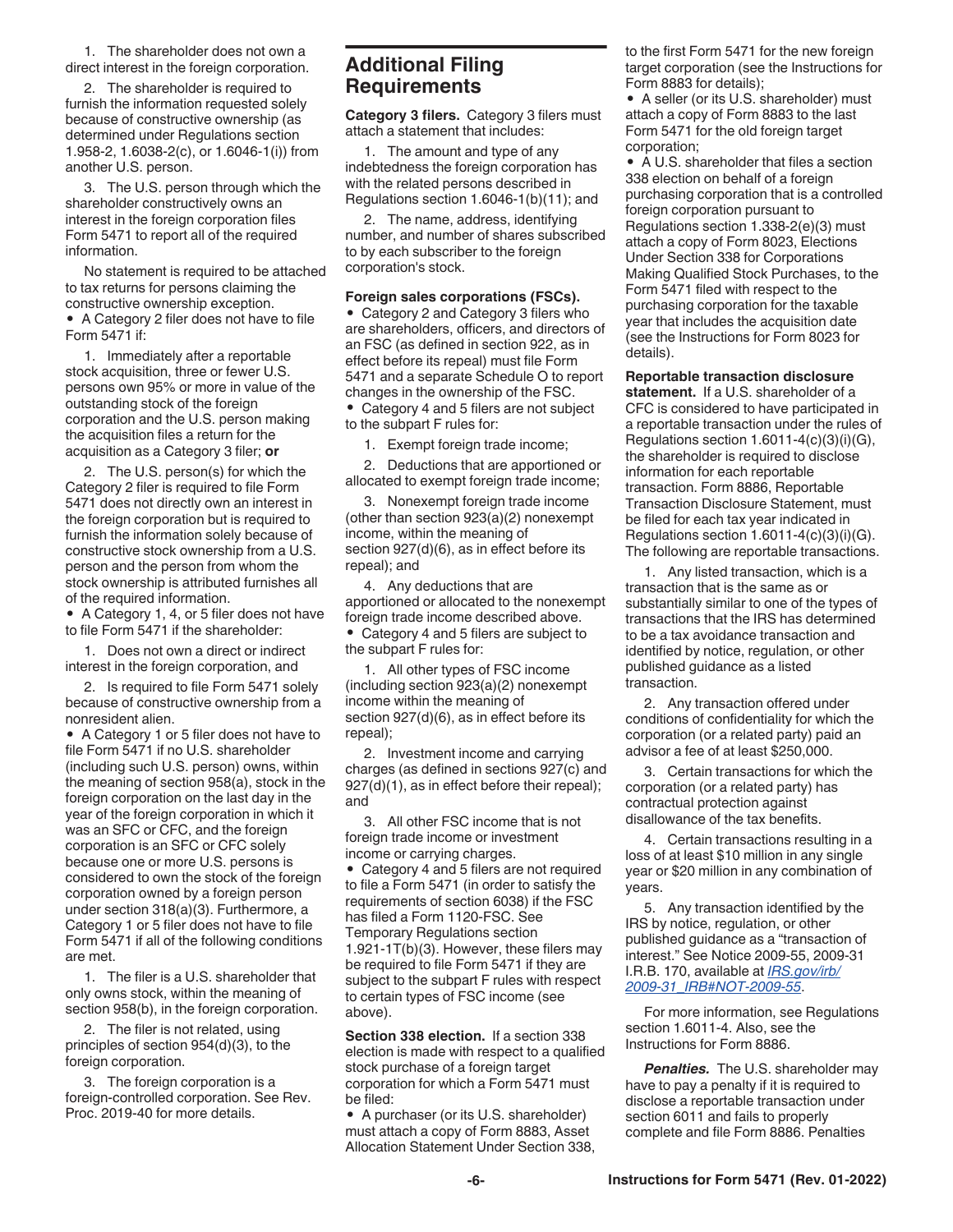1. The shareholder does not own a direct interest in the foreign corporation.

2. The shareholder is required to furnish the information requested solely because of constructive ownership (as determined under Regulations section 1.958-2, 1.6038-2(c), or 1.6046-1(i)) from another U.S. person.

3. The U.S. person through which the shareholder constructively owns an interest in the foreign corporation files Form 5471 to report all of the required information.

No statement is required to be attached to tax returns for persons claiming the constructive ownership exception.

- A Category 2 filer does not have to file Form 5471 if:

1. Immediately after a reportable stock acquisition, three or fewer U.S. persons own 95% or more in value of the outstanding stock of the foreign corporation and the U.S. person making the acquisition files a return for the acquisition as a Category 3 filer; **or**

2. The U.S. person(s) for which the Category 2 filer is required to file Form 5471 does not directly own an interest in the foreign corporation but is required to furnish the information solely because of constructive stock ownership from a U.S. person and the person from whom the stock ownership is attributed furnishes all of the required information.

- A Category 1, 4, or 5 filer does not have to file Form 5471 if the shareholder:

1. Does not own a direct or indirect interest in the foreign corporation, and

2. Is required to file Form 5471 solely because of constructive ownership from a nonresident alien.

- A Category 1 or 5 filer does not have to file Form 5471 if no U.S. shareholder (including such U.S. person) owns, within the meaning of section 958(a), stock in the foreign corporation on the last day in the year of the foreign corporation in which it was an SFC or CFC, and the foreign corporation is an SFC or CFC solely because one or more U.S. persons is considered to own the stock of the foreign corporation owned by a foreign person under section 318(a)(3). Furthermore, a Category 1 or 5 filer does not have to file Form 5471 if all of the following conditions are met.

1. The filer is a U.S. shareholder that only owns stock, within the meaning of section 958(b), in the foreign corporation.

2. The filer is not related, using principles of section 954(d)(3), to the foreign corporation.

3. The foreign corporation is a foreign-controlled corporation. See Rev. Proc. 2019-40 for more details.

## Additional Filing Requirements

**Category 3 filers.** Category 3 filers must attach a statement that includes:

1. The amount and type of any indebtedness the foreign corporation has with the related persons described in Regulations section 1.6046-1(b)(11); and

2. The name, address, identifying number, and number of shares subscribed to by each subscriber to the foreign corporation's stock.

**Foreign sales corporations (FSCs).**

- Category 2 and Category 3 filers who are shareholders, officers, and directors of an FSC (as defined in section 922, as in effect before its repeal) must file Form 5471 and a separate Schedule O to report changes in the ownership of the FSC.
- Category 4 and 5 filers are not subject to the subpart F rules for:

1. Exempt foreign trade income;

2. Deductions that are apportioned or allocated to exempt foreign trade income;

3. Nonexempt foreign trade income (other than section 923(a)(2) nonexempt income, within the meaning of section 927(d)(6), as in effect before its repeal); and

4. Any deductions that are apportioned or allocated to the nonexempt foreign trade income described above.

- Category 4 and 5 filers are subject to the subpart F rules for:

1. All other types of FSC income (including section 923(a)(2) nonexempt income within the meaning of section 927(d)(6), as in effect before its repeal);

2. Investment income and carrying charges (as defined in sections 927(c) and 927(d)(1), as in effect before their repeal); and

3. All other FSC income that is not foreign trade income or investment income or carrying charges.

- Category 4 and 5 filers are not required to file a Form 5471 (in order to satisfy the requirements of section 6038) if the FSC has filed a Form 1120-FSC. See Temporary Regulations section 1.921-1T(b)(3). However, these filers may be required to file Form 5471 if they are subject to the subpart F rules with respect to certain types of FSC income (see above).

**Section 338 election.** If a section 338 election is made with respect to a qualified stock purchase of a foreign target corporation for which a Form 5471 must be filed:

- A purchaser (or its U.S. shareholder) must attach a copy of Form 8883, Asset Allocation Statement Under Section 338, to the first Form 5471 for the new foreign target corporation (see the Instructions for Form 8883 for details);
- A seller (or its U.S. shareholder) must attach a copy of Form 8883 to the last Form 5471 for the old foreign target corporation;
- A U.S. shareholder that files a section 338 election on behalf of a foreign purchasing corporation that is a controlled foreign corporation pursuant to Regulations section 1.338-2(e)(3) must attach a copy of Form 8023, Elections Under Section 338 for Corporations Making Qualified Stock Purchases, to the Form 5471 filed with respect to the purchasing corporation for the taxable year that includes the acquisition date (see the Instructions for Form 8023 for details).

**Reportable transaction disclosure statement.** If a U.S. shareholder of a CFC is considered to have participated in a reportable transaction under the rules of Regulations section 1.6011-4(c)(3)(i)(G), the shareholder is required to disclose information for each reportable transaction. Form 8886, Reportable Transaction Disclosure Statement, must be filed for each tax year indicated in Regulations section 1.6011-4(c)(3)(i)(G). The following are reportable transactions.

1. Any listed transaction, which is a transaction that is the same as or substantially similar to one of the types of transactions that the IRS has determined to be a tax avoidance transaction and identified by notice, regulation, or other published guidance as a listed transaction.

2. Any transaction offered under conditions of confidentiality for which the corporation (or a related party) paid an advisor a fee of at least $250,000.

3. Certain transactions for which the corporation (or a related party) has contractual protection against disallowance of the tax benefits.

4. Certain transactions resulting in a loss of at least $10 million in any single year or $20 million in any combination of years.

5. Any transaction identified by the IRS by notice, regulation, or other published guidance as a "transaction of interest." See Notice 2009-55, 2009-31 I.R.B. 170, available at *IRS.gov/irb/2009-31_IRB#NOT-2009-55*.

For more information, see Regulations section 1.6011-4. Also, see the Instructions for Form 8886.

***Penalties.*** The U.S. shareholder may have to pay a penalty if it is required to disclose a reportable transaction under section 6011 and fails to properly complete and file Form 8886. Penalties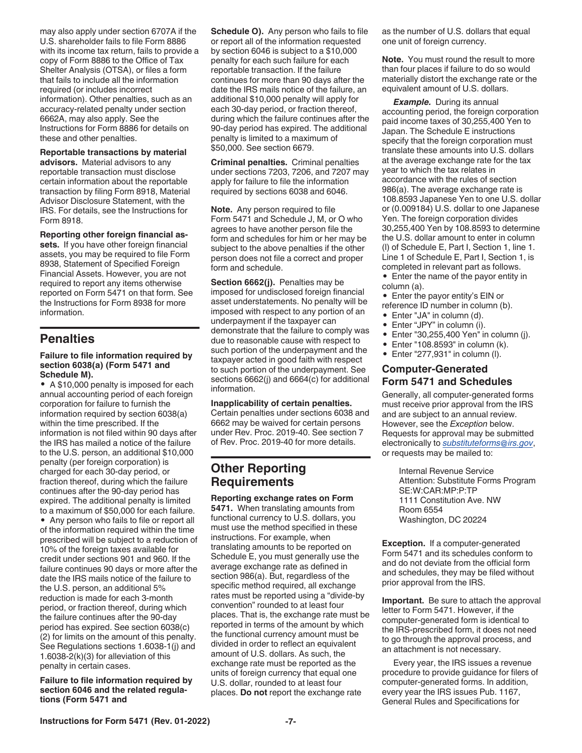may also apply under section 6707A if the U.S. shareholder fails to file Form 8886 with its income tax return, fails to provide a copy of Form 8886 to the Office of Tax Shelter Analysis (OTSA), or files a form that fails to include all the information required (or includes incorrect information). Other penalties, such as an accuracy-related penalty under section 6662A, may also apply. See the Instructions for Form 8886 for details on these and other penalties.

**Reportable transactions by material advisors.** Material advisors to any reportable transaction must disclose certain information about the reportable transaction by filing Form 8918, Material Advisor Disclosure Statement, with the IRS. For details, see the Instructions for Form 8918.

**Reporting other foreign financial assets.** If you have other foreign financial assets, you may be required to file Form 8938, Statement of Specified Foreign Financial Assets. However, you are not required to report any items otherwise reported on Form 5471 on that form. See the Instructions for Form 8938 for more information.

## Penalties

**Failure to file information required by section 6038(a) (Form 5471 and Schedule M).**

- A $10,000 penalty is imposed for each annual accounting period of each foreign corporation for failure to furnish the information required by section 6038(a) within the time prescribed. If the information is not filed within 90 days after the IRS has mailed a notice of the failure to the U.S. person, an additional $10,000 penalty (per foreign corporation) is charged for each 30-day period, or fraction thereof, during which the failure continues after the 90-day period has expired. The additional penalty is limited to a maximum of $50,000 for each failure.
- Any person who fails to file or report all of the information required within the time prescribed will be subject to a reduction of 10% of the foreign taxes available for credit under sections 901 and 960. If the failure continues 90 days or more after the date the IRS mails notice of the failure to the U.S. person, an additional 5% reduction is made for each 3-month period, or fraction thereof, during which the failure continues after the 90-day period has expired. See section 6038(c)(2) for limits on the amount of this penalty. See Regulations sections 1.6038-1(j) and 1.6038-2(k)(3) for alleviation of this penalty in certain cases.

**Failure to file information required by section 6046 and the related regulations (Form 5471 and Schedule O).** Any person who fails to file or report all of the information requested by section 6046 is subject to a $10,000 penalty for each such failure for each reportable transaction. If the failure continues for more than 90 days after the date the IRS mails notice of the failure, an additional $10,000 penalty will apply for each 30-day period, or fraction thereof, during which the failure continues after the 90-day period has expired. The additional penalty is limited to a maximum of $50,000. See section 6679.

**Criminal penalties.** Criminal penalties under sections 7203, 7206, and 7207 may apply for failure to file the information required by sections 6038 and 6046.

**Note.** Any person required to file Form 5471 and Schedule J, M, or O who agrees to have another person file the form and schedules for him or her may be subject to the above penalties if the other person does not file a correct and proper form and schedule.

**Section 6662(j).** Penalties may be imposed for undisclosed foreign financial asset understatements. No penalty will be imposed with respect to any portion of an underpayment if the taxpayer can demonstrate that the failure to comply was due to reasonable cause with respect to such portion of the underpayment and the taxpayer acted in good faith with respect to such portion of the underpayment. See sections 6662(j) and 6664(c) for additional information.

**Inapplicability of certain penalties.** Certain penalties under sections 6038 and 6662 may be waived for certain persons under Rev. Proc. 2019-40. See section 7 of Rev. Proc. 2019-40 for more details.

## Other Reporting Requirements

**Reporting exchange rates on Form 5471.** When translating amounts from functional currency to U.S. dollars, you must use the method specified in these instructions. For example, when translating amounts to be reported on Schedule E, you must generally use the average exchange rate as defined in section 986(a). But, regardless of the specific method required, all exchange rates must be reported using a "divide-by convention" rounded to at least four places. That is, the exchange rate must be reported in terms of the amount by which the functional currency amount must be divided in order to reflect an equivalent amount of U.S. dollars. As such, the exchange rate must be reported as the units of foreign currency that equal one U.S. dollar, rounded to at least four places. **Do not** report the exchange rate as the number of U.S. dollars that equal one unit of foreign currency.

**Note.** You must round the result to more than four places if failure to do so would materially distort the exchange rate or the equivalent amount of U.S. dollars.

***Example.*** During its annual accounting period, the foreign corporation paid income taxes of 30,255,400 Yen to Japan. The Schedule E instructions specify that the foreign corporation must translate these amounts into U.S. dollars at the average exchange rate for the tax year to which the tax relates in accordance with the rules of section 986(a). The average exchange rate is 108.8593 Japanese Yen to one U.S. dollar or (0.009184) U.S. dollar to one Japanese Yen. The foreign corporation divides 30,255,400 Yen by 108.8593 to determine the U.S. dollar amount to enter in column (l) of Schedule E, Part I, Section 1, line 1. Line 1 of Schedule E, Part I, Section 1, is completed in relevant part as follows.

- Enter the name of the payor entity in column (a).
- Enter the payor entity's EIN or reference ID number in column (b).
- Enter "JA" in column (d).
- Enter "JPY" in column (i).
- Enter "30,255,400 Yen" in column (j).
- Enter "108.8593" in column (k).
- Enter "277,931" in column (l).

### Computer-Generated Form 5471 and Schedules

Generally, all computer-generated forms must receive prior approval from the IRS and are subject to an annual review. However, see the *Exception* below. Requests for approval may be submitted electronically to *substituteforms@irs.gov*, or requests may be mailed to:

Internal Revenue Service
Attention: Substitute Forms Program
SE:W:CAR:MP:P:TP
1111 Constitution Ave. NW
Room 6554
Washington, DC 20224

**Exception.** If a computer-generated Form 5471 and its schedules conform to and do not deviate from the official form and schedules, they may be filed without prior approval from the IRS.

**Important.** Be sure to attach the approval letter to Form 5471. However, if the computer-generated form is identical to the IRS-prescribed form, it does not need to go through the approval process, and an attachment is not necessary.

Every year, the IRS issues a revenue procedure to provide guidance for filers of computer-generated forms. In addition, every year the IRS issues Pub. 1167, General Rules and Specifications for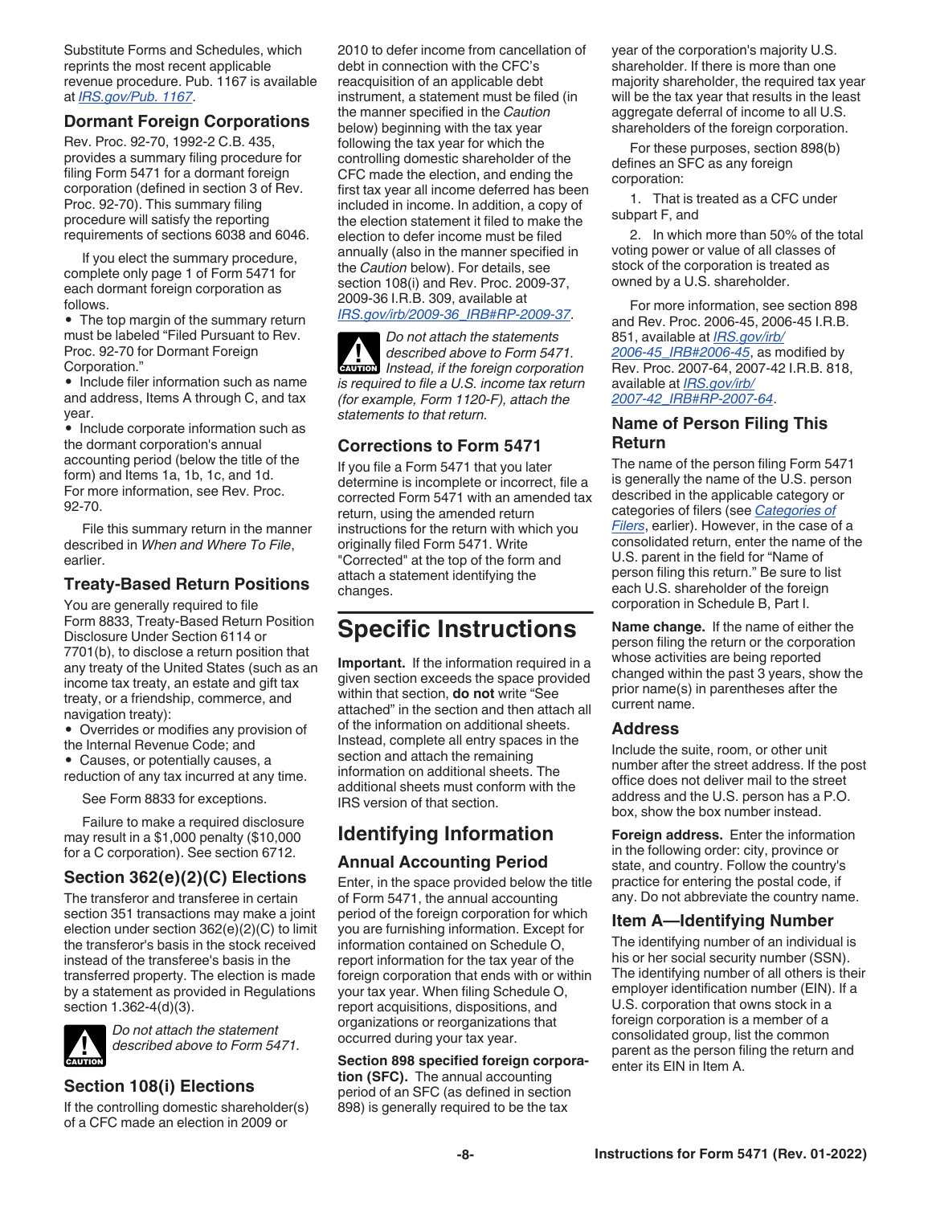Substitute Forms and Schedules, which reprints the most recent applicable revenue procedure. Pub. 1167 is available at *IRS.gov/Pub. 1167*.

### Dormant Foreign Corporations

Rev. Proc. 92-70, 1992-2 C.B. 435, provides a summary filing procedure for filing Form 5471 for a dormant foreign corporation (defined in section 3 of Rev. Proc. 92-70). This summary filing procedure will satisfy the reporting requirements of sections 6038 and 6046.

If you elect the summary procedure, complete only page 1 of Form 5471 for each dormant foreign corporation as follows.

- The top margin of the summary return must be labeled “Filed Pursuant to Rev. Proc. 92-70 for Dormant Foreign Corporation.”
- Include filer information such as name and address, Items A through C, and tax year.
- Include corporate information such as the dormant corporation's annual accounting period (below the title of the form) and Items 1a, 1b, 1c, and 1d. For more information, see Rev. Proc. 92-70.

File this summary return in the manner described in *When and Where To File*, earlier.

### Treaty-Based Return Positions

You are generally required to file Form 8833, Treaty-Based Return Position Disclosure Under Section 6114 or 7701(b), to disclose a return position that any treaty of the United States (such as an income tax treaty, an estate and gift tax treaty, or a friendship, commerce, and navigation treaty):

- Overrides or modifies any provision of the Internal Revenue Code; and
- Causes, or potentially causes, a reduction of any tax incurred at any time.

See Form 8833 for exceptions.

Failure to make a required disclosure may result in a $1,000 penalty ($10,000 for a C corporation). See section 6712.

### Section 362(e)(2)(C) Elections

The transferor and transferee in certain section 351 transactions may make a joint election under section 362(e)(2)(C) to limit the transferor's basis in the stock received instead of the transferee's basis in the transferred property. The election is made by a statement as provided in Regulations section 1.362-4(d)(3).

**CAUTION** *Do not attach the statement described above to Form 5471.*

### Section 108(i) Elections

If the controlling domestic shareholder(s) of a CFC made an election in 2009 or 2010 to defer income from cancellation of debt in connection with the CFC's reacquisition of an applicable debt instrument, a statement must be filed (in the manner specified in the *Caution* below) beginning with the tax year following the tax year for which the controlling domestic shareholder of the CFC made the election, and ending the first tax year all income deferred has been included in income. In addition, a copy of the election statement it filed to make the election to defer income must be filed annually (also in the manner specified in the *Caution* below). For details, see section 108(i) and Rev. Proc. 2009-37, 2009-36 I.R.B. 309, available at *IRS.gov/irb/2009-36_IRB#RP-2009-37*.

**CAUTION** *Do not attach the statements described above to Form 5471. Instead, if the foreign corporation is required to file a U.S. income tax return (for example, Form 1120-F), attach the statements to that return.*

### Corrections to Form 5471

If you file a Form 5471 that you later determine is incomplete or incorrect, file a corrected Form 5471 with an amended tax return, using the amended return instructions for the return with which you originally filed Form 5471. Write "Corrected" at the top of the form and attach a statement identifying the changes.

# Specific Instructions

**Important.** If the information required in a given section exceeds the space provided within that section, **do not** write “See attached” in the section and then attach all of the information on additional sheets. Instead, complete all entry spaces in the section and attach the remaining information on additional sheets. The additional sheets must conform with the IRS version of that section.

## Identifying Information

### Annual Accounting Period

Enter, in the space provided below the title of Form 5471, the annual accounting period of the foreign corporation for which you are furnishing information. Except for information contained on Schedule O, report information for the tax year of the foreign corporation that ends with or within your tax year. When filing Schedule O, report acquisitions, dispositions, and organizations or reorganizations that occurred during your tax year.

**Section 898 specified foreign corporation (SFC).** The annual accounting period of an SFC (as defined in section 898) is generally required to be the tax year of the corporation's majority U.S. shareholder. If there is more than one majority shareholder, the required tax year will be the tax year that results in the least aggregate deferral of income to all U.S. shareholders of the foreign corporation.

For these purposes, section 898(b) defines an SFC as any foreign corporation:

1. That is treated as a CFC under subpart F, and
2. In which more than 50% of the total voting power or value of all classes of stock of the corporation is treated as owned by a U.S. shareholder.

For more information, see section 898 and Rev. Proc. 2006-45, 2006-45 I.R.B. 851, available at *IRS.gov/irb/2006-45_IRB#2006-45*, as modified by Rev. Proc. 2007-64, 2007-42 I.R.B. 818, available at *IRS.gov/irb/2007-42_IRB#RP-2007-64*.

### Name of Person Filing This Return

The name of the person filing Form 5471 is generally the name of the U.S. person described in the applicable category or categories of filers (see *Categories of Filers*, earlier). However, in the case of a consolidated return, enter the name of the U.S. parent in the field for “Name of person filing this return.” Be sure to list each U.S. shareholder of the foreign corporation in Schedule B, Part I.

**Name change.** If the name of either the person filing the return or the corporation whose activities are being reported changed within the past 3 years, show the prior name(s) in parentheses after the current name.

### Address

Include the suite, room, or other unit number after the street address. If the post office does not deliver mail to the street address and the U.S. person has a P.O. box, show the box number instead.

**Foreign address.** Enter the information in the following order: city, province or state, and country. Follow the country's practice for entering the postal code, if any. Do not abbreviate the country name.

### Item A—Identifying Number

The identifying number of an individual is his or her social security number (SSN). The identifying number of all others is their employer identification number (EIN). If a U.S. corporation that owns stock in a foreign corporation is a member of a consolidated group, list the common parent as the person filing the return and enter its EIN in Item A.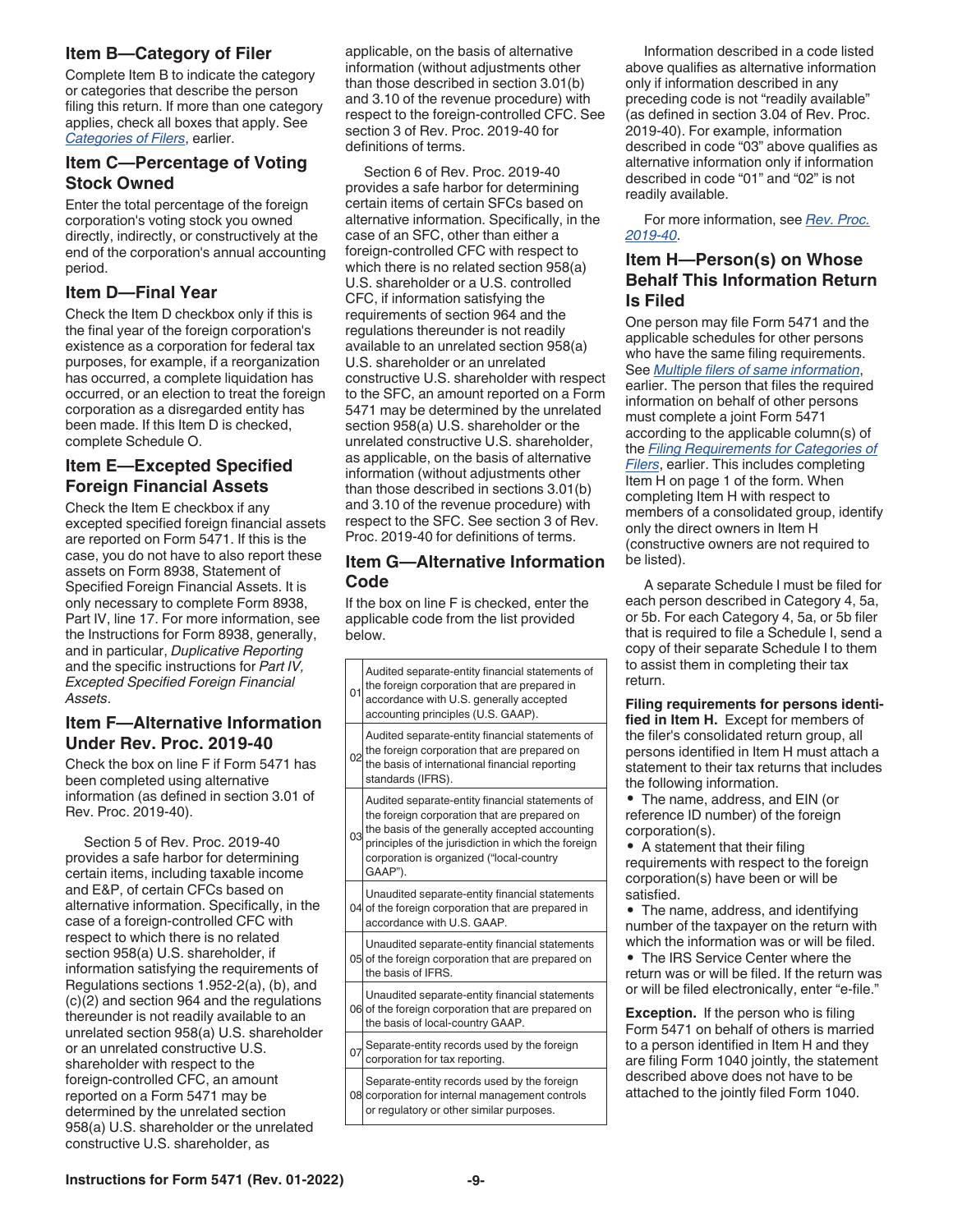### Item B—Category of Filer

Complete Item B to indicate the category or categories that describe the person filing this return. If more than one category applies, check all boxes that apply. See *Categories of Filers*, earlier.

### Item C—Percentage of Voting Stock Owned

Enter the total percentage of the foreign corporation's voting stock you owned directly, indirectly, or constructively at the end of the corporation's annual accounting period.

### Item D—Final Year

Check the Item D checkbox only if this is the final year of the foreign corporation's existence as a corporation for federal tax purposes, for example, if a reorganization has occurred, a complete liquidation has occurred, or an election to treat the foreign corporation as a disregarded entity has been made. If this Item D is checked, complete Schedule O.

### Item E—Excepted Specified Foreign Financial Assets

Check the Item E checkbox if any excepted specified foreign financial assets are reported on Form 5471. If this is the case, you do not have to also report these assets on Form 8938, Statement of Specified Foreign Financial Assets. It is only necessary to complete Form 8938, Part IV, line 17. For more information, see the Instructions for Form 8938, generally, and in particular, *Duplicative Reporting* and the specific instructions for *Part IV, Excepted Specified Foreign Financial Assets*.

### Item F—Alternative Information Under Rev. Proc. 2019-40

Check the box on line F if Form 5471 has been completed using alternative information (as defined in section 3.01 of Rev. Proc. 2019-40).

Section 5 of Rev. Proc. 2019-40 provides a safe harbor for determining certain items, including taxable income and E&P, of certain CFCs based on alternative information. Specifically, in the case of a foreign-controlled CFC with respect to which there is no related section 958(a) U.S. shareholder, if information satisfying the requirements of Regulations sections 1.952-2(a), (b), and (c)(2) and section 964 and the regulations thereunder is not readily available to an unrelated section 958(a) U.S. shareholder or an unrelated constructive U.S. shareholder with respect to the foreign-controlled CFC, an amount reported on a Form 5471 may be determined by the unrelated section 958(a) U.S. shareholder or the unrelated constructive U.S. shareholder, as applicable, on the basis of alternative information (without adjustments other than those described in section 3.01(b) and 3.10 of the revenue procedure) with respect to the foreign-controlled CFC. See section 3 of Rev. Proc. 2019-40 for definitions of terms.

Section 6 of Rev. Proc. 2019-40 provides a safe harbor for determining certain items of certain SFCs based on alternative information. Specifically, in the case of an SFC, other than either a foreign-controlled CFC with respect to which there is no related section 958(a) U.S. shareholder or a U.S. controlled CFC, if information satisfying the requirements of section 964 and the regulations thereunder is not readily available to an unrelated section 958(a) U.S. shareholder or an unrelated constructive U.S. shareholder with respect to the SFC, an amount reported on a Form 5471 may be determined by the unrelated section 958(a) U.S. shareholder or the unrelated constructive U.S. shareholder, as applicable, on the basis of alternative information (without adjustments other than those described in sections 3.01(b) and 3.10 of the revenue procedure) with respect to the SFC. See section 3 of Rev. Proc. 2019-40 for definitions of terms.

### Item G—Alternative Information Code

If the box on line F is checked, enter the applicable code from the list provided below.

| | |
|---|---|
| 01 | Audited separate-entity financial statements of the foreign corporation that are prepared in accordance with U.S. generally accepted accounting principles (U.S. GAAP). |
| 02 | Audited separate-entity financial statements of the foreign corporation that are prepared on the basis of international financial reporting standards (IFRS). |
| 03 | Audited separate-entity financial statements of the foreign corporation that are prepared on the basis of the generally accepted accounting principles of the jurisdiction in which the foreign corporation is organized ("local-country GAAP"). |
| 04 | Unaudited separate-entity financial statements of the foreign corporation that are prepared in accordance with U.S. GAAP. |
| 05 | Unaudited separate-entity financial statements of the foreign corporation that are prepared on the basis of IFRS. |
| 06 | Unaudited separate-entity financial statements of the foreign corporation that are prepared on the basis of local-country GAAP. |
| 07 | Separate-entity records used by the foreign corporation for tax reporting. |
| 08 | Separate-entity records used by the foreign corporation for internal management controls or regulatory or other similar purposes. |

Information described in a code listed above qualifies as alternative information only if information described in any preceding code is not "readily available" (as defined in section 3.04 of Rev. Proc. 2019-40). For example, information described in code "03" above qualifies as alternative information only if information described in code "01" and "02" is not readily available.

For more information, see *Rev. Proc. 2019-40*.

### Item H—Person(s) on Whose Behalf This Information Return Is Filed

One person may file Form 5471 and the applicable schedules for other persons who have the same filing requirements. See *Multiple filers of same information*, earlier. The person that files the required information on behalf of other persons must complete a joint Form 5471 according to the applicable column(s) of the *Filing Requirements for Categories of Filers*, earlier. This includes completing Item H on page 1 of the form. When completing Item H with respect to members of a consolidated group, identify only the direct owners in Item H (constructive owners are not required to be listed).

A separate Schedule I must be filed for each person described in Category 4, 5a, or 5b. For each Category 4, 5a, or 5b filer that is required to file a Schedule I, send a copy of their separate Schedule I to them to assist them in completing their tax return.

**Filing requirements for persons identified in Item H.** Except for members of the filer's consolidated return group, all persons identified in Item H must attach a statement to their tax returns that includes the following information.

- The name, address, and EIN (or reference ID number) of the foreign corporation(s).
- A statement that their filing requirements with respect to the foreign corporation(s) have been or will be satisfied.
- The name, address, and identifying number of the taxpayer on the return with which the information was or will be filed.
- The IRS Service Center where the return was or will be filed. If the return was or will be filed electronically, enter "e-file."

**Exception.** If the person who is filing Form 5471 on behalf of others is married to a person identified in Item H and they are filing Form 1040 jointly, the statement described above does not have to be attached to the jointly filed Form 1040.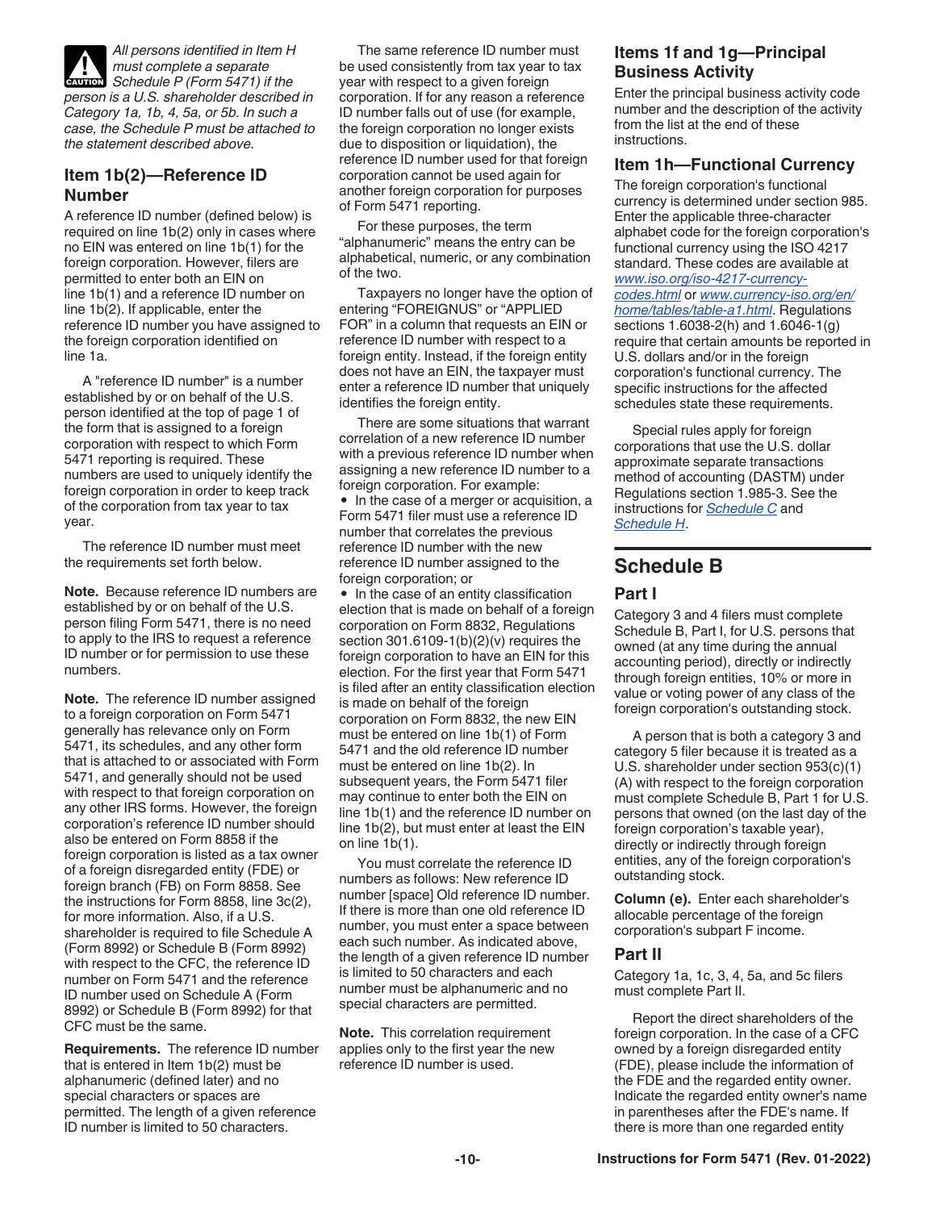*All persons identified in Item H must complete a separate Schedule P (Form 5471) if the person is a U.S. shareholder described in Category 1a, 1b, 4, 5a, or 5b. In such a case, the Schedule P must be attached to the statement described above.*

### Item 1b(2)—Reference ID Number

A reference ID number (defined below) is required on line 1b(2) only in cases where no EIN was entered on line 1b(1) for the foreign corporation. However, filers are permitted to enter both an EIN on line 1b(1) and a reference ID number on line 1b(2). If applicable, enter the reference ID number you have assigned to the foreign corporation identified on line 1a.

A "reference ID number" is a number established by or on behalf of the U.S. person identified at the top of page 1 of the form that is assigned to a foreign corporation with respect to which Form 5471 reporting is required. These numbers are used to uniquely identify the foreign corporation in order to keep track of the corporation from tax year to tax year.

The reference ID number must meet the requirements set forth below.

**Note.** Because reference ID numbers are established by or on behalf of the U.S. person filing Form 5471, there is no need to apply to the IRS to request a reference ID number or for permission to use these numbers.

**Note.** The reference ID number assigned to a foreign corporation on Form 5471 generally has relevance only on Form 5471, its schedules, and any other form that is attached to or associated with Form 5471, and generally should not be used with respect to that foreign corporation on any other IRS forms. However, the foreign corporation's reference ID number should also be entered on Form 8858 if the foreign corporation is listed as a tax owner of a foreign disregarded entity (FDE) or foreign branch (FB) on Form 8858. See the instructions for Form 8858, line 3c(2), for more information. Also, if a U.S. shareholder is required to file Schedule A (Form 8992) or Schedule B (Form 8992) with respect to the CFC, the reference ID number on Form 5471 and the reference ID number used on Schedule A (Form 8992) or Schedule B (Form 8992) for that CFC must be the same.

**Requirements.** The reference ID number that is entered in Item 1b(2) must be alphanumeric (defined later) and no special characters or spaces are permitted. The length of a given reference ID number is limited to 50 characters.

The same reference ID number must be used consistently from tax year to tax year with respect to a given foreign corporation. If for any reason a reference ID number falls out of use (for example, the foreign corporation no longer exists due to disposition or liquidation), the reference ID number used for that foreign corporation cannot be used again for another foreign corporation for purposes of Form 5471 reporting.

For these purposes, the term "alphanumeric" means the entry can be alphabetical, numeric, or any combination of the two.

Taxpayers no longer have the option of entering "FOREIGNUS" or "APPLIED FOR" in a column that requests an EIN or reference ID number with respect to a foreign entity. Instead, if the foreign entity does not have an EIN, the taxpayer must enter a reference ID number that uniquely identifies the foreign entity.

There are some situations that warrant correlation of a new reference ID number with a previous reference ID number when assigning a new reference ID number to a foreign corporation. For example:

- In the case of a merger or acquisition, a Form 5471 filer must use a reference ID number that correlates the previous reference ID number with the new reference ID number assigned to the foreign corporation; or
- In the case of an entity classification election that is made on behalf of a foreign corporation on Form 8832, Regulations section 301.6109-1(b)(2)(v) requires the foreign corporation to have an EIN for this election. For the first year that Form 5471 is filed after an entity classification election is made on behalf of the foreign corporation on Form 8832, the new EIN must be entered on line 1b(1) of Form 5471 and the old reference ID number must be entered on line 1b(2). In subsequent years, the Form 5471 filer may continue to enter both the EIN on line 1b(1) and the reference ID number on line 1b(2), but must enter at least the EIN on line 1b(1).

You must correlate the reference ID numbers as follows: New reference ID number [space] Old reference ID number. If there is more than one old reference ID number, you must enter a space between each such number. As indicated above, the length of a given reference ID number is limited to 50 characters and each number must be alphanumeric and no special characters are permitted.

**Note.** This correlation requirement applies only to the first year the new reference ID number is used.

### Items 1f and 1g—Principal Business Activity

Enter the principal business activity code number and the description of the activity from the list at the end of these instructions.

### Item 1h—Functional Currency

The foreign corporation's functional currency is determined under section 985. Enter the applicable three-character alphabetic code for the foreign corporation's functional currency using the ISO 4217 standard. These codes are available at *www.iso.org/iso-4217-currency-codes.html* or *www.currency-iso.org/en/home/tables/table-a1.html*. Regulations sections 1.6038-2(h) and 1.6046-1(g) require that certain amounts be reported in U.S. dollars and/or in the foreign corporation's functional currency. The specific instructions for the affected schedules state these requirements.

Special rules apply for foreign corporations that use the U.S. dollar approximate separate transactions method of accounting (DASTM) under Regulations section 1.985-3. See the instructions for *Schedule C* and *Schedule H*.

## Schedule B

### Part I

Category 3 and 4 filers must complete Schedule B, Part I, for U.S. persons that owned (at any time during the annual accounting period), directly or indirectly through foreign entities, 10% or more in value or voting power of any class of the foreign corporation's outstanding stock.

A person that is both a category 3 and category 5 filer because it is treated as a U.S. shareholder under section 953(c)(1)(A) with respect to the foreign corporation must complete Schedule B, Part 1 for U.S. persons that owned (on the last day of the foreign corporation's taxable year), directly or indirectly through foreign entities, any of the foreign corporation's outstanding stock.

**Column (e).** Enter each shareholder's allocable percentage of the foreign corporation's subpart F income.

### Part II

Category 1a, 1c, 3, 4, 5a, and 5c filers must complete Part II.

Report the direct shareholders of the foreign corporation. In the case of a CFC owned by a foreign disregarded entity (FDE), please include the information of the FDE and the regarded entity owner. Indicate the regarded entity owner's name in parentheses after the FDE's name. If there is more than one regarded entity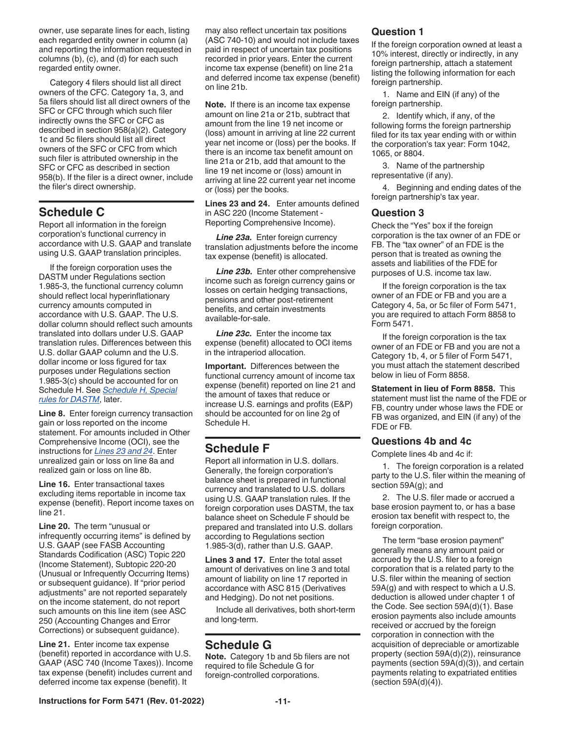owner, use separate lines for each, listing each regarded entity owner in column (a) and reporting the information requested in columns (b), (c), and (d) for each such regarded entity owner.

Category 4 filers should list all direct owners of the CFC. Category 1a, 3, and 5a filers should list all direct owners of the SFC or CFC through which such filer indirectly owns the SFC or CFC as described in section 958(a)(2). Category 1c and 5c filers should list all direct owners of the SFC or CFC from which such filer is attributed ownership in the SFC or CFC as described in section 958(b). If the filer is a direct owner, include the filer's direct ownership.

## Schedule C

Report all information in the foreign corporation's functional currency in accordance with U.S. GAAP and translate using U.S. GAAP translation principles.

If the foreign corporation uses the DASTM under Regulations section 1.985-3, the functional currency column should reflect local hyperinflationary currency amounts computed in accordance with U.S. GAAP. The U.S. dollar column should reflect such amounts translated into dollars under U.S. GAAP translation rules. Differences between this U.S. dollar GAAP column and the U.S. dollar income or loss figured for tax purposes under Regulations section 1.985-3(c) should be accounted for on Schedule H. See *Schedule H, Special rules for DASTM*, later.

**Line 8.** Enter foreign currency transaction gain or loss reported on the income statement. For amounts included in Other Comprehensive Income (OCI), see the instructions for *Lines 23 and 24*. Enter unrealized gain or loss on line 8a and realized gain or loss on line 8b.

**Line 16.** Enter transactional taxes excluding items reportable in income tax expense (benefit). Report income taxes on line 21.

**Line 20.** The term "unusual or infrequently occurring items" is defined by U.S. GAAP (see FASB Accounting Standards Codification (ASC) Topic 220 (Income Statement), Subtopic 220-20 (Unusual or Infrequently Occurring Items) or subsequent guidance). If "prior period adjustments" are not reported separately on the income statement, do not report such amounts on this line item (see ASC 250 (Accounting Changes and Error Corrections) or subsequent guidance).

**Line 21.** Enter income tax expense (benefit) reported in accordance with U.S. GAAP (ASC 740 (Income Taxes)). Income tax expense (benefit) includes current and deferred income tax expense (benefit). It may also reflect uncertain tax positions (ASC 740-10) and would not include taxes paid in respect of uncertain tax positions recorded in prior years. Enter the current income tax expense (benefit) on line 21a and deferred income tax expense (benefit) on line 21b.

**Note.** If there is an income tax expense amount on line 21a or 21b, subtract that amount from the line 19 net income or (loss) amount in arriving at line 22 current year net income or (loss) per the books. If there is an income tax benefit amount on line 21a or 21b, add that amount to the line 19 net income or (loss) amount in arriving at line 22 current year net income or (loss) per the books.

**Lines 23 and 24.** Enter amounts defined in ASC 220 (Income Statement - Reporting Comprehensive Income).

***Line 23a.*** Enter foreign currency translation adjustments before the income tax expense (benefit) is allocated.

***Line 23b.*** Enter other comprehensive income such as foreign currency gains or losses on certain hedging transactions, pensions and other post-retirement benefits, and certain investments available-for-sale.

***Line 23c.*** Enter the income tax expense (benefit) allocated to OCI items in the intraperiod allocation.

**Important.** Differences between the functional currency amount of income tax expense (benefit) reported on line 21 and the amount of taxes that reduce or increase U.S. earnings and profits (E&P) should be accounted for on line 2g of Schedule H.

## Schedule F

Report all information in U.S. dollars. Generally, the foreign corporation's balance sheet is prepared in functional currency and translated to U.S. dollars using U.S. GAAP translation rules. If the foreign corporation uses DASTM, the tax balance sheet on Schedule F should be prepared and translated into U.S. dollars according to Regulations section 1.985-3(d), rather than U.S. GAAP.

**Lines 3 and 17.** Enter the total asset amount of derivatives on line 3 and total amount of liability on line 17 reported in accordance with ASC 815 (Derivatives and Hedging). Do not net positions.

Include all derivatives, both short-term and long-term.

## Schedule G

**Note.** Category 1b and 5b filers are not required to file Schedule G for foreign-controlled corporations.

### Question 1

If the foreign corporation owned at least a 10% interest, directly or indirectly, in any foreign partnership, attach a statement listing the following information for each foreign partnership.

1. Name and EIN (if any) of the foreign partnership.
2. Identify which, if any, of the following forms the foreign partnership filed for its tax year ending with or within the corporation's tax year: Form 1042, 1065, or 8804.
3. Name of the partnership representative (if any).
4. Beginning and ending dates of the foreign partnership's tax year.

### Question 3

Check the "Yes" box if the foreign corporation is the tax owner of an FDE or FB. The "tax owner" of an FDE is the person that is treated as owning the assets and liabilities of the FDE for purposes of U.S. income tax law.

If the foreign corporation is the tax owner of an FDE or FB and you are a Category 4, 5a, or 5c filer of Form 5471, you are required to attach Form 8858 to Form 5471.

If the foreign corporation is the tax owner of an FDE or FB and you are not a Category 1b, 4, or 5 filer of Form 5471, you must attach the statement described below in lieu of Form 8858.

**Statement in lieu of Form 8858.** This statement must list the name of the FDE or FB, country under whose laws the FDE or FB was organized, and EIN (if any) of the FDE or FB.

### Questions 4b and 4c

Complete lines 4b and 4c if:

1. The foreign corporation is a related party to the U.S. filer within the meaning of section 59A(g); and
2. The U.S. filer made or accrued a base erosion payment to, or has a base erosion tax benefit with respect to, the foreign corporation.

The term "base erosion payment" generally means any amount paid or accrued by the U.S. filer to a foreign corporation that is a related party to the U.S. filer within the meaning of section 59A(g) and with respect to which a U.S. deduction is allowed under chapter 1 of the Code. See section 59A(d)(1). Base erosion payments also include amounts received or accrued by the foreign corporation in connection with the acquisition of depreciable or amortizable property (section 59A(d)(2)), reinsurance payments (section 59A(d)(3)), and certain payments relating to expatriated entities (section 59A(d)(4)).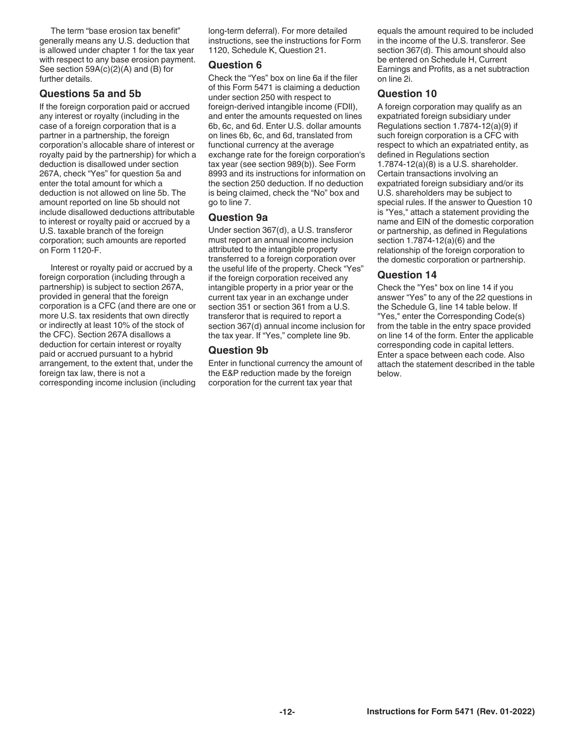The term "base erosion tax benefit" generally means any U.S. deduction that is allowed under chapter 1 for the tax year with respect to any base erosion payment. See section 59A(c)(2)(A) and (B) for further details.

### Questions 5a and 5b

If the foreign corporation paid or accrued any interest or royalty (including in the case of a foreign corporation that is a partner in a partnership, the foreign corporation's allocable share of interest or royalty paid by the partnership) for which a deduction is disallowed under section 267A, check "Yes" for question 5a and enter the total amount for which a deduction is not allowed on line 5b. The amount reported on line 5b should not include disallowed deductions attributable to interest or royalty paid or accrued by a U.S. taxable branch of the foreign corporation; such amounts are reported on Form 1120-F.

Interest or royalty paid or accrued by a foreign corporation (including through a partnership) is subject to section 267A, provided in general that the foreign corporation is a CFC (and there are one or more U.S. tax residents that own directly or indirectly at least 10% of the stock of the CFC). Section 267A disallows a deduction for certain interest or royalty paid or accrued pursuant to a hybrid arrangement, to the extent that, under the foreign tax law, there is not a corresponding income inclusion (including long-term deferral). For more detailed instructions, see the instructions for Form 1120, Schedule K, Question 21.

### Question 6

Check the "Yes" box on line 6a if the filer of this Form 5471 is claiming a deduction under section 250 with respect to foreign-derived intangible income (FDII), and enter the amounts requested on lines 6b, 6c, and 6d. Enter U.S. dollar amounts on lines 6b, 6c, and 6d, translated from functional currency at the average exchange rate for the foreign corporation's tax year (see section 989(b)). See Form 8993 and its instructions for information on the section 250 deduction. If no deduction is being claimed, check the "No" box and go to line 7.

### Question 9a

Under section 367(d), a U.S. transferor must report an annual income inclusion attributed to the intangible property transferred to a foreign corporation over the useful life of the property. Check "Yes" if the foreign corporation received any intangible property in a prior year or the current tax year in an exchange under section 351 or section 361 from a U.S. transferor that is required to report a section 367(d) annual income inclusion for the tax year. If "Yes," complete line 9b.

### Question 9b

Enter in functional currency the amount of the E&P reduction made by the foreign corporation for the current tax year that equals the amount required to be included in the income of the U.S. transferor. See section 367(d). This amount should also be entered on Schedule H, Current Earnings and Profits, as a net subtraction on line 2i.

### Question 10

A foreign corporation may qualify as an expatriated foreign subsidiary under Regulations section 1.7874-12(a)(9) if such foreign corporation is a CFC with respect to which an expatriated entity, as defined in Regulations section 1.7874-12(a)(8) is a U.S. shareholder. Certain transactions involving an expatriated foreign subsidiary and/or its U.S. shareholders may be subject to special rules. If the answer to Question 10 is "Yes," attach a statement providing the name and EIN of the domestic corporation or partnership, as defined in Regulations section 1.7874-12(a)(6) and the relationship of the foreign corporation to the domestic corporation or partnership.

### Question 14

Check the "Yes" box on line 14 if you answer "Yes" to any of the 22 questions in the Schedule G, line 14 table below. If "Yes," enter the Corresponding Code(s) from the table in the entry space provided on line 14 of the form. Enter the applicable corresponding code in capital letters. Enter a space between each code. Also attach the statement described in the table below.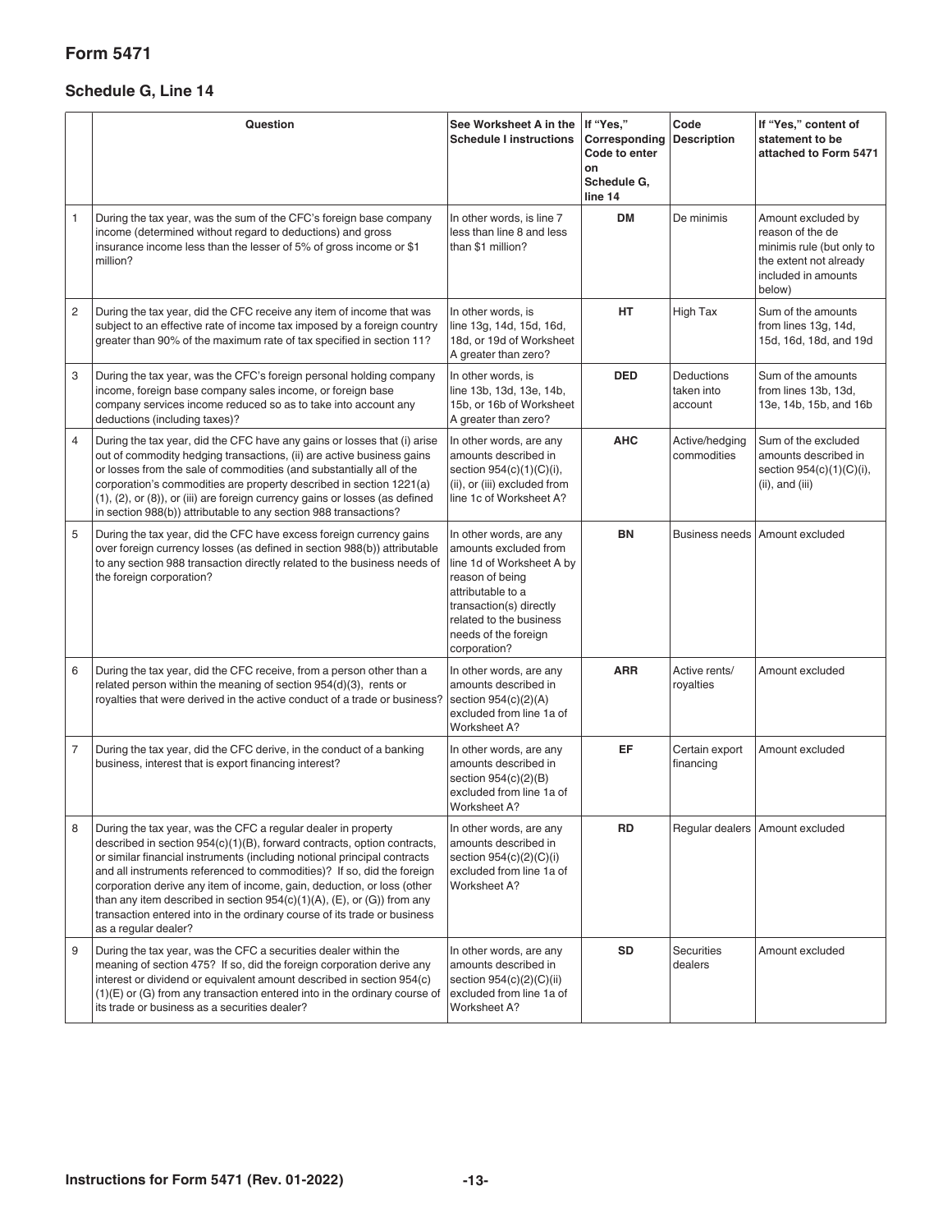## Form 5471

### Schedule G, Line 14

| | Question | See Worksheet A in the Schedule I instructions | If "Yes," Corresponding Code to enter on Schedule G, line 14 | Code Description | If "Yes," content of statement to be attached to Form 5471 |
|---|---|---|---|---|---|
| 1 | During the tax year, was the sum of the CFC's foreign base company income (determined without regard to deductions) and gross insurance income less than the lesser of 5% of gross income or $1 million? | In other words, is line 7 less than line 8 and less than $1 million? | **DM** | De minimis | Amount excluded by reason of the de minimis rule (but only to the extent not already included in amounts below) |
| 2 | During the tax year, did the CFC receive any item of income that was subject to an effective rate of income tax imposed by a foreign country greater than 90% of the maximum rate of tax specified in section 11? | In other words, is line 13g, 14d, 15d, 16d, 18d, or 19d of Worksheet A greater than zero? | **HT** | High Tax | Sum of the amounts from lines 13g, 14d, 15d, 16d, 18d, and 19d |
| 3 | During the tax year, was the CFC's foreign personal holding company income, foreign base company sales income, or foreign base company services income reduced so as to take into account any deductions (including taxes)? | In other words, is line 13b, 13d, 13e, 14b, 15b, or 16b of Worksheet A greater than zero? | **DED** | Deductions taken into account | Sum of the amounts from lines 13b, 13d, 13e, 14b, 15b, and 16b |
| 4 | During the tax year, did the CFC have any gains or losses that (i) arise out of commodity hedging transactions, (ii) are active business gains or losses from the sale of commodities (and substantially all of the corporation's commodities are property described in section 1221(a)(1), (2), or (8)), or (iii) are foreign currency gains or losses (as defined in section 988(b)) attributable to any section 988 transactions? | In other words, are any amounts described in section 954(c)(1)(C)(i), (ii), or (iii) excluded from line 1c of Worksheet A? | **AHC** | Active/hedging commodities | Sum of the excluded amounts described in section 954(c)(1)(C)(i), (ii), and (iii) |
| 5 | During the tax year, did the CFC have excess foreign currency gains over foreign currency losses (as defined in section 988(b)) attributable to any section 988 transaction directly related to the business needs of the foreign corporation? | In other words, are any amounts excluded from line 1d of Worksheet A by reason of being attributable to a transaction(s) directly related to the business needs of the foreign corporation? | **BN** | Business needs | Amount excluded |
| 6 | During the tax year, did the CFC receive, from a person other than a related person within the meaning of section 954(d)(3), rents or royalties that were derived in the active conduct of a trade or business? | In other words, are any amounts described in section 954(c)(2)(A) excluded from line 1a of Worksheet A? | **ARR** | Active rents/ royalties | Amount excluded |
| 7 | During the tax year, did the CFC derive, in the conduct of a banking business, interest that is export financing interest? | In other words, are any amounts described in section 954(c)(2)(B) excluded from line 1a of Worksheet A? | **EF** | Certain export financing | Amount excluded |
| 8 | During the tax year, was the CFC a regular dealer in property described in section 954(c)(1)(B), forward contracts, option contracts, or similar financial instruments (including notional principal contracts and all instruments referenced to commodities)? If so, did the foreign corporation derive any item of income, gain, deduction, or loss (other than any item described in section 954(c)(1)(A), (E), or (G)) from any transaction entered into in the ordinary course of its trade or business as a regular dealer? | In other words, are any amounts described in section 954(c)(2)(C)(i) excluded from line 1a of Worksheet A? | **RD** | Regular dealers | Amount excluded |
| 9 | During the tax year, was the CFC a securities dealer within the meaning of section 475? If so, did the foreign corporation derive any interest or dividend or equivalent amount described in section 954(c)(1)(E) or (G) from any transaction entered into in the ordinary course of its trade or business as a securities dealer? | In other words, are any amounts described in section 954(c)(2)(C)(ii) excluded from line 1a of Worksheet A? | **SD** | Securities dealers | Amount excluded |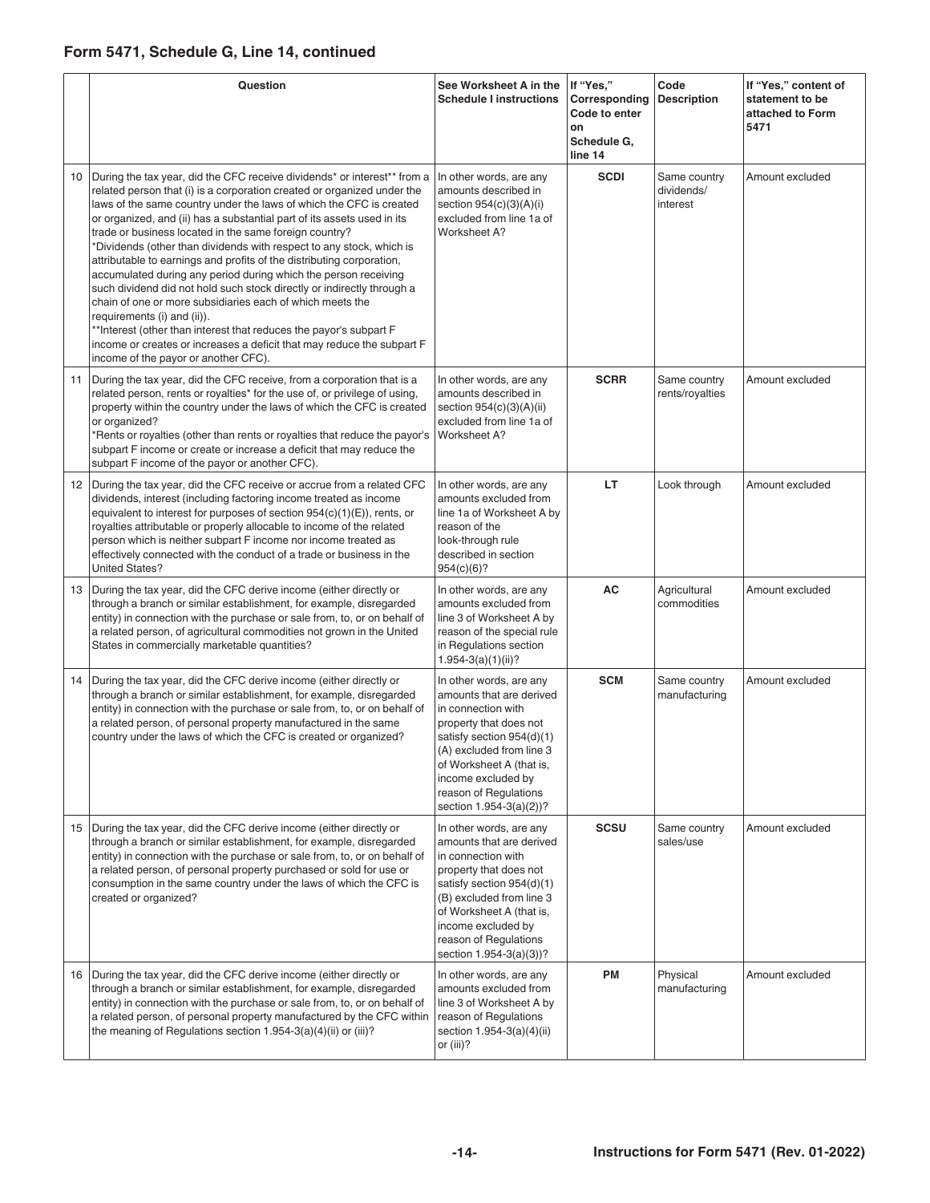## Form 5471, Schedule G, Line 14, continued

| | Question | See Worksheet A in the Schedule I instructions | If "Yes," Corresponding Code to enter on Schedule G, line 14 | Code Description | If "Yes," content of statement to be attached to Form 5471 |
|---|---|---|---|---|---|
| 10 | During the tax year, did the CFC receive dividends* or interest** from a related person that (i) is a corporation created or organized under the laws of the same country under the laws of which the CFC is created or organized, and (ii) has a substantial part of its assets used in its trade or business located in the same foreign country? *Dividends (other than dividends with respect to any stock, which is attributable to earnings and profits of the distributing corporation, accumulated during any period during which the person receiving such dividend did not hold such stock directly or indirectly through a chain of one or more subsidiaries each of which meets the requirements (i) and (ii)). **Interest (other than interest that reduces the payor's subpart F income or creates or increases a deficit that may reduce the subpart F income of the payor or another CFC). | In other words, are any amounts described in section 954(c)(3)(A)(i) excluded from line 1a of Worksheet A? | **SCDI** | Same country dividends/ interest | Amount excluded |
| 11 | During the tax year, did the CFC receive, from a corporation that is a related person, rents or royalties* for the use of, or privilege of using, property within the country under the laws of which the CFC is created or organized? *Rents or royalties (other than rents or royalties that reduce the payor's subpart F income or create or increase a deficit that may reduce the subpart F income of the payor or another CFC). | In other words, are any amounts described in section 954(c)(3)(A)(ii) excluded from line 1a of Worksheet A? | **SCRR** | Same country rents/royalties | Amount excluded |
| 12 | During the tax year, did the CFC receive or accrue from a related CFC dividends, interest (including factoring income treated as income equivalent to interest for purposes of section 954(c)(1)(E)), rents, or royalties attributable or properly allocable to income of the related person which is neither subpart F income nor income treated as effectively connected with the conduct of a trade or business in the United States? | In other words, are any amounts excluded from line 1a of Worksheet A by reason of the look-through rule described in section 954(c)(6)? | **LT** | Look through | Amount excluded |
| 13 | During the tax year, did the CFC derive income (either directly or through a branch or similar establishment, for example, disregarded entity) in connection with the purchase or sale from, to, or on behalf of a related person, of agricultural commodities not grown in the United States in commercially marketable quantities? | In other words, are any amounts excluded from line 3 of Worksheet A by reason of the special rule in Regulations section 1.954-3(a)(1)(ii)? | **AC** | Agricultural commodities | Amount excluded |
| 14 | During the tax year, did the CFC derive income (either directly or through a branch or similar establishment, for example, disregarded entity) in connection with the purchase or sale from, to, or on behalf of a related person, of personal property manufactured in the same country under the laws of which the CFC is created or organized? | In other words, are any amounts that are derived in connection with property that does not satisfy section 954(d)(1)(A) excluded from line 3 of Worksheet A (that is, income excluded by reason of Regulations section 1.954-3(a)(2))? | **SCM** | Same country manufacturing | Amount excluded |
| 15 | During the tax year, did the CFC derive income (either directly or through a branch or similar establishment, for example, disregarded entity) in connection with the purchase or sale from, to, or on behalf of a related person, of personal property purchased or sold for use or consumption in the same country under the laws of which the CFC is created or organized? | In other words, are any amounts that are derived in connection with property that does not satisfy section 954(d)(1)(B) excluded from line 3 of Worksheet A (that is, income excluded by reason of Regulations section 1.954-3(a)(3))? | **SCSU** | Same country sales/use | Amount excluded |
| 16 | During the tax year, did the CFC derive income (either directly or through a branch or similar establishment, for example, disregarded entity) in connection with the purchase or sale from, to, or on behalf of a related person, of personal property manufactured by the CFC within the meaning of Regulations section 1.954-3(a)(4)(ii) or (iii)? | In other words, are any amounts excluded from line 3 of Worksheet A by reason of Regulations section 1.954-3(a)(4)(ii) or (iii)? | **PM** | Physical manufacturing | Amount excluded |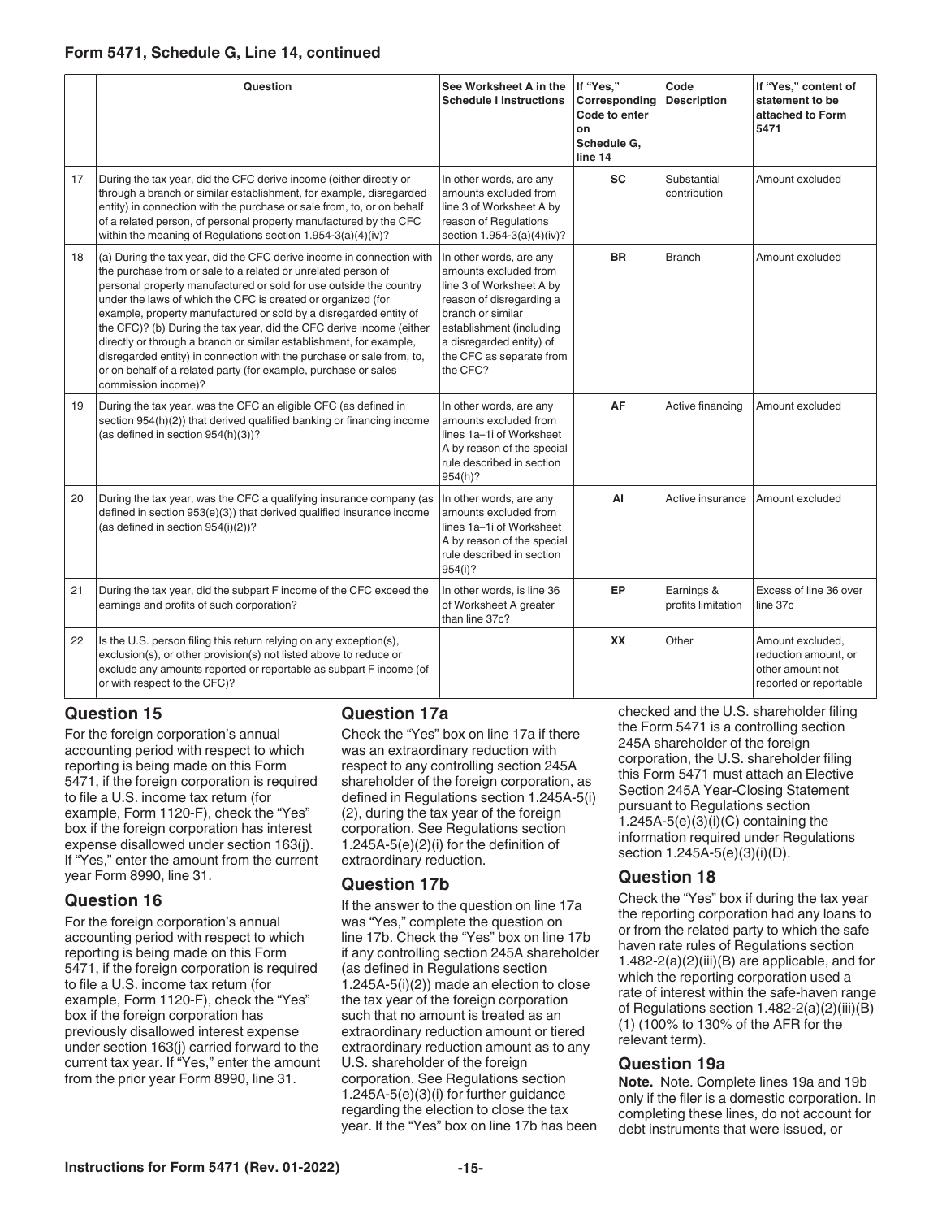### Form 5471, Schedule G, Line 14, continued

| | Question | See Worksheet A in the Schedule I instructions | If "Yes," Corresponding Code to enter on Schedule G, line 14 | Code Description | If "Yes," content of statement to be attached to Form 5471 |
|---|---|---|---|---|---|
| 17 | During the tax year, did the CFC derive income (either directly or through a branch or similar establishment, for example, disregarded entity) in connection with the purchase or sale from, to, or on behalf of a related person, of personal property manufactured by the CFC within the meaning of Regulations section 1.954-3(a)(4)(iv)? | In other words, are any amounts excluded from line 3 of Worksheet A by reason of Regulations section 1.954-3(a)(4)(iv)? | SC | Substantial contribution | Amount excluded |
| 18 | (a) During the tax year, did the CFC derive income in connection with the purchase from or sale to a related or unrelated person of personal property manufactured or sold for use outside the country under the laws of which the CFC is created or organized (for example, property manufactured or sold by a disregarded entity of the CFC)? (b) During the tax year, did the CFC derive income (either directly or through a branch or similar establishment, for example, disregarded entity) in connection with the purchase or sale from, to, or on behalf of a related party (for example, purchase or sales commission income)? | In other words, are any amounts excluded from line 3 of Worksheet A by reason of disregarding a branch or similar establishment (including a disregarded entity) of the CFC as separate from the CFC? | BR | Branch | Amount excluded |
| 19 | During the tax year, was the CFC an eligible CFC (as defined in section 954(h)(2)) that derived qualified banking or financing income (as defined in section 954(h)(3))? | In other words, are any amounts excluded from lines 1a–1i of Worksheet A by reason of the special rule described in section 954(h)? | AF | Active financing | Amount excluded |
| 20 | During the tax year, was the CFC a qualifying insurance company (as defined in section 953(e)(3)) that derived qualified insurance income (as defined in section 954(i)(2))? | In other words, are any amounts excluded from lines 1a–1i of Worksheet A by reason of the special rule described in section 954(i)? | AI | Active insurance | Amount excluded |
| 21 | During the tax year, did the subpart F income of the CFC exceed the earnings and profits of such corporation? | In other words, is line 36 of Worksheet A greater than line 37c? | EP | Earnings & profits limitation | Excess of line 36 over line 37c |
| 22 | Is the U.S. person filing this return relying on any exception(s), exclusion(s), or other provision(s) not listed above to reduce or exclude any amounts reported or reportable as subpart F income (of or with respect to the CFC)? | | XX | Other | Amount excluded, reduction amount, or other amount not reported or reportable |

## Question 15

For the foreign corporation's annual accounting period with respect to which reporting is being made on this Form 5471, if the foreign corporation is required to file a U.S. income tax return (for example, Form 1120-F), check the "Yes" box if the foreign corporation has interest expense disallowed under section 163(j). If "Yes," enter the amount from the current year Form 8990, line 31.

## Question 16

For the foreign corporation's annual accounting period with respect to which reporting is being made on this Form 5471, if the foreign corporation is required to file a U.S. income tax return (for example, Form 1120-F), check the "Yes" box if the foreign corporation has previously disallowed interest expense under section 163(j) carried forward to the current tax year. If "Yes," enter the amount from the prior year Form 8990, line 31.

## Question 17a

Check the "Yes" box on line 17a if there was an extraordinary reduction with respect to any controlling section 245A shareholder of the foreign corporation, as defined in Regulations section 1.245A-5(i)(2), during the tax year of the foreign corporation. See Regulations section 1.245A-5(e)(2)(i) for the definition of extraordinary reduction.

## Question 17b

If the answer to the question on line 17a was "Yes," complete the question on line 17b. Check the "Yes" box on line 17b if any controlling section 245A shareholder (as defined in Regulations section 1.245A-5(i)(2)) made an election to close the tax year of the foreign corporation such that no amount is treated as an extraordinary reduction amount or tiered extraordinary reduction amount as to any U.S. shareholder of the foreign corporation. See Regulations section 1.245A-5(e)(3)(i) for further guidance regarding the election to close the tax year. If the "Yes" box on line 17b has been checked and the U.S. shareholder filing the Form 5471 is a controlling section 245A shareholder of the foreign corporation, the U.S. shareholder filing this Form 5471 must attach an Elective Section 245A Year-Closing Statement pursuant to Regulations section 1.245A-5(e)(3)(i)(C) containing the information required under Regulations section 1.245A-5(e)(3)(i)(D).

## Question 18

Check the "Yes" box if during the tax year the reporting corporation had any loans to or from the related party to which the safe haven rate rules of Regulations section 1.482-2(a)(2)(iii)(B) are applicable, and for which the reporting corporation used a rate of interest within the safe-haven range of Regulations section 1.482-2(a)(2)(iii)(B)(1) (100% to 130% of the AFR for the relevant term).

## Question 19a

**Note.** Note. Complete lines 19a and 19b only if the filer is a domestic corporation. In completing these lines, do not account for debt instruments that were issued, or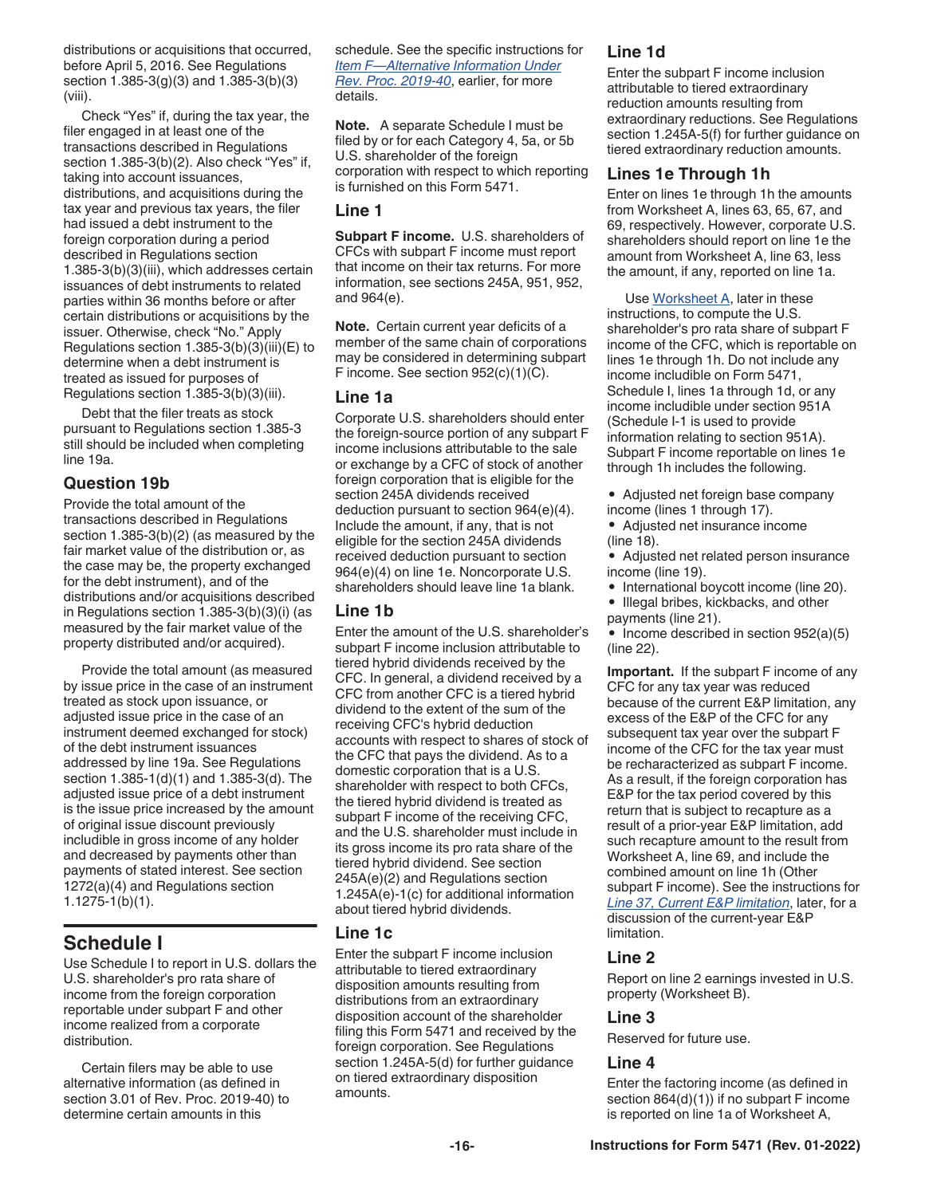distributions or acquisitions that occurred, before April 5, 2016. See Regulations section 1.385-3(g)(3) and 1.385-3(b)(3)(viii).

Check “Yes” if, during the tax year, the filer engaged in at least one of the transactions described in Regulations section 1.385-3(b)(2). Also check “Yes” if, taking into account issuances, distributions, and acquisitions during the tax year and previous tax years, the filer had issued a debt instrument to the foreign corporation during a period described in Regulations section 1.385-3(b)(3)(iii), which addresses certain issuances of debt instruments to related parties within 36 months before or after certain distributions or acquisitions by the issuer. Otherwise, check “No.” Apply Regulations section 1.385-3(b)(3)(iii)(E) to determine when a debt instrument is treated as issued for purposes of Regulations section 1.385-3(b)(3)(iii).

Debt that the filer treats as stock pursuant to Regulations section 1.385-3 still should be included when completing line 19a.

### Question 19b

Provide the total amount of the transactions described in Regulations section 1.385-3(b)(2) (as measured by the fair market value of the distribution or, as the case may be, the property exchanged for the debt instrument), and of the distributions and/or acquisitions described in Regulations section 1.385-3(b)(3)(i) (as measured by the fair market value of the property distributed and/or acquired).

Provide the total amount (as measured by issue price in the case of an instrument treated as stock upon issuance, or adjusted issue price in the case of an instrument deemed exchanged for stock) of the debt instrument issuances addressed by line 19a. See Regulations section 1.385-1(d)(1) and 1.385-3(d). The adjusted issue price of a debt instrument is the issue price increased by the amount of original issue discount previously includible in gross income of any holder and decreased by payments other than payments of stated interest. See section 1272(a)(4) and Regulations section 1.1275-1(b)(1).

## Schedule I

Use Schedule I to report in U.S. dollars the U.S. shareholder's pro rata share of income from the foreign corporation reportable under subpart F and other income realized from a corporate distribution.

Certain filers may be able to use alternative information (as defined in section 3.01 of Rev. Proc. 2019-40) to determine certain amounts in this schedule. See the specific instructions for *Item F—Alternative Information Under Rev. Proc. 2019-40*, earlier, for more details.

**Note.** A separate Schedule I must be filed by or for each Category 4, 5a, or 5b U.S. shareholder of the foreign corporation with respect to which reporting is furnished on this Form 5471.

### Line 1

**Subpart F income.** U.S. shareholders of CFCs with subpart F income must report that income on their tax returns. For more information, see sections 245A, 951, 952, and 964(e).

**Note.** Certain current year deficits of a member of the same chain of corporations may be considered in determining subpart F income. See section 952(c)(1)(C).

### Line 1a

Corporate U.S. shareholders should enter the foreign-source portion of any subpart F income inclusions attributable to the sale or exchange by a CFC of stock of another foreign corporation that is eligible for the section 245A dividends received deduction pursuant to section 964(e)(4). Include the amount, if any, that is not eligible for the section 245A dividends received deduction pursuant to section 964(e)(4) on line 1e. Noncorporate U.S. shareholders should leave line 1a blank.

### Line 1b

Enter the amount of the U.S. shareholder's subpart F income inclusion attributable to tiered hybrid dividends received by the CFC. In general, a dividend received by a CFC from another CFC is a tiered hybrid dividend to the extent of the sum of the receiving CFC's hybrid deduction accounts with respect to shares of stock of the CFC that pays the dividend. As to a domestic corporation that is a U.S. shareholder with respect to both CFCs, the tiered hybrid dividend is treated as subpart F income of the receiving CFC, and the U.S. shareholder must include in its gross income its pro rata share of the tiered hybrid dividend. See section 245A(e)(2) and Regulations section 1.245A(e)-1(c) for additional information about tiered hybrid dividends.

### Line 1c

Enter the subpart F income inclusion attributable to tiered extraordinary disposition amounts resulting from distributions from an extraordinary disposition account of the shareholder filing this Form 5471 and received by the foreign corporation. See Regulations section 1.245A-5(d) for further guidance on tiered extraordinary disposition amounts.

### Line 1d

Enter the subpart F income inclusion attributable to tiered extraordinary reduction amounts resulting from extraordinary reductions. See Regulations section 1.245A-5(f) for further guidance on tiered extraordinary reduction amounts.

### Lines 1e Through 1h

Enter on lines 1e through 1h the amounts from Worksheet A, lines 63, 65, 67, and 69, respectively. However, corporate U.S. shareholders should report on line 1e the amount from Worksheet A, line 63, less the amount, if any, reported on line 1a.

Use Worksheet A, later in these instructions, to compute the U.S. shareholder's pro rata share of subpart F income of the CFC, which is reportable on lines 1e through 1h. Do not include any income includible on Form 5471, Schedule I, lines 1a through 1d, or any income includible under section 951A (Schedule I-1 is used to provide information relating to section 951A). Subpart F income reportable on lines 1e through 1h includes the following.

- Adjusted net foreign base company income (lines 1 through 17).
- Adjusted net insurance income (line 18).
- Adjusted net related person insurance income (line 19).
- International boycott income (line 20).
- Illegal bribes, kickbacks, and other payments (line 21).
- Income described in section 952(a)(5) (line 22).

**Important.** If the subpart F income of any CFC for any tax year was reduced because of the current E&P limitation, any excess of the E&P of the CFC for any subsequent tax year over the subpart F income of the CFC for the tax year must be recharacterized as subpart F income. As a result, if the foreign corporation has E&P for the tax period covered by this return that is subject to recapture as a result of a prior-year E&P limitation, add such recapture amount to the result from Worksheet A, line 69, and include the combined amount on line 1h (Other subpart F income). See the instructions for *Line 37, Current E&P limitation*, later, for a discussion of the current-year E&P limitation.

### Line 2

Report on line 2 earnings invested in U.S. property (Worksheet B).

### Line 3

Reserved for future use.

### Line 4

Enter the factoring income (as defined in section 864(d)(1)) if no subpart F income is reported on line 1a of Worksheet A,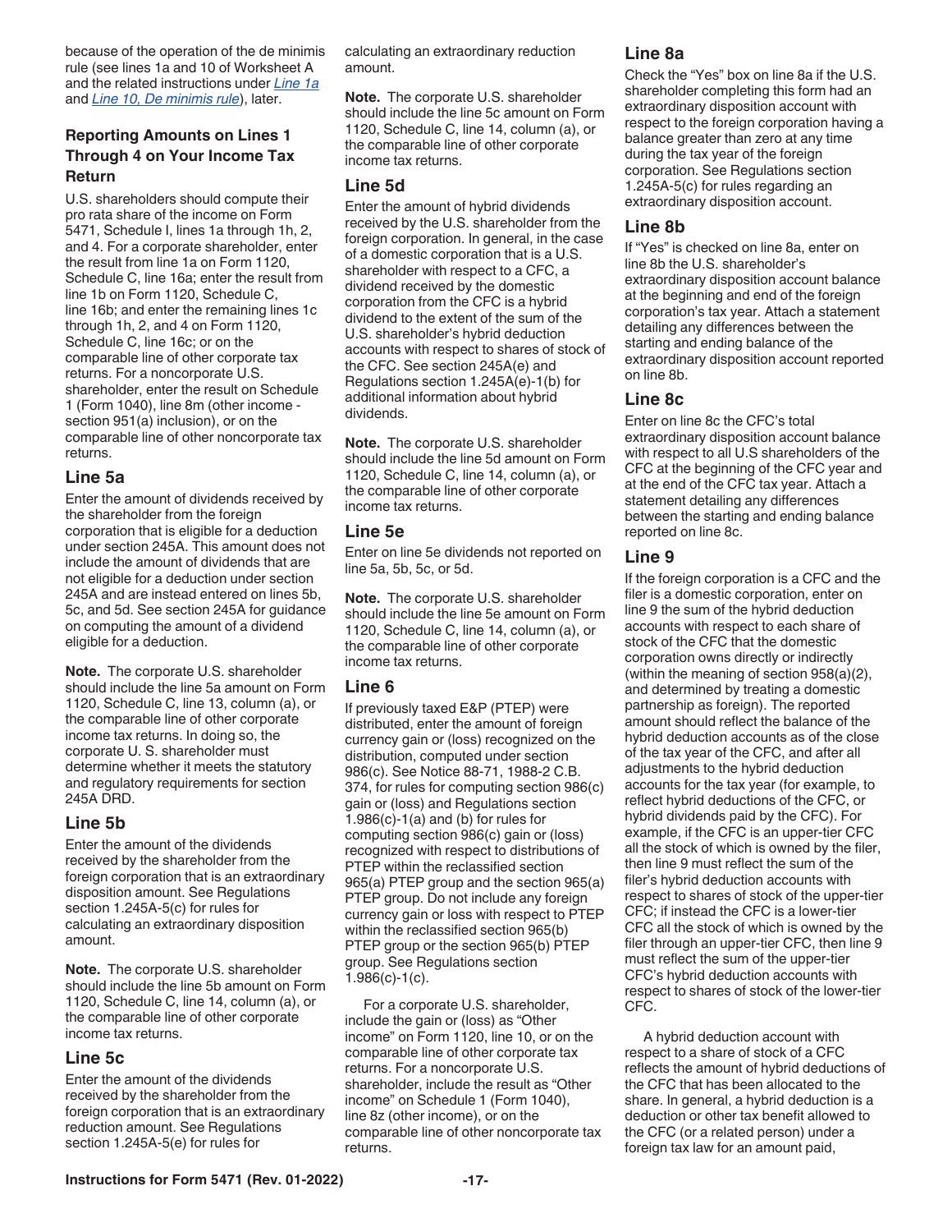because of the operation of the de minimis rule (see lines 1a and 10 of Worksheet A and the related instructions under *Line 1a* and *Line 10, De minimis rule*), later.

### Reporting Amounts on Lines 1 Through 4 on Your Income Tax Return

U.S. shareholders should compute their pro rata share of the income on Form 5471, Schedule I, lines 1a through 1h, 2, and 4. For a corporate shareholder, enter the result from line 1a on Form 1120, Schedule C, line 16a; enter the result from line 1b on Form 1120, Schedule C, line 16b; and enter the remaining lines 1c through 1h, 2, and 4 on Form 1120, Schedule C, line 16c; or on the comparable line of other corporate tax returns. For a noncorporate U.S. shareholder, enter the result on Schedule 1 (Form 1040), line 8m (other income - section 951(a) inclusion), or on the comparable line of other noncorporate tax returns.

## Line 5a

Enter the amount of dividends received by the shareholder from the foreign corporation that is eligible for a deduction under section 245A. This amount does not include the amount of dividends that are not eligible for a deduction under section 245A and are instead entered on lines 5b, 5c, and 5d. See section 245A for guidance on computing the amount of a dividend eligible for a deduction.

**Note.** The corporate U.S. shareholder should include the line 5a amount on Form 1120, Schedule C, line 13, column (a), or the comparable line of other corporate income tax returns. In doing so, the corporate U. S. shareholder must determine whether it meets the statutory and regulatory requirements for section 245A DRD.

## Line 5b

Enter the amount of the dividends received by the shareholder from the foreign corporation that is an extraordinary disposition amount. See Regulations section 1.245A-5(c) for rules for calculating an extraordinary disposition amount.

**Note.** The corporate U.S. shareholder should include the line 5b amount on Form 1120, Schedule C, line 14, column (a), or the comparable line of other corporate income tax returns.

## Line 5c

Enter the amount of the dividends received by the shareholder from the foreign corporation that is an extraordinary reduction amount. See Regulations section 1.245A-5(e) for rules for calculating an extraordinary reduction amount.

**Note.** The corporate U.S. shareholder should include the line 5c amount on Form 1120, Schedule C, line 14, column (a), or the comparable line of other corporate income tax returns.

## Line 5d

Enter the amount of hybrid dividends received by the U.S. shareholder from the foreign corporation. In general, in the case of a domestic corporation that is a U.S. shareholder with respect to a CFC, a dividend received by the domestic corporation from the CFC is a hybrid dividend to the extent of the sum of the U.S. shareholder's hybrid deduction accounts with respect to shares of stock of the CFC. See section 245A(e) and Regulations section 1.245A(e)-1(b) for additional information about hybrid dividends.

**Note.** The corporate U.S. shareholder should include the line 5d amount on Form 1120, Schedule C, line 14, column (a), or the comparable line of other corporate income tax returns.

## Line 5e

Enter on line 5e dividends not reported on line 5a, 5b, 5c, or 5d.

**Note.** The corporate U.S. shareholder should include the line 5e amount on Form 1120, Schedule C, line 14, column (a), or the comparable line of other corporate income tax returns.

## Line 6

If previously taxed E&P (PTEP) were distributed, enter the amount of foreign currency gain or (loss) recognized on the distribution, computed under section 986(c). See Notice 88-71, 1988-2 C.B. 374, for rules for computing section 986(c) gain or (loss) and Regulations section 1.986(c)-1(a) and (b) for rules for computing section 986(c) gain or (loss) recognized with respect to distributions of PTEP within the reclassified section 965(a) PTEP group and the section 965(a) PTEP group. Do not include any foreign currency gain or loss with respect to PTEP within the reclassified section 965(b) PTEP group or the section 965(b) PTEP group. See Regulations section 1.986(c)-1(c).

For a corporate U.S. shareholder, include the gain or (loss) as "Other income" on Form 1120, line 10, or on the comparable line of other corporate tax returns. For a noncorporate U.S. shareholder, include the result as "Other income" on Schedule 1 (Form 1040), line 8z (other income), or on the comparable line of other noncorporate tax returns.

## Line 8a

Check the "Yes" box on line 8a if the U.S. shareholder completing this form had an extraordinary disposition account with respect to the foreign corporation having a balance greater than zero at any time during the tax year of the foreign corporation. See Regulations section 1.245A-5(c) for rules regarding an extraordinary disposition account.

## Line 8b

If "Yes" is checked on line 8a, enter on line 8b the U.S. shareholder's extraordinary disposition account balance at the beginning and end of the foreign corporation's tax year. Attach a statement detailing any differences between the starting and ending balance of the extraordinary disposition account reported on line 8b.

## Line 8c

Enter on line 8c the CFC's total extraordinary disposition account balance with respect to all U.S shareholders of the CFC at the beginning of the CFC year and at the end of the CFC tax year. Attach a statement detailing any differences between the starting and ending balance reported on line 8c.

## Line 9

If the foreign corporation is a CFC and the filer is a domestic corporation, enter on line 9 the sum of the hybrid deduction accounts with respect to each share of stock of the CFC that the domestic corporation owns directly or indirectly (within the meaning of section 958(a)(2), and determined by treating a domestic partnership as foreign). The reported amount should reflect the balance of the hybrid deduction accounts as of the close of the tax year of the CFC, and after all adjustments to the hybrid deduction accounts for the tax year (for example, to reflect hybrid deductions of the CFC, or hybrid dividends paid by the CFC). For example, if the CFC is an upper-tier CFC all the stock of which is owned by the filer, then line 9 must reflect the sum of the filer's hybrid deduction accounts with respect to shares of stock of the upper-tier CFC; if instead the CFC is a lower-tier CFC all the stock of which is owned by the filer through an upper-tier CFC, then line 9 must reflect the sum of the upper-tier CFC's hybrid deduction accounts with respect to shares of stock of the lower-tier CFC.

A hybrid deduction account with respect to a share of stock of a CFC reflects the amount of hybrid deductions of the CFC that has been allocated to the share. In general, a hybrid deduction is a deduction or other tax benefit allowed to the CFC (or a related person) under a foreign tax law for an amount paid,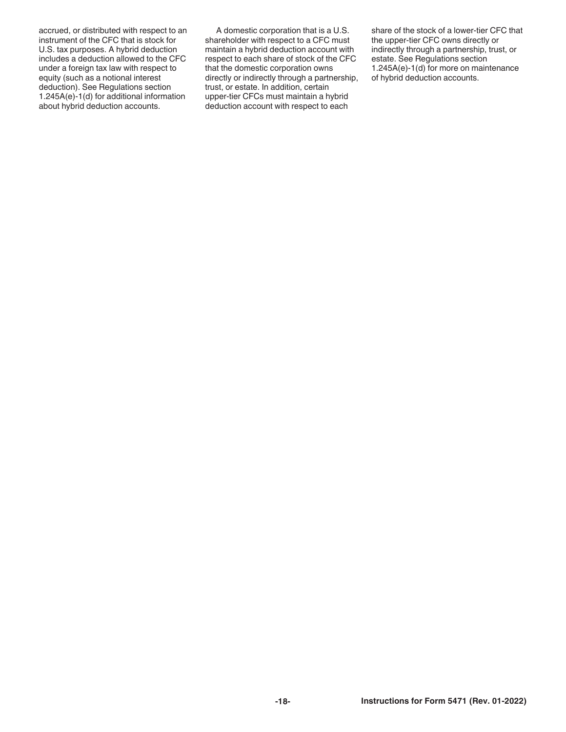accrued, or distributed with respect to an instrument of the CFC that is stock for U.S. tax purposes. A hybrid deduction includes a deduction allowed to the CFC under a foreign tax law with respect to equity (such as a notional interest deduction). See Regulations section 1.245A(e)-1(d) for additional information about hybrid deduction accounts.

A domestic corporation that is a U.S. shareholder with respect to a CFC must maintain a hybrid deduction account with respect to each share of stock of the CFC that the domestic corporation owns directly or indirectly through a partnership, trust, or estate. In addition, certain upper-tier CFCs must maintain a hybrid deduction account with respect to each share of the stock of a lower-tier CFC that the upper-tier CFC owns directly or indirectly through a partnership, trust, or estate. See Regulations section 1.245A(e)-1(d) for more on maintenance of hybrid deduction accounts.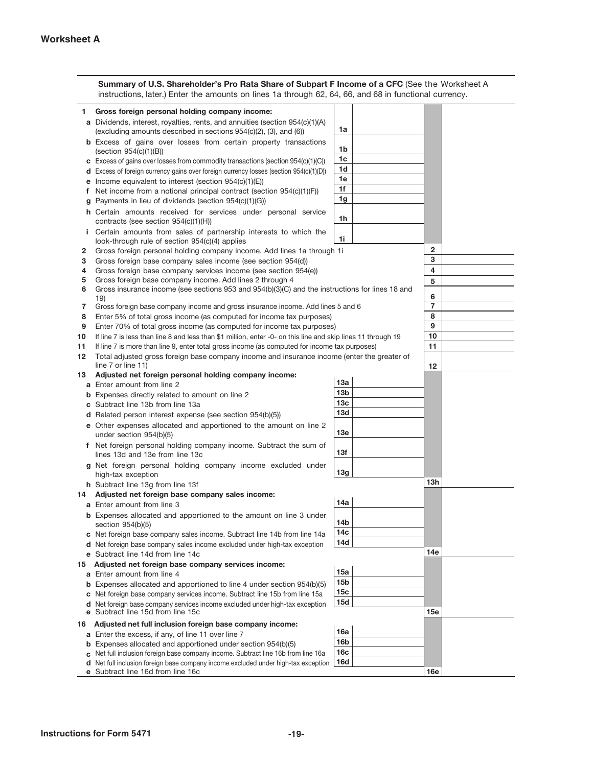## Worksheet A

**Summary of U.S. Shareholder's Pro Rata Share of Subpart F Income of a CFC** (See the Worksheet A instructions, later.) Enter the amounts on lines 1a through 62, 64, 66, and 68 in functional currency.

| | | | | | |
|---|---|---|---|---|---|
| **1** | **Gross foreign personal holding company income:** | | | | |
| **a** | Dividends, interest, royalties, rents, and annuities (section 954(c)(1)(A) (excluding amounts described in sections 954(c)(2), (3), and (6)) | 1a | | | |
| **b** | Excess of gains over losses from certain property transactions (section 954(c)(1)(B)) | 1b | | | |
| **c** | Excess of gains over losses from commodity transactions (section 954(c)(1)(C)) | 1c | | | |
| **d** | Excess of foreign currency gains over foreign currency losses (section 954(c)(1)(D)) | 1d | | | |
| **e** | Income equivalent to interest (section 954(c)(1)(E)) | 1e | | | |
| **f** | Net income from a notional principal contract (section 954(c)(1)(F)) | 1f | | | |
| **g** | Payments in lieu of dividends (section 954(c)(1)(G)) | 1g | | | |
| **h** | Certain amounts received for services under personal service contracts (see section 954(c)(1)(H)) | 1h | | | |
| **i** | Certain amounts from sales of partnership interests to which the look-through rule of section 954(c)(4) applies | 1i | | | |
| **2** | Gross foreign personal holding company income. Add lines 1a through 1i | | | 2 | |
| **3** | Gross foreign base company sales income (see section 954(d)) | | | 3 | |
| **4** | Gross foreign base company services income (see section 954(e)) | | | 4 | |
| **5** | Gross foreign base company income. Add lines 2 through 4 | | | 5 | |
| **6** | Gross insurance income (see sections 953 and 954(b)(3)(C) and the instructions for lines 18 and 19) | | | 6 | |
| **7** | Gross foreign base company income and gross insurance income. Add lines 5 and 6 | | | 7 | |
| **8** | Enter 5% of total gross income (as computed for income tax purposes) | | | 8 | |
| **9** | Enter 70% of total gross income (as computed for income tax purposes) | | | 9 | |
| **10** | If line 7 is less than line 8 and less than $1 million, enter -0- on this line and skip lines 11 through 19 | | | 10 | |
| **11** | If line 7 is more than line 9, enter total gross income (as computed for income tax purposes) | | | 11 | |
| **12** | Total adjusted gross foreign base company income and insurance income (enter the greater of line 7 or line 11) | | | 12 | |
| **13** | **Adjusted net foreign personal holding company income:** | | | | |
| **a** | Enter amount from line 2 | 13a | | | |
| **b** | Expenses directly related to amount on line 2 | 13b | | | |
| **c** | Subtract line 13b from line 13a | 13c | | | |
| **d** | Related person interest expense (see section 954(b)(5)) | 13d | | | |
| **e** | Other expenses allocated and apportioned to the amount on line 2 under section 954(b)(5) | 13e | | | |
| **f** | Net foreign personal holding company income. Subtract the sum of lines 13d and 13e from line 13c | 13f | | | |
| **g** | Net foreign personal holding company income excluded under high-tax exception | 13g | | | |
| **h** | Subtract line 13g from line 13f | | | 13h | |
| **14** | **Adjusted net foreign base company sales income:** | | | | |
| **a** | Enter amount from line 3 | 14a | | | |
| **b** | Expenses allocated and apportioned to the amount on line 3 under section 954(b)(5) | 14b | | | |
| **c** | Net foreign base company sales income. Subtract line 14b from line 14a | 14c | | | |
| **d** | Net foreign base company sales income excluded under high-tax exception | 14d | | | |
| **e** | Subtract line 14d from line 14c | | | 14e | |
| **15** | **Adjusted net foreign base company services income:** | | | | |
| **a** | Enter amount from line 4 | 15a | | | |
| **b** | Expenses allocated and apportioned to line 4 under section 954(b)(5) | 15b | | | |
| **c** | Net foreign base company services income. Subtract line 15b from line 15a | 15c | | | |
| **d** | Net foreign base company services income excluded under high-tax exception | 15d | | | |
| **e** | Subtract line 15d from line 15c | | | 15e | |
| **16** | **Adjusted net full inclusion foreign base company income:** | | | | |
| **a** | Enter the excess, if any, of line 11 over line 7 | 16a | | | |
| **b** | Expenses allocated and apportioned under section 954(b)(5) | 16b | | | |
| **c** | Net full inclusion foreign base company income. Subtract line 16b from line 16a | 16c | | | |
| **d** | Net full inclusion foreign base company income excluded under high-tax exception | 16d | | | |
| **e** | Subtract line 16d from line 16c | | | 16e | |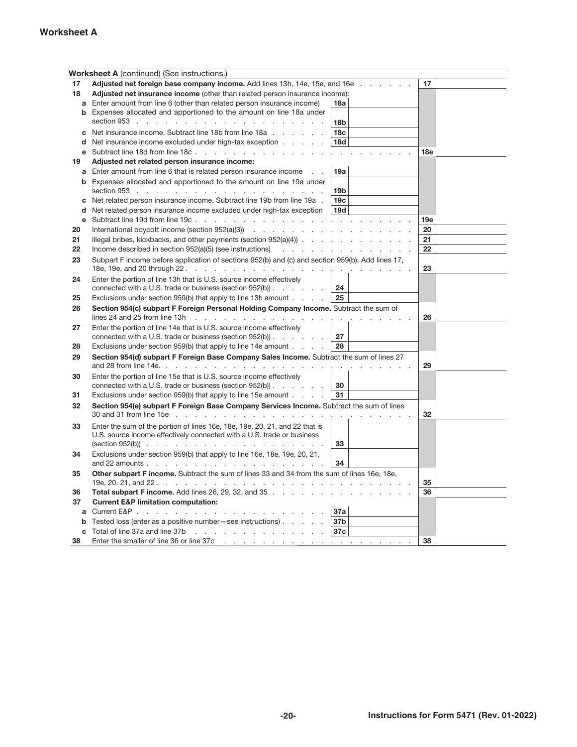**Worksheet A**

**Worksheet A** (continued) (See instructions.)

| | | | | | |
|---|---|---|---|---|---|
| **17** | **Adjusted net foreign base company income.** Add lines 13h, 14e, 15e, and 16e | | | **17** | |
| **18** | **Adjusted net insurance income** (other than related person insurance income): | | | | |
| **a** | Enter amount from line 6 (other than related person insurance income) | **18a** | | | |
| **b** | Expenses allocated and apportioned to the amount on line 18a under section 953 | **18b** | | | |
| **c** | Net insurance income. Subtract line 18b from line 18a | **18c** | | | |
| **d** | Net insurance income excluded under high-tax exception | **18d** | | | |
| **e** | Subtract line 18d from line 18c | | | **18e** | |
| **19** | **Adjusted net related person insurance income:** | | | | |
| **a** | Enter amount from line 6 that is related person insurance income | **19a** | | | |
| **b** | Expenses allocated and apportioned to the amount on line 19a under section 953 | **19b** | | | |
| **c** | Net related person insurance income. Subtract line 19b from line 19a | **19c** | | | |
| **d** | Net related person insurance income excluded under high-tax exception | **19d** | | | |
| **e** | Subtract line 19d from line 19c | | | **19e** | |
| **20** | International boycott income (section 952(a)(3)) | | | **20** | |
| **21** | Illegal bribes, kickbacks, and other payments (section 952(a)(4)) | | | **21** | |
| **22** | Income described in section 952(a)(5) (see instructions) | | | **22** | |
| **23** | Subpart F income before application of sections 952(b) and (c) and section 959(b). Add lines 17, 18e, 19e, and 20 through 22 | | | **23** | |
| **24** | Enter the portion of line 13h that is U.S. source income effectively connected with a U.S. trade or business (section 952(b)) | **24** | | | |
| **25** | Exclusions under section 959(b) that apply to line 13h amount | **25** | | | |
| **26** | **Section 954(c) subpart F Foreign Personal Holding Company Income.** Subtract the sum of lines 24 and 25 from line 13h | | | **26** | |
| **27** | Enter the portion of line 14e that is U.S. source income effectively connected with a U.S. trade or business (section 952(b)) | **27** | | | |
| **28** | Exclusions under section 959(b) that apply to line 14e amount | **28** | | | |
| **29** | **Section 954(d) subpart F Foreign Base Company Sales Income.** Subtract the sum of lines 27 and 28 from line 14e | | | **29** | |
| **30** | Enter the portion of line 15e that is U.S. source income effectively connected with a U.S. trade or business (section 952(b)) | **30** | | | |
| **31** | Exclusions under section 959(b) that apply to line 15e amount | **31** | | | |
| **32** | **Section 954(e) subpart F Foreign Base Company Services Income.** Subtract the sum of lines 30 and 31 from line 15e | | | **32** | |
| **33** | Enter the sum of the portion of lines 16e, 18e, 19e, 20, 21, and 22 that is U.S. source income effectively connected with a U.S. trade or business (section 952(b)) | **33** | | | |
| **34** | Exclusions under section 959(b) that apply to line 16e, 18e, 19e, 20, 21, and 22 amounts | **34** | | | |
| **35** | **Other subpart F income.** Subtract the sum of lines 33 and 34 from the sum of lines 16e, 18e, 19e, 20, 21, and 22 | | | **35** | |
| **36** | **Total subpart F income.** Add lines 26, 29, 32, and 35 | | | **36** | |
| **37** | **Current E&P limitation computation:** | | | | |
| **a** | Current E&P | **37a** | | | |
| **b** | Tested loss (enter as a positive number—see instructions) | **37b** | | | |
| **c** | Total of line 37a and line 37b | **37c** | | | |
| **38** | Enter the smaller of line 36 or line 37c | | | **38** | |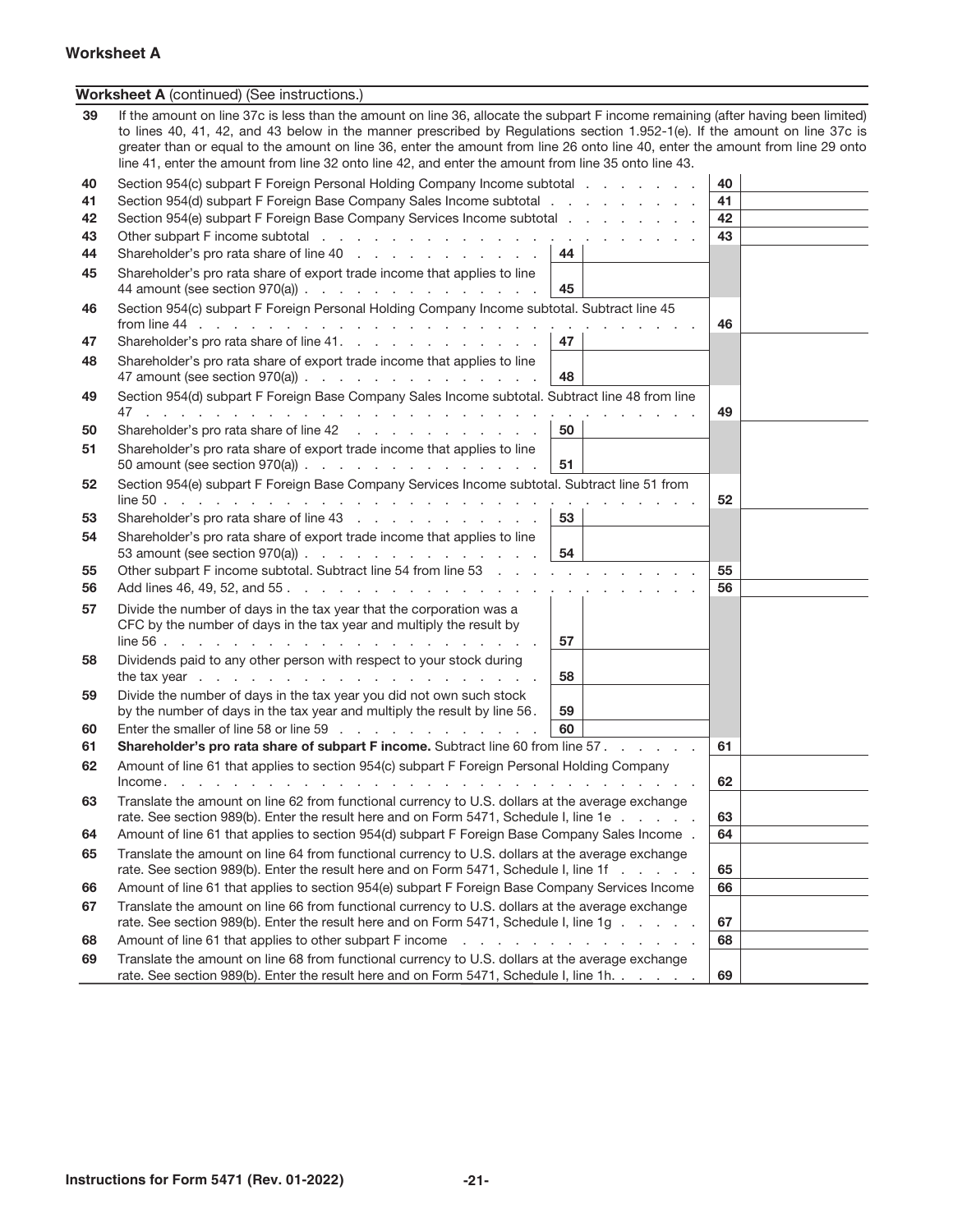**Worksheet A**

**Worksheet A** (continued) (See instructions.)

| Line | Description | | | Line | Amount |
|---|---|---|---|---|---|
| 39 | If the amount on line 37c is less than the amount on line 36, allocate the subpart F income remaining (after having been limited) to lines 40, 41, 42, and 43 below in the manner prescribed by Regulations section 1.952-1(e). If the amount on line 37c is greater than or equal to the amount on line 36, enter the amount from line 26 onto line 40, enter the amount from line 29 onto line 41, enter the amount from line 32 onto line 42, and enter the amount from line 35 onto line 43. | | | | |
| 40 | Section 954(c) subpart F Foreign Personal Holding Company Income subtotal | | | 40 | |
| 41 | Section 954(d) subpart F Foreign Base Company Sales Income subtotal | | | 41 | |
| 42 | Section 954(e) subpart F Foreign Base Company Services Income subtotal | | | 42 | |
| 43 | Other subpart F income subtotal | | | 43 | |
| 44 | Shareholder's pro rata share of line 40 | 44 | | | |
| 45 | Shareholder's pro rata share of export trade income that applies to line 44 amount (see section 970(a)) | 45 | | | |
| 46 | Section 954(c) subpart F Foreign Personal Holding Company Income subtotal. Subtract line 45 from line 44 | | | 46 | |
| 47 | Shareholder's pro rata share of line 41 | 47 | | | |
| 48 | Shareholder's pro rata share of export trade income that applies to line 47 amount (see section 970(a)) | 48 | | | |
| 49 | Section 954(d) subpart F Foreign Base Company Sales Income subtotal. Subtract line 48 from line 47 | | | 49 | |
| 50 | Shareholder's pro rata share of line 42 | 50 | | | |
| 51 | Shareholder's pro rata share of export trade income that applies to line 50 amount (see section 970(a)) | 51 | | | |
| 52 | Section 954(e) subpart F Foreign Base Company Services Income subtotal. Subtract line 51 from line 50 | | | 52 | |
| 53 | Shareholder's pro rata share of line 43 | 53 | | | |
| 54 | Shareholder's pro rata share of export trade income that applies to line 53 amount (see section 970(a)) | 54 | | | |
| 55 | Other subpart F income subtotal. Subtract line 54 from line 53 | | | 55 | |
| 56 | Add lines 46, 49, 52, and 55 | | | 56 | |
| 57 | Divide the number of days in the tax year that the corporation was a CFC by the number of days in the tax year and multiply the result by line 56 | 57 | | | |
| 58 | Dividends paid to any other person with respect to your stock during the tax year | 58 | | | |
| 59 | Divide the number of days in the tax year you did not own such stock by the number of days in the tax year and multiply the result by line 56 | 59 | | | |
| 60 | Enter the smaller of line 58 or line 59 | 60 | | | |
| 61 | **Shareholder's pro rata share of subpart F income.** Subtract line 60 from line 57 | | | 61 | |
| 62 | Amount of line 61 that applies to section 954(c) subpart F Foreign Personal Holding Company Income | | | 62 | |
| 63 | Translate the amount on line 62 from functional currency to U.S. dollars at the average exchange rate. See section 989(b). Enter the result here and on Form 5471, Schedule I, line 1e | | | 63 | |
| 64 | Amount of line 61 that applies to section 954(d) subpart F Foreign Base Company Sales Income | | | 64 | |
| 65 | Translate the amount on line 64 from functional currency to U.S. dollars at the average exchange rate. See section 989(b). Enter the result here and on Form 5471, Schedule I, line 1f | | | 65 | |
| 66 | Amount of line 61 that applies to section 954(e) subpart F Foreign Base Company Services Income | | | 66 | |
| 67 | Translate the amount on line 66 from functional currency to U.S. dollars at the average exchange rate. See section 989(b). Enter the result here and on Form 5471, Schedule I, line 1g | | | 67 | |
| 68 | Amount of line 61 that applies to other subpart F income | | | 68 | |
| 69 | Translate the amount on line 68 from functional currency to U.S. dollars at the average exchange rate. See section 989(b). Enter the result here and on Form 5471, Schedule I, line 1h. | | | 69 | |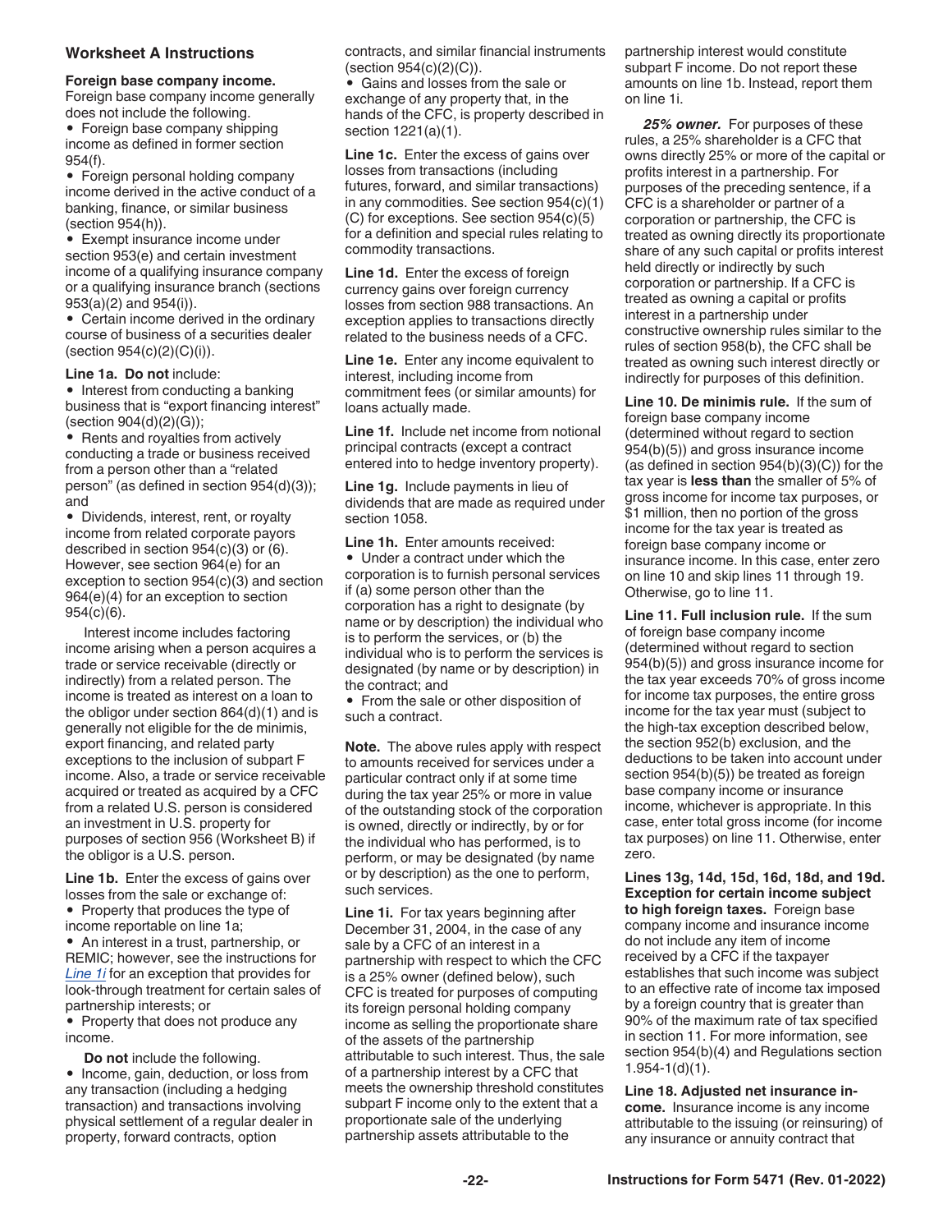### Worksheet A Instructions

**Foreign base company income.** Foreign base company income generally does not include the following.

- Foreign base company shipping income as defined in former section 954(f).
- Foreign personal holding company income derived in the active conduct of a banking, finance, or similar business (section 954(h)).
- Exempt insurance income under section 953(e) and certain investment income of a qualifying insurance company or a qualifying insurance branch (sections 953(a)(2) and 954(i)).
- Certain income derived in the ordinary course of business of a securities dealer (section 954(c)(2)(C)(i)).

**Line 1a. Do not** include:

- Interest from conducting a banking business that is “export financing interest” (section 904(d)(2)(G));
- Rents and royalties from actively conducting a trade or business received from a person other than a “related person” (as defined in section 954(d)(3)); and
- Dividends, interest, rent, or royalty income from related corporate payors described in section 954(c)(3) or (6). However, see section 964(e) for an exception to section 954(c)(3) and section 964(e)(4) for an exception to section 954(c)(6).

Interest income includes factoring income arising when a person acquires a trade or service receivable (directly or indirectly) from a related person. The income is treated as interest on a loan to the obligor under section 864(d)(1) and is generally not eligible for the de minimis, export financing, and related party exceptions to the inclusion of subpart F income. Also, a trade or service receivable acquired or treated as acquired by a CFC from a related U.S. person is considered an investment in U.S. property for purposes of section 956 (Worksheet B) if the obligor is a U.S. person.

**Line 1b.** Enter the excess of gains over losses from the sale or exchange of:

- Property that produces the type of income reportable on line 1a;
- An interest in a trust, partnership, or REMIC; however, see the instructions for *Line 1i* for an exception that provides for look-through treatment for certain sales of partnership interests; or
- Property that does not produce any income.

**Do not** include the following.

- Income, gain, deduction, or loss from any transaction (including a hedging transaction) and transactions involving physical settlement of a regular dealer in property, forward contracts, option contracts, and similar financial instruments (section 954(c)(2)(C)).
- Gains and losses from the sale or exchange of any property that, in the hands of the CFC, is property described in section 1221(a)(1).

**Line 1c.** Enter the excess of gains over losses from transactions (including futures, forward, and similar transactions) in any commodities. See section 954(c)(1)(C) for exceptions. See section 954(c)(5) for a definition and special rules relating to commodity transactions.

**Line 1d.** Enter the excess of foreign currency gains over foreign currency losses from section 988 transactions. An exception applies to transactions directly related to the business needs of a CFC.

**Line 1e.** Enter any income equivalent to interest, including income from commitment fees (or similar amounts) for loans actually made.

**Line 1f.** Include net income from notional principal contracts (except a contract entered into to hedge inventory property).

**Line 1g.** Include payments in lieu of dividends that are made as required under section 1058.

**Line 1h.** Enter amounts received:

- Under a contract under which the corporation is to furnish personal services if (a) some person other than the corporation has a right to designate (by name or by description) the individual who is to perform the services, or (b) the individual who is to perform the services is designated (by name or by description) in the contract; and
- From the sale or other disposition of such a contract.

**Note.** The above rules apply with respect to amounts received for services under a particular contract only if at some time during the tax year 25% or more in value of the outstanding stock of the corporation is owned, directly or indirectly, by or for the individual who has performed, is to perform, or may be designated (by name or by description) as the one to perform, such services.

**Line 1i.** For tax years beginning after December 31, 2004, in the case of any sale by a CFC of an interest in a partnership with respect to which the CFC is a 25% owner (defined below), such CFC is treated for purposes of computing its foreign personal holding company income as selling the proportionate share of the assets of the partnership attributable to such interest. Thus, the sale of a partnership interest by a CFC that meets the ownership threshold constitutes subpart F income only to the extent that a proportionate sale of the underlying partnership assets attributable to the partnership interest would constitute subpart F income. Do not report these amounts on line 1b. Instead, report them on line 1i.

***25% owner.*** For purposes of these rules, a 25% shareholder is a CFC that owns directly 25% or more of the capital or profits interest in a partnership. For purposes of the preceding sentence, if a CFC is a shareholder or partner of a corporation or partnership, the CFC is treated as owning directly its proportionate share of any such capital or profits interest held directly or indirectly by such corporation or partnership. If a CFC is treated as owning a capital or profits interest in a partnership under constructive ownership rules similar to the rules of section 958(b), the CFC shall be treated as owning such interest directly or indirectly for purposes of this definition.

**Line 10. De minimis rule.** If the sum of foreign base company income (determined without regard to section 954(b)(5)) and gross insurance income (as defined in section 954(b)(3)(C)) for the tax year is **less than** the smaller of 5% of gross income for income tax purposes, or $1 million, then no portion of the gross income for the tax year is treated as foreign base company income or insurance income. In this case, enter zero on line 10 and skip lines 11 through 19. Otherwise, go to line 11.

**Line 11. Full inclusion rule.** If the sum of foreign base company income (determined without regard to section 954(b)(5)) and gross insurance income for the tax year exceeds 70% of gross income for income tax purposes, the entire gross income for the tax year must (subject to the high-tax exception described below, the section 952(b) exclusion, and the deductions to be taken into account under section 954(b)(5)) be treated as foreign base company income or insurance income, whichever is appropriate. In this case, enter total gross income (for income tax purposes) on line 11. Otherwise, enter zero.

**Lines 13g, 14d, 15d, 16d, 18d, and 19d. Exception for certain income subject to high foreign taxes.** Foreign base company income and insurance income do not include any item of income received by a CFC if the taxpayer establishes that such income was subject to an effective rate of income tax imposed by a foreign country that is greater than 90% of the maximum rate of tax specified in section 11. For more information, see section 954(b)(4) and Regulations section 1.954-1(d)(1).

**Line 18. Adjusted net insurance income.** Insurance income is any income attributable to the issuing (or reinsuring) of any insurance or annuity contract that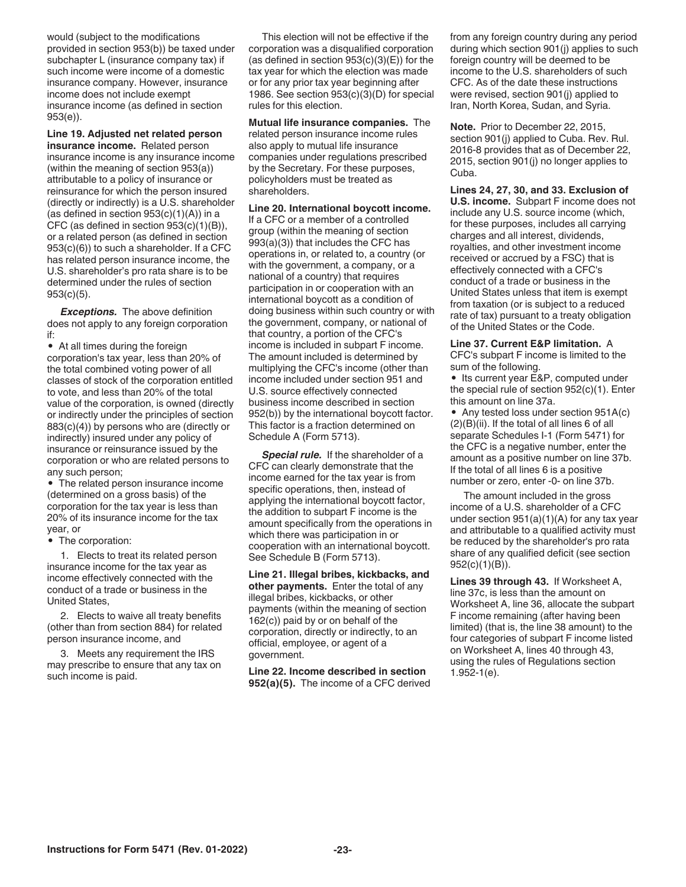would (subject to the modifications provided in section 953(b)) be taxed under subchapter L (insurance company tax) if such income were income of a domestic insurance company. However, insurance income does not include exempt insurance income (as defined in section 953(e)).

**Line 19. Adjusted net related person insurance income.** Related person insurance income is any insurance income (within the meaning of section 953(a)) attributable to a policy of insurance or reinsurance for which the person insured (directly or indirectly) is a U.S. shareholder (as defined in section 953(c)(1)(A)) in a CFC (as defined in section 953(c)(1)(B)), or a related person (as defined in section 953(c)(6)) to such a shareholder. If a CFC has related person insurance income, the U.S. shareholder's pro rata share is to be determined under the rules of section 953(c)(5).

***Exceptions.*** The above definition does not apply to any foreign corporation if:

- At all times during the foreign corporation's tax year, less than 20% of the total combined voting power of all classes of stock of the corporation entitled to vote, and less than 20% of the total value of the corporation, is owned (directly or indirectly under the principles of section 883(c)(4)) by persons who are (directly or indirectly) insured under any policy of insurance or reinsurance issued by the corporation or who are related persons to any such person;
- The related person insurance income (determined on a gross basis) of the corporation for the tax year is less than 20% of its insurance income for the tax year, or
- The corporation:

1. Elects to treat its related person insurance income for the tax year as income effectively connected with the conduct of a trade or business in the United States,
2. Elects to waive all treaty benefits (other than from section 884) for related person insurance income, and
3. Meets any requirement the IRS may prescribe to ensure that any tax on such income is paid.

This election will not be effective if the corporation was a disqualified corporation (as defined in section 953(c)(3)(E)) for the tax year for which the election was made or for any prior tax year beginning after 1986. See section 953(c)(3)(D) for special rules for this election.

**Mutual life insurance companies.** The related person insurance income rules also apply to mutual life insurance companies under regulations prescribed by the Secretary. For these purposes, policyholders must be treated as shareholders.

**Line 20. International boycott income.** If a CFC or a member of a controlled group (within the meaning of section 993(a)(3)) that includes the CFC has operations in, or related to, a country (or with the government, a company, or a national of a country) that requires participation in or cooperation with an international boycott as a condition of doing business within such country or with the government, company, or national of that country, a portion of the CFC's income is included in subpart F income. The amount included is determined by multiplying the CFC's income (other than income included under section 951 and U.S. source effectively connected business income described in section 952(b)) by the international boycott factor. This factor is a fraction determined on Schedule A (Form 5713).

***Special rule.*** If the shareholder of a CFC can clearly demonstrate that the income earned for the tax year is from specific operations, then, instead of applying the international boycott factor, the addition to subpart F income is the amount specifically from the operations in which there was participation in or cooperation with an international boycott. See Schedule B (Form 5713).

**Line 21. Illegal bribes, kickbacks, and other payments.** Enter the total of any illegal bribes, kickbacks, or other payments (within the meaning of section 162(c)) paid by or on behalf of the corporation, directly or indirectly, to an official, employee, or agent of a government.

**Line 22. Income described in section 952(a)(5).** The income of a CFC derived from any foreign country during any period during which section 901(j) applies to such foreign country will be deemed to be income to the U.S. shareholders of such CFC. As of the date these instructions were revised, section 901(j) applied to Iran, North Korea, Sudan, and Syria.

**Note.** Prior to December 22, 2015, section 901(j) applied to Cuba. Rev. Rul. 2016-8 provides that as of December 22, 2015, section 901(j) no longer applies to Cuba.

**Lines 24, 27, 30, and 33. Exclusion of U.S. income.** Subpart F income does not include any U.S. source income (which, for these purposes, includes all carrying charges and all interest, dividends, royalties, and other investment income received or accrued by a FSC) that is effectively connected with a CFC's conduct of a trade or business in the United States unless that item is exempt from taxation (or is subject to a reduced rate of tax) pursuant to a treaty obligation of the United States or the Code.

**Line 37. Current E&P limitation.** A CFC's subpart F income is limited to the sum of the following.

- Its current year E&P, computed under the special rule of section 952(c)(1). Enter this amount on line 37a.
- Any tested loss under section 951A(c)(2)(B)(ii). If the total of all lines 6 of all separate Schedules I-1 (Form 5471) for the CFC is a negative number, enter the amount as a positive number on line 37b. If the total of all lines 6 is a positive number or zero, enter -0- on line 37b.

The amount included in the gross income of a U.S. shareholder of a CFC under section 951(a)(1)(A) for any tax year and attributable to a qualified activity must be reduced by the shareholder's pro rata share of any qualified deficit (see section 952(c)(1)(B)).

**Lines 39 through 43.** If Worksheet A, line 37c, is less than the amount on Worksheet A, line 36, allocate the subpart F income remaining (after having been limited) (that is, the line 38 amount) to the four categories of subpart F income listed on Worksheet A, lines 40 through 43, using the rules of Regulations section 1.952-1(e).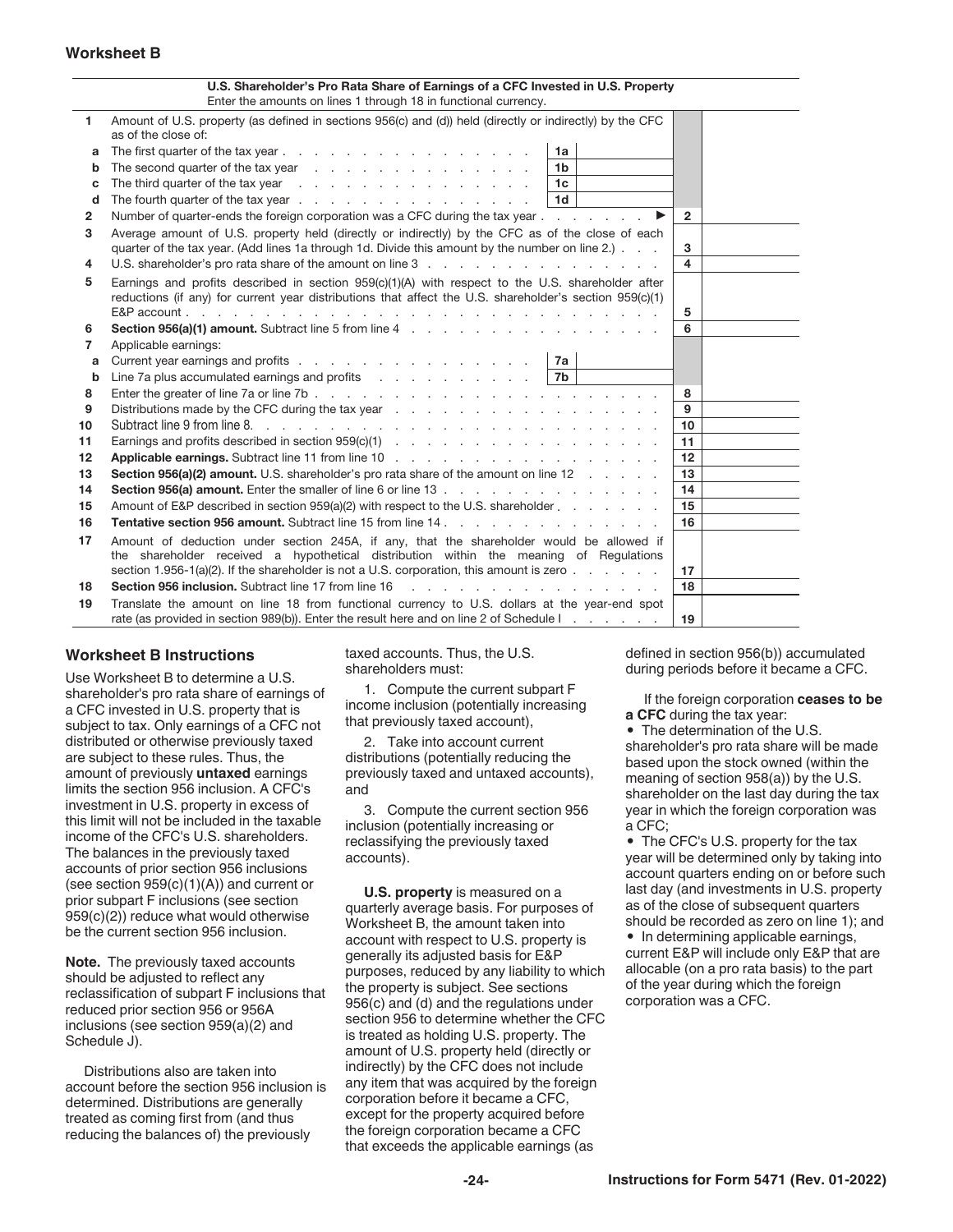## Worksheet B

| | U.S. Shareholder's Pro Rata Share of Earnings of a CFC Invested in U.S. Property<br>Enter the amounts on lines 1 through 18 in functional currency. | | | | |
|---|---|---|---|---|---|
| **1** | Amount of U.S. property (as defined in sections 956(c) and (d)) held (directly or indirectly) by the CFC as of the close of: | | | | |
| **a** | The first quarter of the tax year | 1a | | | |
| **b** | The second quarter of the tax year | 1b | | | |
| **c** | The third quarter of the tax year | 1c | | | |
| **d** | The fourth quarter of the tax year | 1d | | | |
| **2** | Number of quarter-ends the foreign corporation was a CFC during the tax year ▶ | | | 2 | |
| **3** | Average amount of U.S. property held (directly or indirectly) by the CFC as of the close of each quarter of the tax year. (Add lines 1a through 1d. Divide this amount by the number on line 2.) | | | 3 | |
| **4** | U.S. shareholder's pro rata share of the amount on line 3 | | | 4 | |
| **5** | Earnings and profits described in section 959(c)(1)(A) with respect to the U.S. shareholder after reductions (if any) for current year distributions that affect the U.S. shareholder's section 959(c)(1) E&P account | | | 5 | |
| **6** | **Section 956(a)(1) amount.** Subtract line 5 from line 4 | | | 6 | |
| **7** | Applicable earnings: | | | | |
| **a** | Current year earnings and profits | 7a | | | |
| **b** | Line 7a plus accumulated earnings and profits | 7b | | | |
| **8** | Enter the greater of line 7a or line 7b | | | 8 | |
| **9** | Distributions made by the CFC during the tax year | | | 9 | |
| **10** | Subtract line 9 from line 8. | | | 10 | |
| **11** | Earnings and profits described in section 959(c)(1) | | | 11 | |
| **12** | **Applicable earnings.** Subtract line 11 from line 10 | | | 12 | |
| **13** | **Section 956(a)(2) amount.** U.S. shareholder's pro rata share of the amount on line 12 | | | 13 | |
| **14** | **Section 956(a) amount.** Enter the smaller of line 6 or line 13 | | | 14 | |
| **15** | Amount of E&P described in section 959(a)(2) with respect to the U.S. shareholder | | | 15 | |
| **16** | **Tentative section 956 amount.** Subtract line 15 from line 14 | | | 16 | |
| **17** | Amount of deduction under section 245A, if any, that the shareholder would be allowed if the shareholder received a hypothetical distribution within the meaning of Regulations section 1.956-1(a)(2). If the shareholder is not a U.S. corporation, this amount is zero | | | 17 | |
| **18** | **Section 956 inclusion.** Subtract line 17 from line 16 | | | 18 | |
| **19** | Translate the amount on line 18 from functional currency to U.S. dollars at the year-end spot rate (as provided in section 989(b)). Enter the result here and on line 2 of Schedule I | | | 19 | |

### Worksheet B Instructions

Use Worksheet B to determine a U.S. shareholder's pro rata share of earnings of a CFC invested in U.S. property that is subject to tax. Only earnings of a CFC not distributed or otherwise previously taxed are subject to these rules. Thus, the amount of previously **untaxed** earnings limits the section 956 inclusion. A CFC's investment in U.S. property in excess of this limit will not be included in the taxable income of the CFC's U.S. shareholders. The balances in the previously taxed accounts of prior section 956 inclusions (see section 959(c)(1)(A)) and current or prior subpart F inclusions (see section 959(c)(2)) reduce what would otherwise be the current section 956 inclusion.

**Note.** The previously taxed accounts should be adjusted to reflect any reclassification of subpart F inclusions that reduced prior section 956 or 956A inclusions (see section 959(a)(2) and Schedule J).

Distributions also are taken into account before the section 956 inclusion is determined. Distributions are generally treated as coming first from (and thus reducing the balances of) the previously taxed accounts. Thus, the U.S. shareholders must:

1. Compute the current subpart F income inclusion (potentially increasing that previously taxed account),
2. Take into account current distributions (potentially reducing the previously taxed and untaxed accounts), and
3. Compute the current section 956 inclusion (potentially increasing or reclassifying the previously taxed accounts).

**U.S. property** is measured on a quarterly average basis. For purposes of Worksheet B, the amount taken into account with respect to U.S. property is generally its adjusted basis for E&P purposes, reduced by any liability to which the property is subject. See sections 956(c) and (d) and the regulations under section 956 to determine whether the CFC is treated as holding U.S. property. The amount of U.S. property held (directly or indirectly) by the CFC does not include any item that was acquired by the foreign corporation before it became a CFC, except for the property acquired before the foreign corporation became a CFC that exceeds the applicable earnings (as defined in section 956(b)) accumulated during periods before it became a CFC.

If the foreign corporation **ceases to be a CFC** during the tax year:

- The determination of the U.S. shareholder's pro rata share will be made based upon the stock owned (within the meaning of section 958(a)) by the U.S. shareholder on the last day during the tax year in which the foreign corporation was a CFC;
- The CFC's U.S. property for the tax year will be determined only by taking into account quarters ending on or before such last day (and investments in U.S. property as of the close of subsequent quarters should be recorded as zero on line 1); and
- In determining applicable earnings, current E&P will include only E&P that are allocable (on a pro rata basis) to the part of the year during which the foreign corporation was a CFC.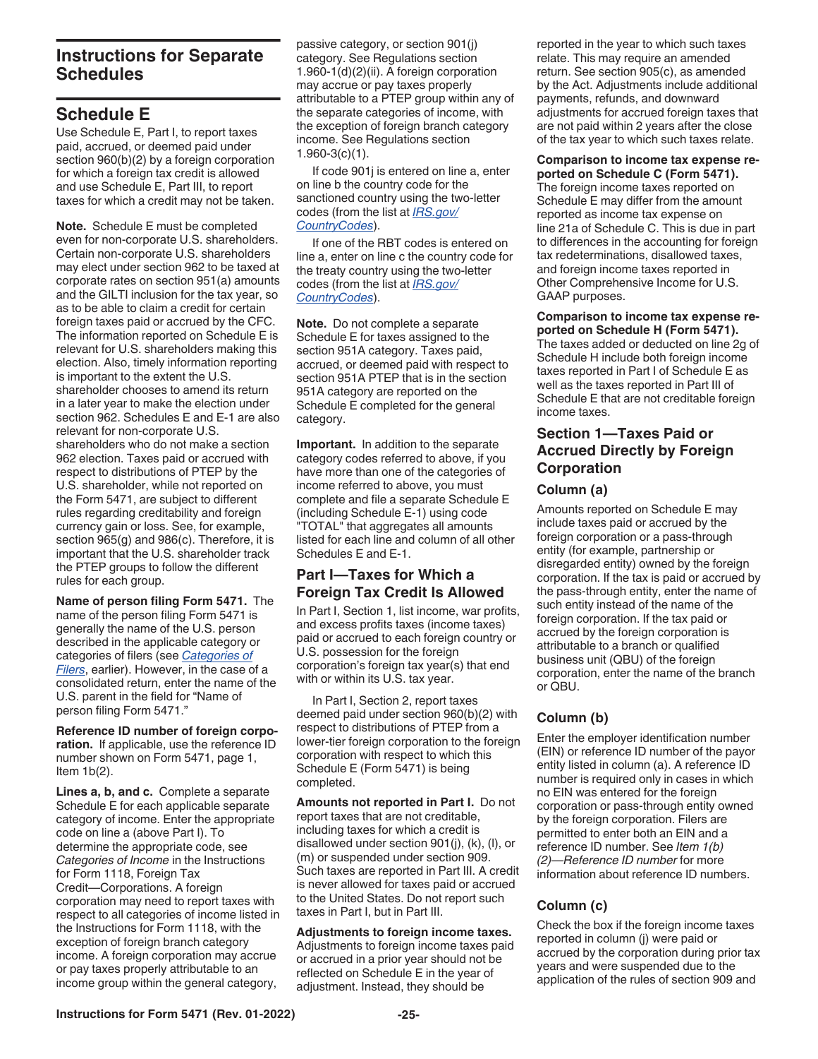# Instructions for Separate Schedules

## Schedule E

Use Schedule E, Part I, to report taxes paid, accrued, or deemed paid under section 960(b)(2) by a foreign corporation for which a foreign tax credit is allowed and use Schedule E, Part III, to report taxes for which a credit may not be taken.

**Note.** Schedule E must be completed even for non-corporate U.S. shareholders. Certain non-corporate U.S. shareholders may elect under section 962 to be taxed at corporate rates on section 951(a) amounts and the GILTI inclusion for the tax year, so as to be able to claim a credit for certain foreign taxes paid or accrued by the CFC. The information reported on Schedule E is relevant for U.S. shareholders making this election. Also, timely information reporting is important to the extent the U.S. shareholder chooses to amend its return in a later year to make the election under section 962. Schedules E and E-1 are also relevant for non-corporate U.S. shareholders who do not make a section 962 election. Taxes paid or accrued with respect to distributions of PTEP by the U.S. shareholder, while not reported on the Form 5471, are subject to different rules regarding creditability and foreign currency gain or loss. See, for example, section 965(g) and 986(c). Therefore, it is important that the U.S. shareholder track the PTEP groups to follow the different rules for each group.

**Name of person filing Form 5471.** The name of the person filing Form 5471 is generally the name of the U.S. person described in the applicable category or categories of filers (see *Categories of Filers*, earlier). However, in the case of a consolidated return, enter the name of the U.S. parent in the field for "Name of person filing Form 5471."

**Reference ID number of foreign corporation.** If applicable, use the reference ID number shown on Form 5471, page 1, Item 1b(2).

**Lines a, b, and c.** Complete a separate Schedule E for each applicable separate category of income. Enter the appropriate code on line a (above Part I). To determine the appropriate code, see *Categories of Income* in the Instructions for Form 1118, Foreign Tax Credit—Corporations. A foreign corporation may need to report taxes with respect to all categories of income listed in the Instructions for Form 1118, with the exception of foreign branch category income. A foreign corporation may accrue or pay taxes properly attributable to an income group within the general category, passive category, or section 901(j) category. See Regulations section 1.960-1(d)(2)(ii). A foreign corporation may accrue or pay taxes properly attributable to a PTEP group within any of the separate categories of income, with the exception of foreign branch category income. See Regulations section 1.960-3(c)(1).

If code 901j is entered on line a, enter on line b the country code for the sanctioned country using the two-letter codes (from the list at *IRS.gov/CountryCodes*).

If one of the RBT codes is entered on line a, enter on line c the country code for the treaty country using the two-letter codes (from the list at *IRS.gov/CountryCodes*).

**Note.** Do not complete a separate Schedule E for taxes assigned to the section 951A category. Taxes paid, accrued, or deemed paid with respect to section 951A PTEP that is in the section 951A category are reported on the Schedule E completed for the general category.

**Important.** In addition to the separate category codes referred to above, if you have more than one of the categories of income referred to above, you must complete and file a separate Schedule E (including Schedule E-1) using code "TOTAL" that aggregates all amounts listed for each line and column of all other Schedules E and E-1.

### Part I—Taxes for Which a Foreign Tax Credit Is Allowed

In Part I, Section 1, list income, war profits, and excess profits taxes (income taxes) paid or accrued to each foreign country or U.S. possession for the foreign corporation's foreign tax year(s) that end with or within its U.S. tax year.

In Part I, Section 2, report taxes deemed paid under section 960(b)(2) with respect to distributions of PTEP from a lower-tier foreign corporation to the foreign corporation with respect to which this Schedule E (Form 5471) is being completed.

**Amounts not reported in Part I.** Do not report taxes that are not creditable, including taxes for which a credit is disallowed under section 901(j), (k), (l), or (m) or suspended under section 909. Such taxes are reported in Part III. A credit is never allowed for taxes paid or accrued to the United States. Do not report such taxes in Part I, but in Part III.

**Adjustments to foreign income taxes.** Adjustments to foreign income taxes paid or accrued in a prior year should not be reflected on Schedule E in the year of adjustment. Instead, they should be reported in the year to which such taxes relate. This may require an amended return. See section 905(c), as amended by the Act. Adjustments include additional payments, refunds, and downward adjustments for accrued foreign taxes that are not paid within 2 years after the close of the tax year to which such taxes relate.

**Comparison to income tax expense reported on Schedule C (Form 5471).** The foreign income taxes reported on Schedule E may differ from the amount reported as income tax expense on line 21a of Schedule C. This is due in part to differences in the accounting for foreign tax redeterminations, disallowed taxes, and foreign income taxes reported in Other Comprehensive Income for U.S. GAAP purposes.

**Comparison to income tax expense reported on Schedule H (Form 5471).** The taxes added or deducted on line 2g of Schedule H include both foreign income taxes reported in Part I of Schedule E as well as the taxes reported in Part III of Schedule E that are not creditable foreign income taxes.

### Section 1—Taxes Paid or Accrued Directly by Foreign Corporation

#### Column (a)

Amounts reported on Schedule E may include taxes paid or accrued by the foreign corporation or a pass-through entity (for example, partnership or disregarded entity) owned by the foreign corporation. If the tax is paid or accrued by the pass-through entity, enter the name of such entity instead of the name of the foreign corporation. If the tax paid or accrued by the foreign corporation is attributable to a branch or qualified business unit (QBU) of the foreign corporation, enter the name of the branch or QBU.

#### Column (b)

Enter the employer identification number (EIN) or reference ID number of the payor entity listed in column (a). A reference ID number is required only in cases in which no EIN was entered for the foreign corporation or pass-through entity owned by the foreign corporation. Filers are permitted to enter both an EIN and a reference ID number. See *Item 1(b)(2)—Reference ID number* for more information about reference ID numbers.

#### Column (c)

Check the box if the foreign income taxes reported in column (j) were paid or accrued by the corporation during prior tax years and were suspended due to the application of the rules of section 909 and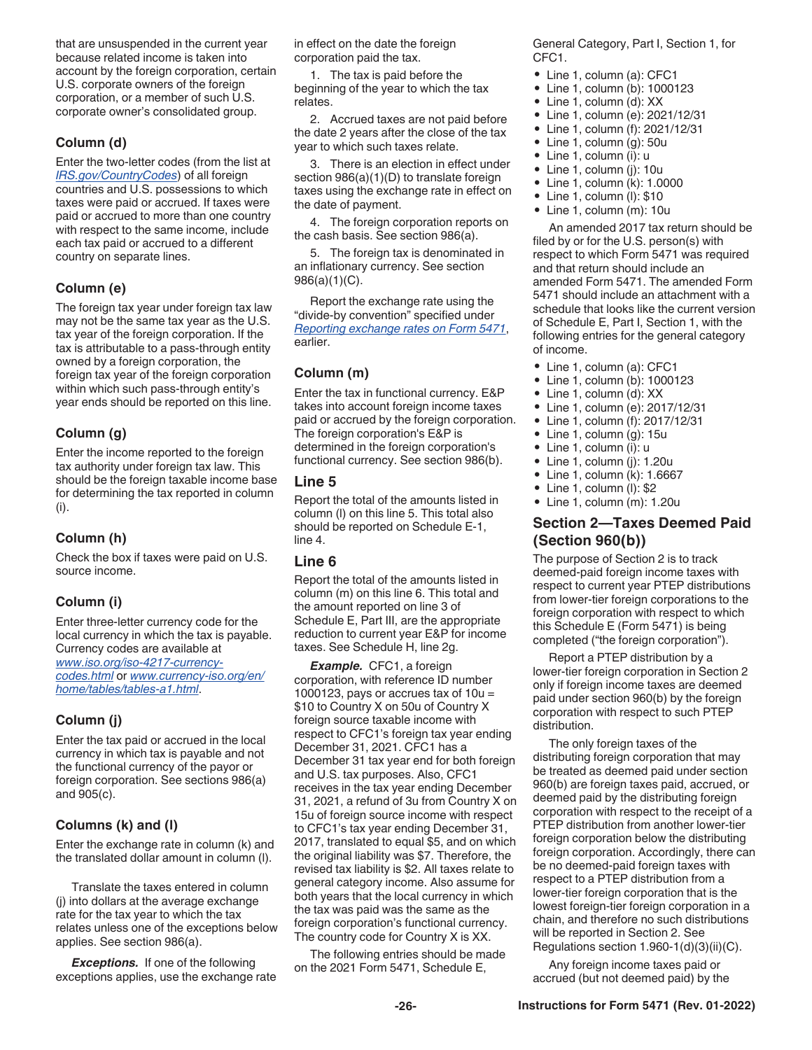that are unsuspended in the current year because related income is taken into account by the foreign corporation, certain U.S. corporate owners of the foreign corporation, or a member of such U.S. corporate owner's consolidated group.

### Column (d)

Enter the two-letter codes (from the list at *IRS.gov/CountryCodes*) of all foreign countries and U.S. possessions to which taxes were paid or accrued. If taxes were paid or accrued to more than one country with respect to the same income, include each tax paid or accrued to a different country on separate lines.

### Column (e)

The foreign tax year under foreign tax law may not be the same tax year as the U.S. tax year of the foreign corporation. If the tax is attributable to a pass-through entity owned by a foreign corporation, the foreign tax year of the foreign corporation within which such pass-through entity's year ends should be reported on this line.

### Column (g)

Enter the income reported to the foreign tax authority under foreign tax law. This should be the foreign taxable income base for determining the tax reported in column (i).

### Column (h)

Check the box if taxes were paid on U.S. source income.

### Column (i)

Enter three-letter currency code for the local currency in which the tax is payable. Currency codes are available at *www.iso.org/iso-4217-currency-codes.html* or *www.currency-iso.org/en/home/tables/tables-a1.html*.

### Column (j)

Enter the tax paid or accrued in the local currency in which tax is payable and not the functional currency of the payor or foreign corporation. See sections 986(a) and 905(c).

### Columns (k) and (l)

Enter the exchange rate in column (k) and the translated dollar amount in column (l).

Translate the taxes entered in column (j) into dollars at the average exchange rate for the tax year to which the tax relates unless one of the exceptions below applies. See section 986(a).

***Exceptions.*** If one of the following exceptions applies, use the exchange rate in effect on the date the foreign corporation paid the tax.

1. The tax is paid before the beginning of the year to which the tax relates.

2. Accrued taxes are not paid before the date 2 years after the close of the tax year to which such taxes relate.

3. There is an election in effect under section 986(a)(1)(D) to translate foreign taxes using the exchange rate in effect on the date of payment.

4. The foreign corporation reports on the cash basis. See section 986(a).

5. The foreign tax is denominated in an inflationary currency. See section 986(a)(1)(C).

Report the exchange rate using the "divide-by convention" specified under *Reporting exchange rates on Form 5471*, earlier.

### Column (m)

Enter the tax in functional currency. E&P takes into account foreign income taxes paid or accrued by the foreign corporation. The foreign corporation's E&P is determined in the foreign corporation's functional currency. See section 986(b).

### Line 5

Report the total of the amounts listed in column (l) on this line 5. This total also should be reported on Schedule E-1, line 4.

### Line 6

Report the total of the amounts listed in column (m) on this line 6. This total and the amount reported on line 3 of Schedule E, Part III, are the appropriate reduction to current year E&P for income taxes. See Schedule H, line 2g.

***Example.*** CFC1, a foreign corporation, with reference ID number 1000123, pays or accrues tax of 10u = $10 to Country X on 50u of Country X foreign source taxable income with respect to CFC1's foreign tax year ending December 31, 2021. CFC1 has a December 31 tax year end for both foreign and U.S. tax purposes. Also, CFC1 receives in the tax year ending December 31, 2021, a refund of 3u from Country X on 15u of foreign source income with respect to CFC1's tax year ending December 31, 2017, translated to equal $5, and on which the original liability was $7. Therefore, the revised tax liability is $2. All taxes relate to general category income. Also assume for both years that the local currency in which the tax was paid was the same as the foreign corporation's functional currency. The country code for Country X is XX.

The following entries should be made on the 2021 Form 5471, Schedule E, General Category, Part I, Section 1, for CFC1.

- Line 1, column (a): CFC1
- Line 1, column (b): 1000123
- Line 1, column (d): XX
- Line 1, column (e): 2021/12/31
- Line 1, column (f): 2021/12/31
- Line 1, column (g): 50u
- Line 1, column (i): u
- Line 1, column (j): 10u
- Line 1, column (k): 1.0000
- Line 1, column (l): $10
- Line 1, column (m): 10u

An amended 2017 tax return should be filed by or for the U.S. person(s) with respect to which Form 5471 was required and that return should include an amended Form 5471. The amended Form 5471 should include an attachment with a schedule that looks like the current version of Schedule E, Part I, Section 1, with the following entries for the general category of income.

- Line 1, column (a): CFC1
- Line 1, column (b): 1000123
- Line 1, column (d): XX
- Line 1, column (e): 2017/12/31
- Line 1, column (f): 2017/12/31
- Line 1, column (g): 15u
- Line 1, column (i): u
- Line 1, column (j): 1.20u
- Line 1, column (k): 1.6667
- Line 1, column (l): $2
- Line 1, column (m): 1.20u

## Section 2—Taxes Deemed Paid (Section 960(b))

The purpose of Section 2 is to track deemed-paid foreign income taxes with respect to current year PTEP distributions from lower-tier foreign corporations to the foreign corporation with respect to which this Schedule E (Form 5471) is being completed ("the foreign corporation").

Report a PTEP distribution by a lower-tier foreign corporation in Section 2 only if foreign income taxes are deemed paid under section 960(b) by the foreign corporation with respect to such PTEP distribution.

The only foreign taxes of the distributing foreign corporation that may be treated as deemed paid under section 960(b) are foreign taxes paid, accrued, or deemed paid by the distributing foreign corporation with respect to the receipt of a PTEP distribution from another lower-tier foreign corporation below the distributing foreign corporation. Accordingly, there can be no deemed-paid foreign taxes with respect to a PTEP distribution from a lower-tier foreign corporation that is the lowest foreign-tier foreign corporation in a chain, and therefore no such distributions will be reported in Section 2. See Regulations section 1.960-1(d)(3)(ii)(C).

Any foreign income taxes paid or accrued (but not deemed paid) by the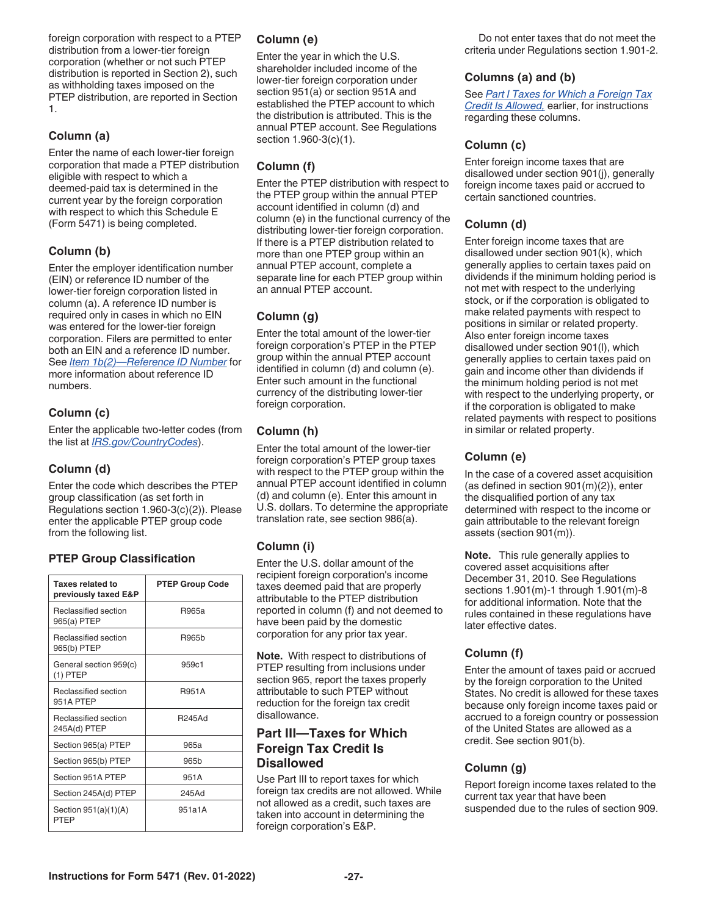foreign corporation with respect to a PTEP distribution from a lower-tier foreign corporation (whether or not such PTEP distribution is reported in Section 2), such as withholding taxes imposed on the PTEP distribution, are reported in Section 1.

### Column (a)

Enter the name of each lower-tier foreign corporation that made a PTEP distribution eligible with respect to which a deemed-paid tax is determined in the current year by the foreign corporation with respect to which this Schedule E (Form 5471) is being completed.

### Column (b)

Enter the employer identification number (EIN) or reference ID number of the lower-tier foreign corporation listed in column (a). A reference ID number is required only in cases in which no EIN was entered for the lower-tier foreign corporation. Filers are permitted to enter both an EIN and a reference ID number. See *Item 1b(2)—Reference ID Number* for more information about reference ID numbers.

### Column (c)

Enter the applicable two-letter codes (from the list at *IRS.gov/CountryCodes*).

### Column (d)

Enter the code which describes the PTEP group classification (as set forth in Regulations section 1.960-3(c)(2)). Please enter the applicable PTEP group code from the following list.

#### PTEP Group Classification

| Taxes related to previously taxed E&P | PTEP Group Code |
|---|---|
| Reclassified section 965(a) PTEP | R965a |
| Reclassified section 965(b) PTEP | R965b |
| General section 959(c)(1) PTEP | 959c1 |
| Reclassified section 951A PTEP | R951A |
| Reclassified section 245A(d) PTEP | R245Ad |
| Section 965(a) PTEP | 965a |
| Section 965(b) PTEP | 965b |
| Section 951A PTEP | 951A |
| Section 245A(d) PTEP | 245Ad |
| Section 951(a)(1)(A) PTEP | 951a1A |

### Column (e)

Enter the year in which the U.S. shareholder included income of the lower-tier foreign corporation under section 951(a) or section 951A and established the PTEP account to which the distribution is attributed. This is the annual PTEP account. See Regulations section 1.960-3(c)(1).

### Column (f)

Enter the PTEP distribution with respect to the PTEP group within the annual PTEP account identified in column (d) and column (e) in the functional currency of the distributing lower-tier foreign corporation. If there is a PTEP distribution related to more than one PTEP group within an annual PTEP account, complete a separate line for each PTEP group within an annual PTEP account.

### Column (g)

Enter the total amount of the lower-tier foreign corporation's PTEP in the PTEP group within the annual PTEP account identified in column (d) and column (e). Enter such amount in the functional currency of the distributing lower-tier foreign corporation.

### Column (h)

Enter the total amount of the lower-tier foreign corporation's PTEP group taxes with respect to the PTEP group within the annual PTEP account identified in column (d) and column (e). Enter this amount in U.S. dollars. To determine the appropriate translation rate, see section 986(a).

### Column (i)

Enter the U.S. dollar amount of the recipient foreign corporation's income taxes deemed paid that are properly attributable to the PTEP distribution reported in column (f) and not deemed to have been paid by the domestic corporation for any prior tax year.

**Note.** With respect to distributions of PTEP resulting from inclusions under section 965, report the taxes properly attributable to such PTEP without reduction for the foreign tax credit disallowance.

## Part III—Taxes for Which Foreign Tax Credit Is Disallowed

Use Part III to report taxes for which foreign tax credits are not allowed. While not allowed as a credit, such taxes are taken into account in determining the foreign corporation's E&P.

Do not enter taxes that do not meet the criteria under Regulations section 1.901-2.

### Columns (a) and (b)

See *Part I Taxes for Which a Foreign Tax Credit Is Allowed,* earlier, for instructions regarding these columns.

### Column (c)

Enter foreign income taxes that are disallowed under section 901(j), generally foreign income taxes paid or accrued to certain sanctioned countries.

### Column (d)

Enter foreign income taxes that are disallowed under section 901(k), which generally applies to certain taxes paid on dividends if the minimum holding period is not met with respect to the underlying stock, or if the corporation is obligated to make related payments with respect to positions in similar or related property. Also enter foreign income taxes disallowed under section 901(l), which generally applies to certain taxes paid on gain and income other than dividends if the minimum holding period is not met with respect to the underlying property, or if the corporation is obligated to make related payments with respect to positions in similar or related property.

### Column (e)

In the case of a covered asset acquisition (as defined in section 901(m)(2)), enter the disqualified portion of any tax determined with respect to the income or gain attributable to the relevant foreign assets (section 901(m)).

**Note.** This rule generally applies to covered asset acquisitions after December 31, 2010. See Regulations sections 1.901(m)-1 through 1.901(m)-8 for additional information. Note that the rules contained in these regulations have later effective dates.

### Column (f)

Enter the amount of taxes paid or accrued by the foreign corporation to the United States. No credit is allowed for these taxes because only foreign income taxes paid or accrued to a foreign country or possession of the United States are allowed as a credit. See section 901(b).

### Column (g)

Report foreign income taxes related to the current tax year that have been suspended due to the rules of section 909.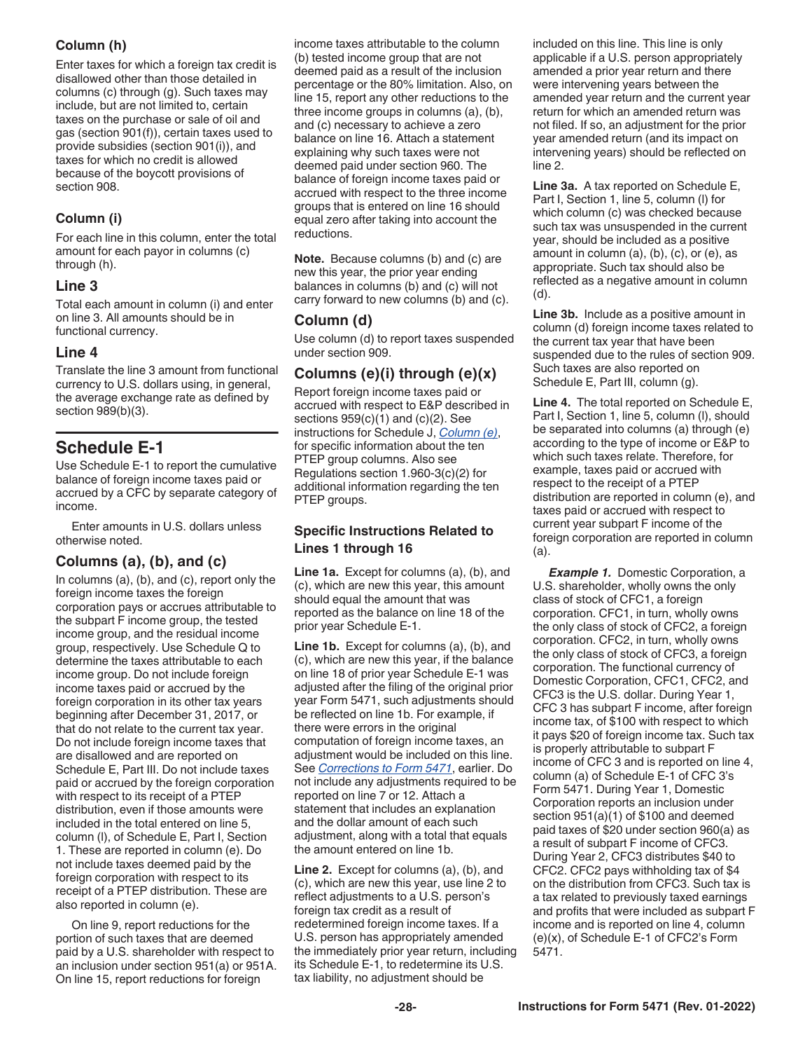### Column (h)

Enter taxes for which a foreign tax credit is disallowed other than those detailed in columns (c) through (g). Such taxes may include, but are not limited to, certain taxes on the purchase or sale of oil and gas (section 901(f)), certain taxes used to provide subsidies (section 901(i)), and taxes for which no credit is allowed because of the boycott provisions of section 908.

### Column (i)

For each line in this column, enter the total amount for each payor in columns (c) through (h).

### Line 3

Total each amount in column (i) and enter on line 3. All amounts should be in functional currency.

### Line 4

Translate the line 3 amount from functional currency to U.S. dollars using, in general, the average exchange rate as defined by section 989(b)(3).

## Schedule E-1

Use Schedule E-1 to report the cumulative balance of foreign income taxes paid or accrued by a CFC by separate category of income.

Enter amounts in U.S. dollars unless otherwise noted.

### Columns (a), (b), and (c)

In columns (a), (b), and (c), report only the foreign income taxes the foreign corporation pays or accrues attributable to the subpart F income group, the tested income group, and the residual income group, respectively. Use Schedule Q to determine the taxes attributable to each income group. Do not include foreign income taxes paid or accrued by the foreign corporation in its other tax years beginning after December 31, 2017, or that do not relate to the current tax year. Do not include foreign income taxes that are disallowed and are reported on Schedule E, Part III. Do not include taxes paid or accrued by the foreign corporation with respect to its receipt of a PTEP distribution, even if those amounts were included in the total entered on line 5, column (l), of Schedule E, Part I, Section 1. These are reported in column (e). Do not include taxes deemed paid by the foreign corporation with respect to its receipt of a PTEP distribution. These are also reported in column (e).

On line 9, report reductions for the portion of such taxes that are deemed paid by a U.S. shareholder with respect to an inclusion under section 951(a) or 951A. On line 15, report reductions for foreign income taxes attributable to the column (b) tested income group that are not deemed paid as a result of the inclusion percentage or the 80% limitation. Also, on line 15, report any other reductions to the three income groups in columns (a), (b), and (c) necessary to achieve a zero balance on line 16. Attach a statement explaining why such taxes were not deemed paid under section 960. The balance of foreign income taxes paid or accrued with respect to the three income groups that is entered on line 16 should equal zero after taking into account the reductions.

**Note.** Because columns (b) and (c) are new this year, the prior year ending balances in columns (b) and (c) will not carry forward to new columns (b) and (c).

### Column (d)

Use column (d) to report taxes suspended under section 909.

### Columns (e)(i) through (e)(x)

Report foreign income taxes paid or accrued with respect to E&P described in sections 959(c)(1) and (c)(2). See instructions for Schedule J, *Column (e)*, for specific information about the ten PTEP group columns. Also see Regulations section 1.960-3(c)(2) for additional information regarding the ten PTEP groups.

#### Specific Instructions Related to Lines 1 through 16

**Line 1a.** Except for columns (a), (b), and (c), which are new this year, this amount should equal the amount that was reported as the balance on line 18 of the prior year Schedule E-1.

**Line 1b.** Except for columns (a), (b), and (c), which are new this year, if the balance on line 18 of prior year Schedule E-1 was adjusted after the filing of the original prior year Form 5471, such adjustments should be reflected on line 1b. For example, if there were errors in the original computation of foreign income taxes, an adjustment would be included on this line. See *Corrections to Form 5471*, earlier. Do not include any adjustments required to be reported on line 7 or 12. Attach a statement that includes an explanation and the dollar amount of each such adjustment, along with a total that equals the amount entered on line 1b.

**Line 2.** Except for columns (a), (b), and (c), which are new this year, use line 2 to reflect adjustments to a U.S. person's foreign tax credit as a result of redetermined foreign income taxes. If a U.S. person has appropriately amended the immediately prior year return, including its Schedule E-1, to redetermine its U.S. tax liability, no adjustment should be included on this line. This line is only applicable if a U.S. person appropriately amended a prior year return and there were intervening years between the amended year return and the current year return for which an amended return was not filed. If so, an adjustment for the prior year amended return (and its impact on intervening years) should be reflected on line 2.

**Line 3a.** A tax reported on Schedule E, Part I, Section 1, line 5, column (l) for which column (c) was checked because such tax was unsuspended in the current year, should be included as a positive amount in column (a), (b), (c), or (e), as appropriate. Such tax should also be reflected as a negative amount in column (d).

**Line 3b.** Include as a positive amount in column (d) foreign income taxes related to the current tax year that have been suspended due to the rules of section 909. Such taxes are also reported on Schedule E, Part III, column (g).

**Line 4.** The total reported on Schedule E, Part I, Section 1, line 5, column (l), should be separated into columns (a) through (e) according to the type of income or E&P to which such taxes relate. Therefore, for example, taxes paid or accrued with respect to the receipt of a PTEP distribution are reported in column (e), and taxes paid or accrued with respect to current year subpart F income of the foreign corporation are reported in column (a).

***Example 1.*** Domestic Corporation, a U.S. shareholder, wholly owns the only class of stock of CFC1, a foreign corporation. CFC1, in turn, wholly owns the only class of stock of CFC2, a foreign corporation. CFC2, in turn, wholly owns the only class of stock of CFC3, a foreign corporation. The functional currency of Domestic Corporation, CFC1, CFC2, and CFC3 is the U.S. dollar. During Year 1, CFC 3 has subpart F income, after foreign income tax, of $100 with respect to which it pays $20 of foreign income tax. Such tax is properly attributable to subpart F income of CFC 3 and is reported on line 4, column (a) of Schedule E-1 of CFC 3's Form 5471. During Year 1, Domestic Corporation reports an inclusion under section 951(a)(1) of $100 and deemed paid taxes of $20 under section 960(a) as a result of subpart F income of CFC3. During Year 2, CFC3 distributes $40 to CFC2. CFC2 pays withholding tax of $4 on the distribution from CFC3. Such tax is a tax related to previously taxed earnings and profits that were included as subpart F income and is reported on line 4, column (e)(x), of Schedule E-1 of CFC2's Form 5471.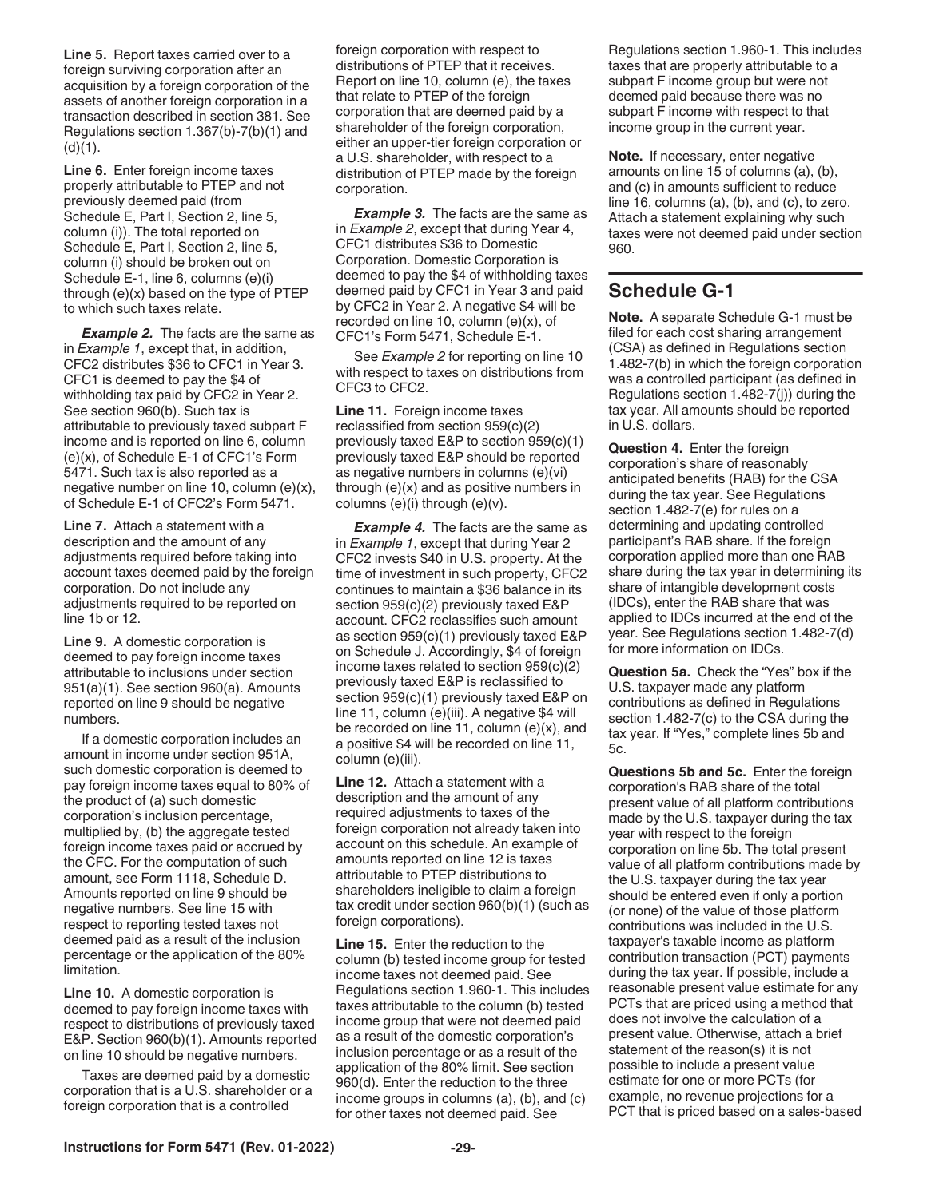**Line 5.** Report taxes carried over to a foreign surviving corporation after an acquisition by a foreign corporation of the assets of another foreign corporation in a transaction described in section 381. See Regulations section 1.367(b)-7(b)(1) and (d)(1).

**Line 6.** Enter foreign income taxes properly attributable to PTEP and not previously deemed paid (from Schedule E, Part I, Section 2, line 5, column (i)). The total reported on Schedule E, Part I, Section 2, line 5, column (i) should be broken out on Schedule E-1, line 6, columns (e)(i) through (e)(x) based on the type of PTEP to which such taxes relate.

***Example 2.*** The facts are the same as in *Example 1*, except that, in addition, CFC2 distributes $36 to CFC1 in Year 3. CFC1 is deemed to pay the $4 of withholding tax paid by CFC2 in Year 2. See section 960(b). Such tax is attributable to previously taxed subpart F income and is reported on line 6, column (e)(x), of Schedule E-1 of CFC1's Form 5471. Such tax is also reported as a negative number on line 10, column (e)(x), of Schedule E-1 of CFC2's Form 5471.

**Line 7.** Attach a statement with a description and the amount of any adjustments required before taking into account taxes deemed paid by the foreign corporation. Do not include any adjustments required to be reported on line 1b or 12.

**Line 9.** A domestic corporation is deemed to pay foreign income taxes attributable to inclusions under section 951(a)(1). See section 960(a). Amounts reported on line 9 should be negative numbers.

If a domestic corporation includes an amount in income under section 951A, such domestic corporation is deemed to pay foreign income taxes equal to 80% of the product of (a) such domestic corporation's inclusion percentage, multiplied by, (b) the aggregate tested foreign income taxes paid or accrued by the CFC. For the computation of such amount, see Form 1118, Schedule D. Amounts reported on line 9 should be negative numbers. See line 15 with respect to reporting tested taxes not deemed paid as a result of the inclusion percentage or the application of the 80% limitation.

**Line 10.** A domestic corporation is deemed to pay foreign income taxes with respect to distributions of previously taxed E&P. Section 960(b)(1). Amounts reported on line 10 should be negative numbers.

Taxes are deemed paid by a domestic corporation that is a U.S. shareholder or a foreign corporation that is a controlled foreign corporation with respect to distributions of PTEP that it receives. Report on line 10, column (e), the taxes that relate to PTEP of the foreign corporation that are deemed paid by a shareholder of the foreign corporation, either an upper-tier foreign corporation or a U.S. shareholder, with respect to a distribution of PTEP made by the foreign corporation.

***Example 3.*** The facts are the same as in *Example 2*, except that during Year 4, CFC1 distributes $36 to Domestic Corporation. Domestic Corporation is deemed to pay the $4 of withholding taxes deemed paid by CFC1 in Year 3 and paid by CFC2 in Year 2. A negative $4 will be recorded on line 10, column (e)(x), of CFC1's Form 5471, Schedule E-1.

See *Example 2* for reporting on line 10 with respect to taxes on distributions from CFC3 to CFC2.

**Line 11.** Foreign income taxes reclassified from section 959(c)(2) previously taxed E&P to section 959(c)(1) previously taxed E&P should be reported as negative numbers in columns (e)(vi) through (e)(x) and as positive numbers in columns (e)(i) through (e)(v).

***Example 4.*** The facts are the same as in *Example 1*, except that during Year 2 CFC2 invests $40 in U.S. property. At the time of investment in such property, CFC2 continues to maintain a $36 balance in its section 959(c)(2) previously taxed E&P account. CFC2 reclassifies such amount as section 959(c)(1) previously taxed E&P on Schedule J. Accordingly, $4 of foreign income taxes related to section 959(c)(2) previously taxed E&P is reclassified to section 959(c)(1) previously taxed E&P on line 11, column (e)(iii). A negative $4 will be recorded on line 11, column (e)(x), and a positive $4 will be recorded on line 11, column (e)(iii).

**Line 12.** Attach a statement with a description and the amount of any required adjustments to taxes of the foreign corporation not already taken into account on this schedule. An example of amounts reported on line 12 is taxes attributable to PTEP distributions to shareholders ineligible to claim a foreign tax credit under section 960(b)(1) (such as foreign corporations).

**Line 15.** Enter the reduction to the column (b) tested income group for tested income taxes not deemed paid. See Regulations section 1.960-1. This includes taxes attributable to the column (b) tested income group that were not deemed paid as a result of the domestic corporation's inclusion percentage or as a result of the application of the 80% limit. See section 960(d). Enter the reduction to the three income groups in columns (a), (b), and (c) for other taxes not deemed paid. See Regulations section 1.960-1. This includes taxes that are properly attributable to a subpart F income group but were not deemed paid because there was no subpart F income with respect to that income group in the current year.

**Note.** If necessary, enter negative amounts on line 15 of columns (a), (b), and (c) in amounts sufficient to reduce line 16, columns (a), (b), and (c), to zero. Attach a statement explaining why such taxes were not deemed paid under section 960.

## Schedule G-1

**Note.** A separate Schedule G-1 must be filed for each cost sharing arrangement (CSA) as defined in Regulations section 1.482-7(b) in which the foreign corporation was a controlled participant (as defined in Regulations section 1.482-7(j)) during the tax year. All amounts should be reported in U.S. dollars.

**Question 4.** Enter the foreign corporation's share of reasonably anticipated benefits (RAB) for the CSA during the tax year. See Regulations section 1.482-7(e) for rules on a determining and updating controlled participant's RAB share. If the foreign corporation applied more than one RAB share during the tax year in determining its share of intangible development costs (IDCs), enter the RAB share that was applied to IDCs incurred at the end of the year. See Regulations section 1.482-7(d) for more information on IDCs.

**Question 5a.** Check the "Yes" box if the U.S. taxpayer made any platform contributions as defined in Regulations section 1.482-7(c) to the CSA during the tax year. If "Yes," complete lines 5b and 5c.

**Questions 5b and 5c.** Enter the foreign corporation's RAB share of the total present value of all platform contributions made by the U.S. taxpayer during the tax year with respect to the foreign corporation on line 5b. The total present value of all platform contributions made by the U.S. taxpayer during the tax year should be entered even if only a portion (or none) of the value of those platform contributions was included in the U.S. taxpayer's taxable income as platform contribution transaction (PCT) payments during the tax year. If possible, include a reasonable present value estimate for any PCTs that are priced using a method that does not involve the calculation of a present value. Otherwise, attach a brief statement of the reason(s) it is not possible to include a present value estimate for one or more PCTs (for example, no revenue projections for a PCT that is priced based on a sales-based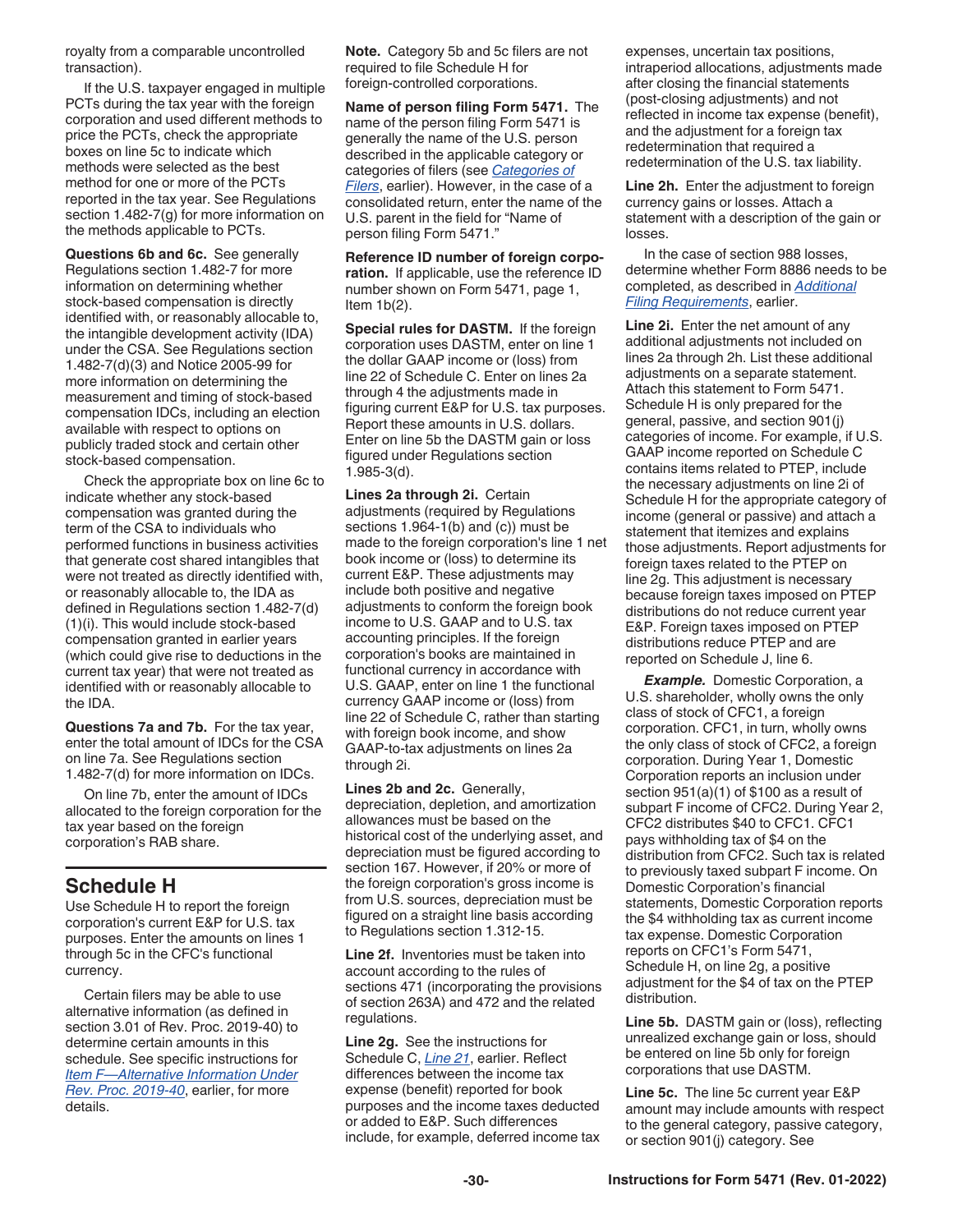royalty from a comparable uncontrolled transaction).

If the U.S. taxpayer engaged in multiple PCTs during the tax year with the foreign corporation and used different methods to price the PCTs, check the appropriate boxes on line 5c to indicate which methods were selected as the best method for one or more of the PCTs reported in the tax year. See Regulations section 1.482-7(g) for more information on the methods applicable to PCTs.

**Questions 6b and 6c.** See generally Regulations section 1.482-7 for more information on determining whether stock-based compensation is directly identified with, or reasonably allocable to, the intangible development activity (IDA) under the CSA. See Regulations section 1.482-7(d)(3) and Notice 2005-99 for more information on determining the measurement and timing of stock-based compensation IDCs, including an election available with respect to options on publicly traded stock and certain other stock-based compensation.

Check the appropriate box on line 6c to indicate whether any stock-based compensation was granted during the term of the CSA to individuals who performed functions in business activities that generate cost shared intangibles that were not treated as directly identified with, or reasonably allocable to, the IDA as defined in Regulations section 1.482-7(d)(1)(i). This would include stock-based compensation granted in earlier years (which could give rise to deductions in the current tax year) that were not treated as identified with or reasonably allocable to the IDA.

**Questions 7a and 7b.** For the tax year, enter the total amount of IDCs for the CSA on line 7a. See Regulations section 1.482-7(d) for more information on IDCs.

On line 7b, enter the amount of IDCs allocated to the foreign corporation for the tax year based on the foreign corporation's RAB share.

## Schedule H

Use Schedule H to report the foreign corporation's current E&P for U.S. tax purposes. Enter the amounts on lines 1 through 5c in the CFC's functional currency.

Certain filers may be able to use alternative information (as defined in section 3.01 of Rev. Proc. 2019-40) to determine certain amounts in this schedule. See specific instructions for *Item F—Alternative Information Under Rev. Proc. 2019-40*, earlier, for more details.

**Note.** Category 5b and 5c filers are not required to file Schedule H for foreign-controlled corporations.

**Name of person filing Form 5471.** The name of the person filing Form 5471 is generally the name of the U.S. person described in the applicable category or categories of filers (see *Categories of Filers*, earlier). However, in the case of a consolidated return, enter the name of the U.S. parent in the field for "Name of person filing Form 5471."

**Reference ID number of foreign corporation.** If applicable, use the reference ID number shown on Form 5471, page 1, Item 1b(2).

**Special rules for DASTM.** If the foreign corporation uses DASTM, enter on line 1 the dollar GAAP income or (loss) from line 22 of Schedule C. Enter on lines 2a through 4 the adjustments made in figuring current E&P for U.S. tax purposes. Report these amounts in U.S. dollars. Enter on line 5b the DASTM gain or loss figured under Regulations section 1.985-3(d).

**Lines 2a through 2i.** Certain adjustments (required by Regulations sections 1.964-1(b) and (c)) must be made to the foreign corporation's line 1 net book income or (loss) to determine its current E&P. These adjustments may include both positive and negative adjustments to conform the foreign book income to U.S. GAAP and to U.S. tax accounting principles. If the foreign corporation's books are maintained in functional currency in accordance with U.S. GAAP, enter on line 1 the functional currency GAAP income or (loss) from line 22 of Schedule C, rather than starting with foreign book income, and show GAAP-to-tax adjustments on lines 2a through 2i.

**Lines 2b and 2c.** Generally, depreciation, depletion, and amortization allowances must be based on the historical cost of the underlying asset, and depreciation must be figured according to section 167. However, if 20% or more of the foreign corporation's gross income is from U.S. sources, depreciation must be figured on a straight line basis according to Regulations section 1.312-15.

**Line 2f.** Inventories must be taken into account according to the rules of sections 471 (incorporating the provisions of section 263A) and 472 and the related regulations.

**Line 2g.** See the instructions for Schedule C, *Line 21*, earlier. Reflect differences between the income tax expense (benefit) reported for book purposes and the income taxes deducted or added to E&P. Such differences include, for example, deferred income tax expenses, uncertain tax positions, intraperiod allocations, adjustments made after closing the financial statements (post-closing adjustments) and not reflected in income tax expense (benefit), and the adjustment for a foreign tax redetermination that required a redetermination of the U.S. tax liability.

**Line 2h.** Enter the adjustment to foreign currency gains or losses. Attach a statement with a description of the gain or losses.

In the case of section 988 losses, determine whether Form 8886 needs to be completed, as described in *Additional Filing Requirements*, earlier.

**Line 2i.** Enter the net amount of any additional adjustments not included on lines 2a through 2h. List these additional adjustments on a separate statement. Attach this statement to Form 5471. Schedule H is only prepared for the general, passive, and section 901(j) categories of income. For example, if U.S. GAAP income reported on Schedule C contains items related to PTEP, include the necessary adjustments on line 2i of Schedule H for the appropriate category of income (general or passive) and attach a statement that itemizes and explains those adjustments. Report adjustments for foreign taxes related to the PTEP on line 2g. This adjustment is necessary because foreign taxes imposed on PTEP distributions do not reduce current year E&P. Foreign taxes imposed on PTEP distributions reduce PTEP and are reported on Schedule J, line 6.

***Example.*** Domestic Corporation, a U.S. shareholder, wholly owns the only class of stock of CFC1, a foreign corporation. CFC1, in turn, wholly owns the only class of stock of CFC2, a foreign corporation. During Year 1, Domestic Corporation reports an inclusion under section 951(a)(1) of $100 as a result of subpart F income of CFC2. During Year 2, CFC2 distributes $40 to CFC1. CFC1 pays withholding tax of $4 on the distribution from CFC2. Such tax is related to previously taxed subpart F income. On Domestic Corporation's financial statements, Domestic Corporation reports the $4 withholding tax as current income tax expense. Domestic Corporation reports on CFC1's Form 5471, Schedule H, on line 2g, a positive adjustment for the $4 of tax on the PTEP distribution.

**Line 5b.** DASTM gain or (loss), reflecting unrealized exchange gain or loss, should be entered on line 5b only for foreign corporations that use DASTM.

**Line 5c.** The line 5c current year E&P amount may include amounts with respect to the general category, passive category, or section 901(j) category. See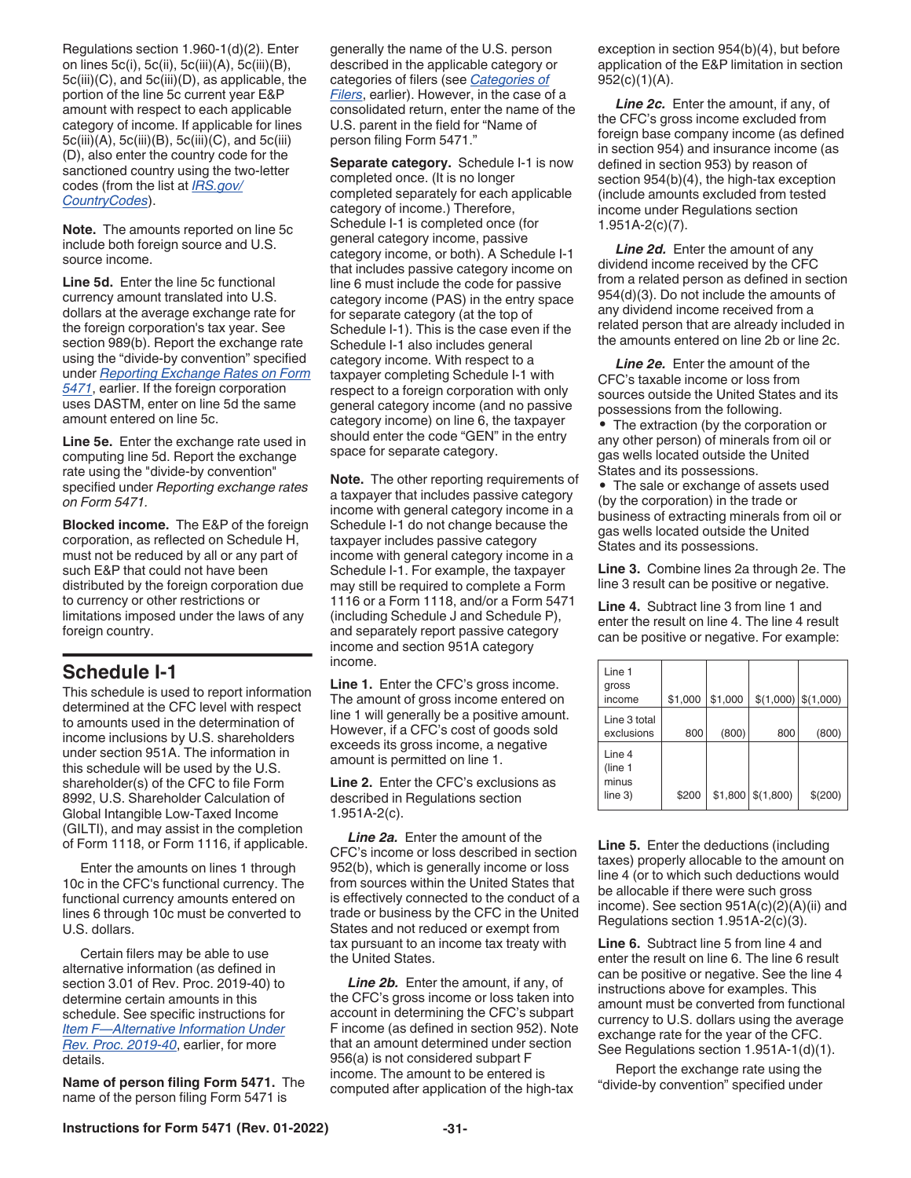Regulations section 1.960-1(d)(2). Enter on lines 5c(i), 5c(ii), 5c(iii)(A), 5c(iii)(B), 5c(iii)(C), and 5c(iii)(D), as applicable, the portion of the line 5c current year E&P amount with respect to each applicable category of income. If applicable for lines 5c(iii)(A), 5c(iii)(B), 5c(iii)(C), and 5c(iii)(D), also enter the country code for the sanctioned country using the two-letter codes (from the list at IRS.gov/CountryCodes).

**Note.** The amounts reported on line 5c include both foreign source and U.S. source income.

**Line 5d.** Enter the line 5c functional currency amount translated into U.S. dollars at the average exchange rate for the foreign corporation's tax year. See section 989(b). Report the exchange rate using the "divide-by convention" specified under Reporting Exchange Rates on Form 5471, earlier. If the foreign corporation uses DASTM, enter on line 5d the same amount entered on line 5c.

**Line 5e.** Enter the exchange rate used in computing line 5d. Report the exchange rate using the "divide-by convention" specified under *Reporting exchange rates on Form 5471.*

**Blocked income.** The E&P of the foreign corporation, as reflected on Schedule H, must not be reduced by all or any part of such E&P that could not have been distributed by the foreign corporation due to currency or other restrictions or limitations imposed under the laws of any foreign country.

## Schedule I-1

This schedule is used to report information determined at the CFC level with respect to amounts used in the determination of income inclusions by U.S. shareholders under section 951A. The information in this schedule will be used by the U.S. shareholder(s) of the CFC to file Form 8992, U.S. Shareholder Calculation of Global Intangible Low-Taxed Income (GILTI), and may assist in the completion of Form 1118, or Form 1116, if applicable.

Enter the amounts on lines 1 through 10c in the CFC's functional currency. The functional currency amounts entered on lines 6 through 10c must be converted to U.S. dollars.

Certain filers may be able to use alternative information (as defined in section 3.01 of Rev. Proc. 2019-40) to determine certain amounts in this schedule. See specific instructions for Item F—Alternative Information Under Rev. Proc. 2019-40, earlier, for more details.

**Name of person filing Form 5471.** The name of the person filing Form 5471 is generally the name of the U.S. person described in the applicable category or categories of filers (see Categories of Filers, earlier). However, in the case of a consolidated return, enter the name of the U.S. parent in the field for "Name of person filing Form 5471."

**Separate category.** Schedule I-1 is now completed once. (It is no longer completed separately for each applicable category of income.) Therefore, Schedule I-1 is completed once (for general category income, passive category income, or both). A Schedule I-1 that includes passive category income on line 6 must include the code for passive category income (PAS) in the entry space for separate category (at the top of Schedule I-1). This is the case even if the Schedule I-1 also includes general category income. With respect to a taxpayer completing Schedule I-1 with respect to a foreign corporation with only general category income (and no passive category income) on line 6, the taxpayer should enter the code "GEN" in the entry space for separate category.

**Note.** The other reporting requirements of a taxpayer that includes passive category income with general category income in a Schedule I-1 do not change because the taxpayer includes passive category income with general category income in a Schedule I-1. For example, the taxpayer may still be required to complete a Form 1116 or a Form 1118, and/or a Form 5471 (including Schedule J and Schedule P), and separately report passive category income and section 951A category income.

**Line 1.** Enter the CFC's gross income. The amount of gross income entered on line 1 will generally be a positive amount. However, if a CFC's cost of goods sold exceeds its gross income, a negative amount is permitted on line 1.

**Line 2.** Enter the CFC's exclusions as described in Regulations section 1.951A-2(c).

***Line 2a.*** Enter the amount of the CFC's income or loss described in section 952(b), which is generally income or loss from sources within the United States that is effectively connected to the conduct of a trade or business by the CFC in the United States and not reduced or exempt from tax pursuant to an income tax treaty with the United States.

***Line 2b.*** Enter the amount, if any, of the CFC's gross income or loss taken into account in determining the CFC's subpart F income (as defined in section 952). Note that an amount determined under section 956(a) is not considered subpart F income. The amount to be entered is computed after application of the high-tax exception in section 954(b)(4), but before application of the E&P limitation in section 952(c)(1)(A).

***Line 2c.*** Enter the amount, if any, of the CFC's gross income excluded from foreign base company income (as defined in section 954) and insurance income (as defined in section 953) by reason of section 954(b)(4), the high-tax exception (include amounts excluded from tested income under Regulations section 1.951A-2(c)(7).

***Line 2d.*** Enter the amount of any dividend income received by the CFC from a related person as defined in section 954(d)(3). Do not include the amounts of any dividend income received from a related person that are already included in the amounts entered on line 2b or line 2c.

***Line 2e.*** Enter the amount of the CFC's taxable income or loss from sources outside the United States and its possessions from the following.

- The extraction (by the corporation or any other person) of minerals from oil or gas wells located outside the United States and its possessions.
- The sale or exchange of assets used (by the corporation) in the trade or business of extracting minerals from oil or gas wells located outside the United States and its possessions.

**Line 3.** Combine lines 2a through 2e. The line 3 result can be positive or negative.

**Line 4.** Subtract line 3 from line 1 and enter the result on line 4. The line 4 result can be positive or negative. For example:

| Line 1 gross income | $1,000 | $1,000 | $(1,000) | $(1,000) |
|---|---|---|---|---|
| Line 3 total exclusions | 800 | (800) | 800 | (800) |
| Line 4 (line 1 minus line 3) | $200 | $1,800 | $(1,800) | $(200) |

**Line 5.** Enter the deductions (including taxes) properly allocable to the amount on line 4 (or to which such deductions would be allocable if there were such gross income). See section 951A(c)(2)(A)(ii) and Regulations section 1.951A-2(c)(3).

**Line 6.** Subtract line 5 from line 4 and enter the result on line 6. The line 6 result can be positive or negative. See the line 4 instructions above for examples. This amount must be converted from functional currency to U.S. dollars using the average exchange rate for the year of the CFC. See Regulations section 1.951A-1(d)(1).

Report the exchange rate using the "divide-by convention" specified under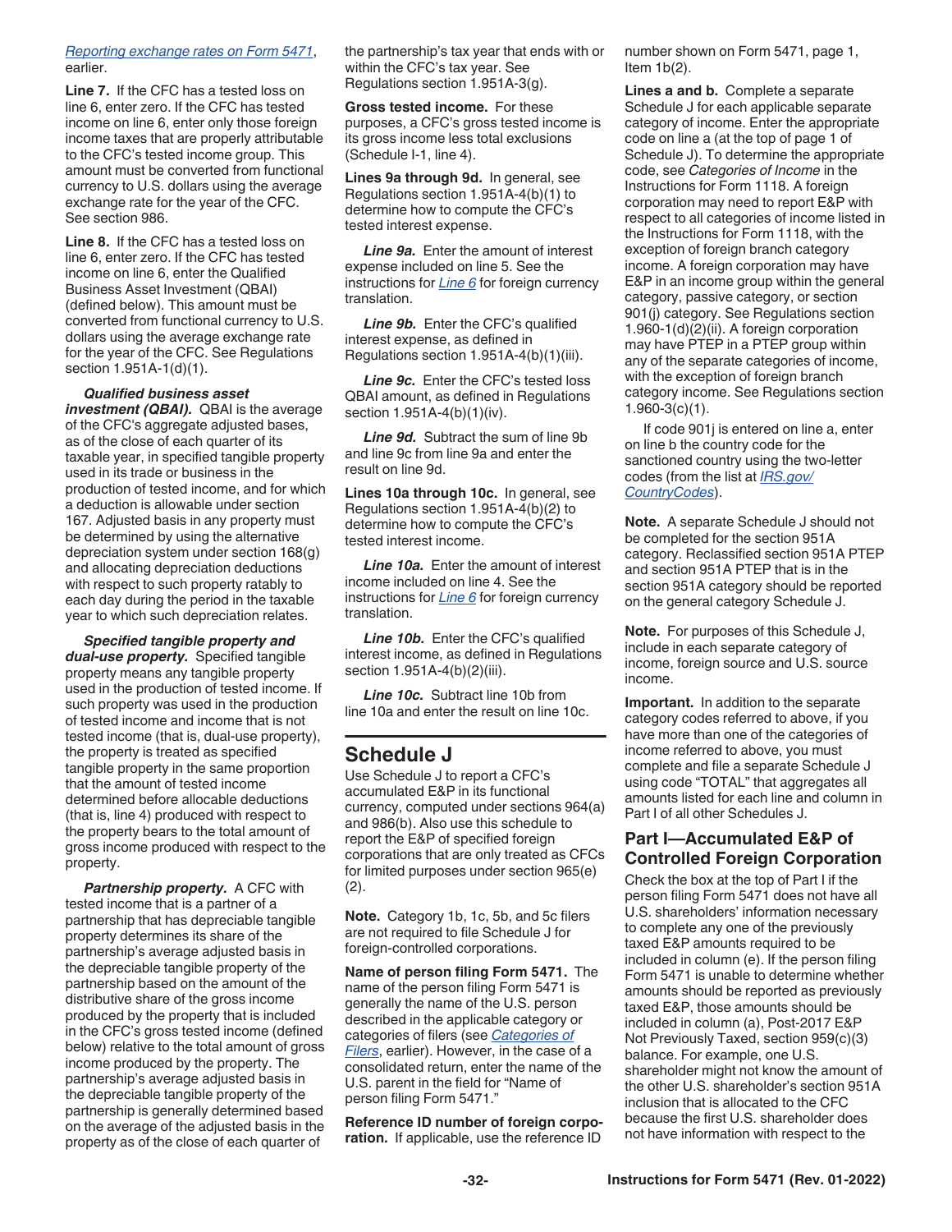*Reporting exchange rates on Form 5471*, earlier.

**Line 7.** If the CFC has a tested loss on line 6, enter zero. If the CFC has tested income on line 6, enter only those foreign income taxes that are properly attributable to the CFC's tested income group. This amount must be converted from functional currency to U.S. dollars using the average exchange rate for the year of the CFC. See section 986.

**Line 8.** If the CFC has a tested loss on line 6, enter zero. If the CFC has tested income on line 6, enter the Qualified Business Asset Investment (QBAI) (defined below). This amount must be converted from functional currency to U.S. dollars using the average exchange rate for the year of the CFC. See Regulations section 1.951A-1(d)(1).

***Qualified business asset investment (QBAI).*** QBAI is the average of the CFC's aggregate adjusted bases, as of the close of each quarter of its taxable year, in specified tangible property used in its trade or business in the production of tested income, and for which a deduction is allowable under section 167. Adjusted basis in any property must be determined by using the alternative depreciation system under section 168(g) and allocating depreciation deductions with respect to such property ratably to each day during the period in the taxable year to which such depreciation relates.

***Specified tangible property and dual-use property.*** Specified tangible property means any tangible property used in the production of tested income. If such property was used in the production of tested income and income that is not tested income (that is, dual-use property), the property is treated as specified tangible property in the same proportion that the amount of tested income determined before allocable deductions (that is, line 4) produced with respect to the property bears to the total amount of gross income produced with respect to the property.

***Partnership property.*** A CFC with tested income that is a partner of a partnership that has depreciable tangible property determines its share of the partnership's average adjusted basis in the depreciable tangible property of the partnership based on the amount of the distributive share of the gross income produced by the property that is included in the CFC's gross tested income (defined below) relative to the total amount of gross income produced by the property. The partnership's average adjusted basis in the depreciable tangible property of the partnership is generally determined based on the average of the adjusted basis in the property as of the close of each quarter of the partnership's tax year that ends with or within the CFC's tax year. See Regulations section 1.951A-3(g).

**Gross tested income.** For these purposes, a CFC's gross tested income is its gross income less total exclusions (Schedule I-1, line 4).

**Lines 9a through 9d.** In general, see Regulations section 1.951A-4(b)(1) to determine how to compute the CFC's tested interest expense.

***Line 9a.*** Enter the amount of interest expense included on line 5. See the instructions for *Line 6* for foreign currency translation.

***Line 9b.*** Enter the CFC's qualified interest expense, as defined in Regulations section 1.951A-4(b)(1)(iii).

***Line 9c.*** Enter the CFC's tested loss QBAI amount, as defined in Regulations section 1.951A-4(b)(1)(iv).

***Line 9d.*** Subtract the sum of line 9b and line 9c from line 9a and enter the result on line 9d.

**Lines 10a through 10c.** In general, see Regulations section 1.951A-4(b)(2) to determine how to compute the CFC's tested interest income.

***Line 10a.*** Enter the amount of interest income included on line 4. See the instructions for *Line 6* for foreign currency translation.

***Line 10b.*** Enter the CFC's qualified interest income, as defined in Regulations section 1.951A-4(b)(2)(iii).

***Line 10c.*** Subtract line 10b from line 10a and enter the result on line 10c.

## Schedule J

Use Schedule J to report a CFC's accumulated E&P in its functional currency, computed under sections 964(a) and 986(b). Also use this schedule to report the E&P of specified foreign corporations that are only treated as CFCs for limited purposes under section 965(e)(2).

**Note.** Category 1b, 1c, 5b, and 5c filers are not required to file Schedule J for foreign-controlled corporations.

**Name of person filing Form 5471.** The name of the person filing Form 5471 is generally the name of the U.S. person described in the applicable category or categories of filers (see *Categories of Filers*, earlier). However, in the case of a consolidated return, enter the name of the U.S. parent in the field for "Name of person filing Form 5471."

**Reference ID number of foreign corporation.** If applicable, use the reference ID number shown on Form 5471, page 1, Item 1b(2).

**Lines a and b.** Complete a separate Schedule J for each applicable separate category of income. Enter the appropriate code on line a (at the top of page 1 of Schedule J). To determine the appropriate code, see *Categories of Income* in the Instructions for Form 1118. A foreign corporation may need to report E&P with respect to all categories of income listed in the Instructions for Form 1118, with the exception of foreign branch category income. A foreign corporation may have E&P in an income group within the general category, passive category, or section 901(j) category. See Regulations section 1.960-1(d)(2)(ii). A foreign corporation may have PTEP in a PTEP group within any of the separate categories of income, with the exception of foreign branch category income. See Regulations section 1.960-3(c)(1).

If code 901j is entered on line a, enter on line b the country code for the sanctioned country using the two-letter codes (from the list at *IRS.gov/CountryCodes*).

**Note.** A separate Schedule J should not be completed for the section 951A category. Reclassified section 951A PTEP and section 951A PTEP that is in the section 951A category should be reported on the general category Schedule J.

**Note.** For purposes of this Schedule J, include in each separate category of income, foreign source and U.S. source income.

**Important.** In addition to the separate category codes referred to above, if you have more than one of the categories of income referred to above, you must complete and file a separate Schedule J using code "TOTAL" that aggregates all amounts listed for each line and column in Part I of all other Schedules J.

### Part I—Accumulated E&P of Controlled Foreign Corporation

Check the box at the top of Part I if the person filing Form 5471 does not have all U.S. shareholders' information necessary to complete any one of the previously taxed E&P amounts required to be included in column (e). If the person filing Form 5471 is unable to determine whether amounts should be reported as previously taxed E&P, those amounts should be included in column (a), Post-2017 E&P Not Previously Taxed, section 959(c)(3) balance. For example, one U.S. shareholder might not know the amount of the other U.S. shareholder's section 951A inclusion that is allocated to the CFC because the first U.S. shareholder does not have information with respect to the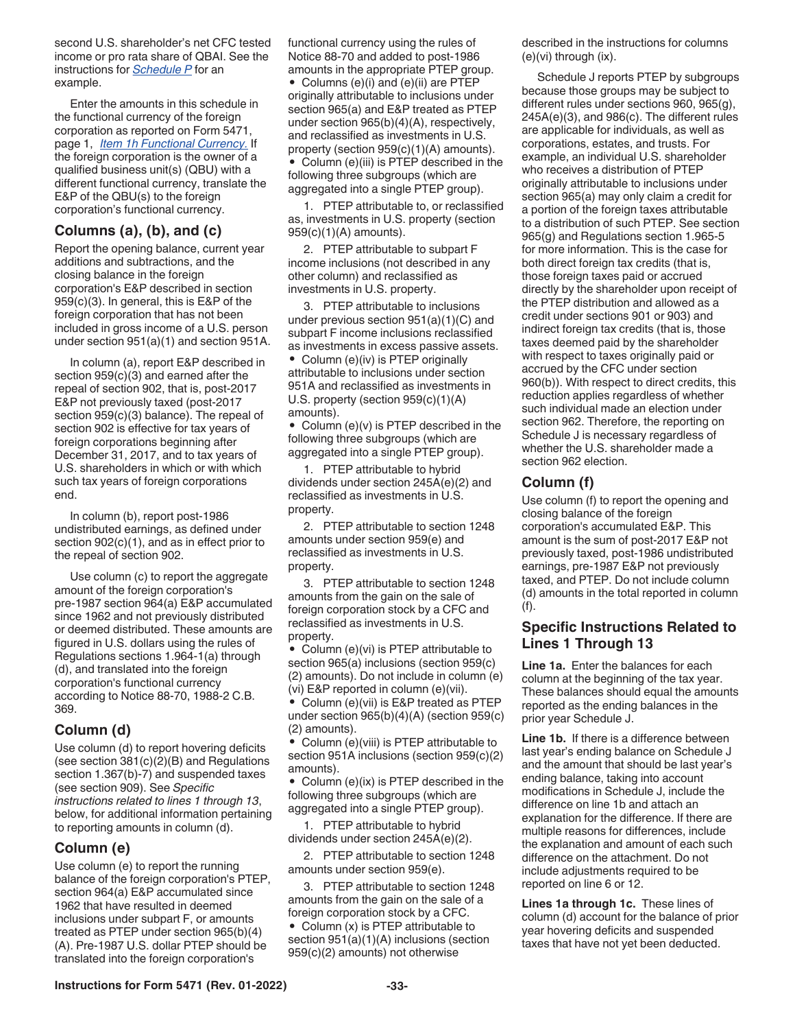second U.S. shareholder's net CFC tested income or pro rata share of QBAI. See the instructions for *Schedule P* for an example.

Enter the amounts in this schedule in the functional currency of the foreign corporation as reported on Form 5471, page 1, *Item 1h Functional Currency.* If the foreign corporation is the owner of a qualified business unit(s) (QBU) with a different functional currency, translate the E&P of the QBU(s) to the foreign corporation's functional currency.

## Columns (a), (b), and (c)

Report the opening balance, current year additions and subtractions, and the closing balance in the foreign corporation's E&P described in section 959(c)(3). In general, this is E&P of the foreign corporation that has not been included in gross income of a U.S. person under section 951(a)(1) and section 951A.

In column (a), report E&P described in section 959(c)(3) and earned after the repeal of section 902, that is, post-2017 E&P not previously taxed (post-2017 section 959(c)(3) balance). The repeal of section 902 is effective for tax years of foreign corporations beginning after December 31, 2017, and to tax years of U.S. shareholders in which or with which such tax years of foreign corporations end.

In column (b), report post-1986 undistributed earnings, as defined under section 902(c)(1), and as in effect prior to the repeal of section 902.

Use column (c) to report the aggregate amount of the foreign corporation's pre-1987 section 964(a) E&P accumulated since 1962 and not previously distributed or deemed distributed. These amounts are figured in U.S. dollars using the rules of Regulations sections 1.964-1(a) through (d), and translated into the foreign corporation's functional currency according to Notice 88-70, 1988-2 C.B. 369.

## Column (d)

Use column (d) to report hovering deficits (see section 381(c)(2)(B) and Regulations section 1.367(b)-7) and suspended taxes (see section 909). See *Specific instructions related to lines 1 through 13*, below, for additional information pertaining to reporting amounts in column (d).

## Column (e)

Use column (e) to report the running balance of the foreign corporation's PTEP, section 964(a) E&P accumulated since 1962 that have resulted in deemed inclusions under subpart F, or amounts treated as PTEP under section 965(b)(4)(A). Pre-1987 U.S. dollar PTEP should be translated into the foreign corporation's functional currency using the rules of Notice 88-70 and added to post-1986 amounts in the appropriate PTEP group.

- Columns (e)(i) and (e)(ii) are PTEP originally attributable to inclusions under section 965(a) and E&P treated as PTEP under section 965(b)(4)(A), respectively, and reclassified as investments in U.S. property (section 959(c)(1)(A) amounts).
- Column (e)(iii) is PTEP described in the following three subgroups (which are aggregated into a single PTEP group).

  1. PTEP attributable to, or reclassified as, investments in U.S. property (section 959(c)(1)(A) amounts).
  2. PTEP attributable to subpart F income inclusions (not described in any other column) and reclassified as investments in U.S. property.
  3. PTEP attributable to inclusions under previous section 951(a)(1)(C) and subpart F income inclusions reclassified as investments in excess passive assets.

- Column (e)(iv) is PTEP originally attributable to inclusions under section 951A and reclassified as investments in U.S. property (section 959(c)(1)(A) amounts).
- Column (e)(v) is PTEP described in the following three subgroups (which are aggregated into a single PTEP group).

  1. PTEP attributable to hybrid dividends under section 245A(e)(2) and reclassified as investments in U.S. property.
  2. PTEP attributable to section 1248 amounts under section 959(e) and reclassified as investments in U.S. property.
  3. PTEP attributable to section 1248 amounts from the gain on the sale of foreign corporation stock by a CFC and reclassified as investments in U.S. property.

- Column (e)(vi) is PTEP attributable to section 965(a) inclusions (section 959(c)(2) amounts). Do not include in column (e)(vi) E&P reported in column (e)(vii).
- Column (e)(vii) is E&P treated as PTEP under section 965(b)(4)(A) (section 959(c)(2) amounts).
- Column (e)(viii) is PTEP attributable to section 951A inclusions (section 959(c)(2) amounts).
- Column (e)(ix) is PTEP described in the following three subgroups (which are aggregated into a single PTEP group).

  1. PTEP attributable to hybrid dividends under section 245A(e)(2).
  2. PTEP attributable to section 1248 amounts under section 959(e).
  3. PTEP attributable to section 1248 amounts from the gain on the sale of a foreign corporation stock by a CFC.

- Column (x) is PTEP attributable to section 951(a)(1)(A) inclusions (section 959(c)(2) amounts) not otherwise described in the instructions for columns (e)(vi) through (ix).

Schedule J reports PTEP by subgroups because those groups may be subject to different rules under sections 960, 965(g), 245A(e)(3), and 986(c). The different rules are applicable for individuals, as well as corporations, estates, and trusts. For example, an individual U.S. shareholder who receives a distribution of PTEP originally attributable to inclusions under section 965(a) may only claim a credit for a portion of the foreign taxes attributable to a distribution of such PTEP. See section 965(g) and Regulations section 1.965-5 for more information. This is the case for both direct foreign tax credits (that is, those foreign taxes paid or accrued directly by the shareholder upon receipt of the PTEP distribution and allowed as a credit under sections 901 or 903) and indirect foreign tax credits (that is, those taxes deemed paid by the shareholder with respect to taxes originally paid or accrued by the CFC under section 960(b)). With respect to direct credits, this reduction applies regardless of whether such individual made an election under section 962. Therefore, the reporting on Schedule J is necessary regardless of whether the U.S. shareholder made a section 962 election.

## Column (f)

Use column (f) to report the opening and closing balance of the foreign corporation's accumulated E&P. This amount is the sum of post-2017 E&P not previously taxed, post-1986 undistributed earnings, pre-1987 E&P not previously taxed, and PTEP. Do not include column (d) amounts in the total reported in column (f).

## Specific Instructions Related to Lines 1 Through 13

**Line 1a.** Enter the balances for each column at the beginning of the tax year. These balances should equal the amounts reported as the ending balances in the prior year Schedule J.

**Line 1b.** If there is a difference between last year's ending balance on Schedule J and the amount that should be last year's ending balance, taking into account modifications in Schedule J, include the difference on line 1b and attach an explanation for the difference. If there are multiple reasons for differences, include the explanation and amount of each such difference on the attachment. Do not include adjustments required to be reported on line 6 or 12.

**Lines 1a through 1c.** These lines of column (d) account for the balance of prior year hovering deficits and suspended taxes that have not yet been deducted.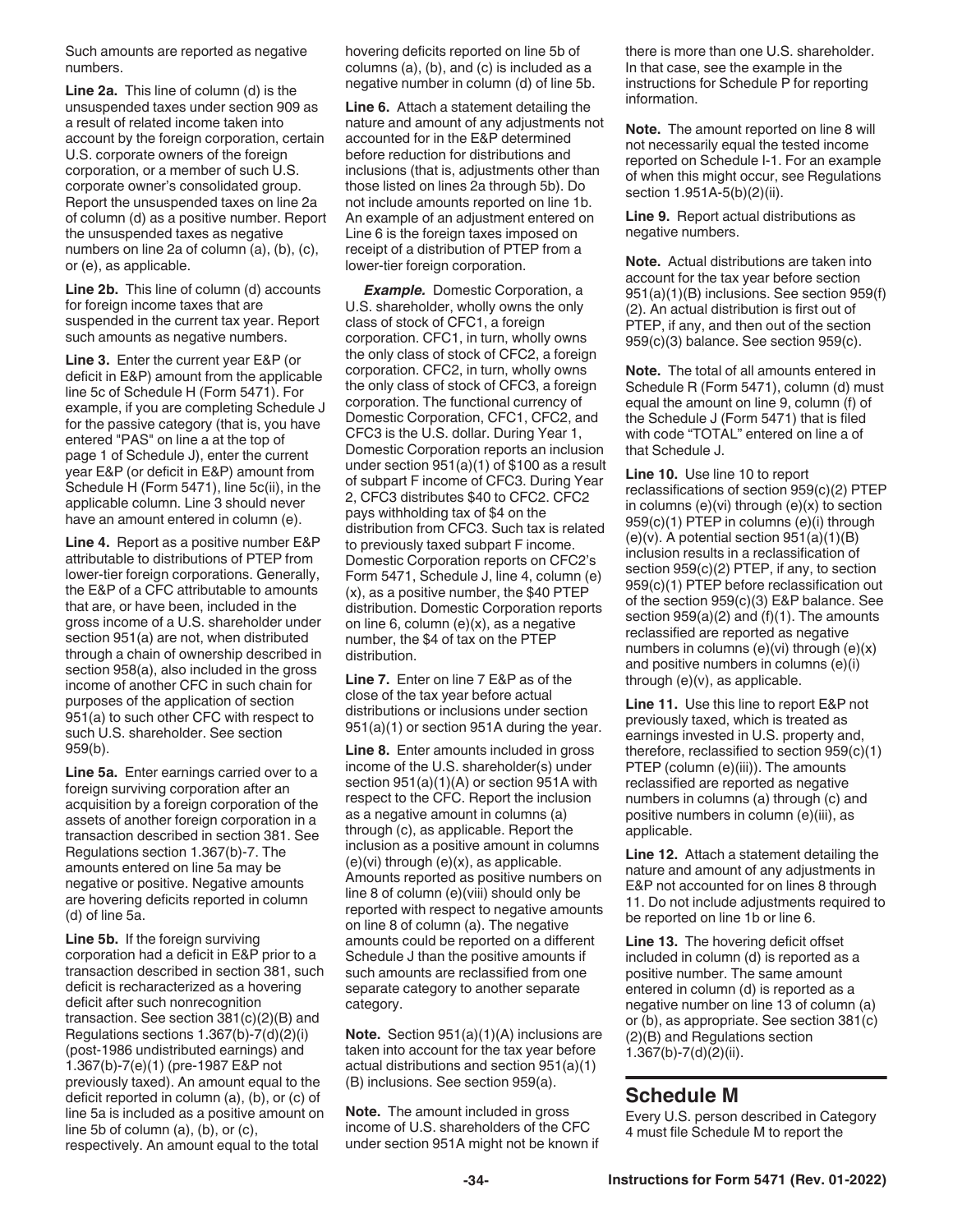Such amounts are reported as negative numbers.

**Line 2a.** This line of column (d) is the unsuspended taxes under section 909 as a result of related income taken into account by the foreign corporation, certain U.S. corporate owners of the foreign corporation, or a member of such U.S. corporate owner's consolidated group. Report the unsuspended taxes on line 2a of column (d) as a positive number. Report the unsuspended taxes as negative numbers on line 2a of column (a), (b), (c), or (e), as applicable.

**Line 2b.** This line of column (d) accounts for foreign income taxes that are suspended in the current tax year. Report such amounts as negative numbers.

**Line 3.** Enter the current year E&P (or deficit in E&P) amount from the applicable line 5c of Schedule H (Form 5471). For example, if you are completing Schedule J for the passive category (that is, you have entered "PAS" on line a at the top of page 1 of Schedule J), enter the current year E&P (or deficit in E&P) amount from Schedule H (Form 5471), line 5c(ii), in the applicable column. Line 3 should never have an amount entered in column (e).

**Line 4.** Report as a positive number E&P attributable to distributions of PTEP from lower-tier foreign corporations. Generally, the E&P of a CFC attributable to amounts that are, or have been, included in the gross income of a U.S. shareholder under section 951(a) are not, when distributed through a chain of ownership described in section 958(a), also included in the gross income of another CFC in such chain for purposes of the application of section 951(a) to such other CFC with respect to such U.S. shareholder. See section 959(b).

**Line 5a.** Enter earnings carried over to a foreign surviving corporation after an acquisition by a foreign corporation of the assets of another foreign corporation in a transaction described in section 381. See Regulations section 1.367(b)-7. The amounts entered on line 5a may be negative or positive. Negative amounts are hovering deficits reported in column (d) of line 5a.

**Line 5b.** If the foreign surviving corporation had a deficit in E&P prior to a transaction described in section 381, such deficit is recharacterized as a hovering deficit after such nonrecognition transaction. See section 381(c)(2)(B) and Regulations sections 1.367(b)-7(d)(2)(i) (post-1986 undistributed earnings) and 1.367(b)-7(e)(1) (pre-1987 E&P not previously taxed). An amount equal to the deficit reported in column (a), (b), or (c) of line 5a is included as a positive amount on line 5b of column (a), (b), or (c), respectively. An amount equal to the total hovering deficits reported on line 5b of columns (a), (b), and (c) is included as a negative number in column (d) of line 5b.

**Line 6.** Attach a statement detailing the nature and amount of any adjustments not accounted for in the E&P determined before reduction for distributions and inclusions (that is, adjustments other than those listed on lines 2a through 5b). Do not include amounts reported on line 1b. An example of an adjustment entered on Line 6 is the foreign taxes imposed on receipt of a distribution of PTEP from a lower-tier foreign corporation.

***Example.*** Domestic Corporation, a U.S. shareholder, wholly owns the only class of stock of CFC1, a foreign corporation. CFC1, in turn, wholly owns the only class of stock of CFC2, a foreign corporation. CFC2, in turn, wholly owns the only class of stock of CFC3, a foreign corporation. The functional currency of Domestic Corporation, CFC1, CFC2, and CFC3 is the U.S. dollar. During Year 1, Domestic Corporation reports an inclusion under section 951(a)(1) of $100 as a result of subpart F income of CFC3. During Year 2, CFC3 distributes $40 to CFC2. CFC2 pays withholding tax of $4 on the distribution from CFC3. Such tax is related to previously taxed subpart F income. Domestic Corporation reports on CFC2's Form 5471, Schedule J, line 4, column (e)(x), as a positive number, the $40 PTEP distribution. Domestic Corporation reports on line 6, column (e)(x), as a negative number, the $4 of tax on the PTEP distribution.

**Line 7.** Enter on line 7 E&P as of the close of the tax year before actual distributions or inclusions under section 951(a)(1) or section 951A during the year.

**Line 8.** Enter amounts included in gross income of the U.S. shareholder(s) under section 951(a)(1)(A) or section 951A with respect to the CFC. Report the inclusion as a negative amount in columns (a) through (c), as applicable. Report the inclusion as a positive amount in columns (e)(vi) through (e)(x), as applicable. Amounts reported as positive numbers on line 8 of column (e)(viii) should only be reported with respect to negative amounts on line 8 of column (a). The negative amounts could be reported on a different Schedule J than the positive amounts if such amounts are reclassified from one separate category to another separate category.

**Note.** Section 951(a)(1)(A) inclusions are taken into account for the tax year before actual distributions and section 951(a)(1)(B) inclusions. See section 959(a).

**Note.** The amount included in gross income of U.S. shareholders of the CFC under section 951A might not be known if there is more than one U.S. shareholder. In that case, see the example in the instructions for Schedule P for reporting information.

**Note.** The amount reported on line 8 will not necessarily equal the tested income reported on Schedule I-1. For an example of when this might occur, see Regulations section 1.951A-5(b)(2)(ii).

**Line 9.** Report actual distributions as negative numbers.

**Note.** Actual distributions are taken into account for the tax year before section 951(a)(1)(B) inclusions. See section 959(f)(2). An actual distribution is first out of PTEP, if any, and then out of the section 959(c)(3) balance. See section 959(c).

**Note.** The total of all amounts entered in Schedule R (Form 5471), column (d) must equal the amount on line 9, column (f) of the Schedule J (Form 5471) that is filed with code "TOTAL" entered on line a of that Schedule J.

**Line 10.** Use line 10 to report reclassifications of section 959(c)(2) PTEP in columns (e)(vi) through (e)(x) to section 959(c)(1) PTEP in columns (e)(i) through (e)(v). A potential section 951(a)(1)(B) inclusion results in a reclassification of section 959(c)(2) PTEP, if any, to section 959(c)(1) PTEP before reclassification out of the section 959(c)(3) E&P balance. See section 959(a)(2) and (f)(1). The amounts reclassified are reported as negative numbers in columns (e)(vi) through (e)(x) and positive numbers in columns (e)(i) through (e)(v), as applicable.

**Line 11.** Use this line to report E&P not previously taxed, which is treated as earnings invested in U.S. property and, therefore, reclassified to section 959(c)(1) PTEP (column (e)(iii)). The amounts reclassified are reported as negative numbers in columns (a) through (c) and positive numbers in column (e)(iii), as applicable.

**Line 12.** Attach a statement detailing the nature and amount of any adjustments in E&P not accounted for on lines 8 through 11. Do not include adjustments required to be reported on line 1b or line 6.

**Line 13.** The hovering deficit offset included in column (d) is reported as a positive number. The same amount entered in column (d) is reported as a negative number on line 13 of column (a) or (b), as appropriate. See section 381(c)(2)(B) and Regulations section 1.367(b)-7(d)(2)(ii).

## Schedule M

Every U.S. person described in Category 4 must file Schedule M to report the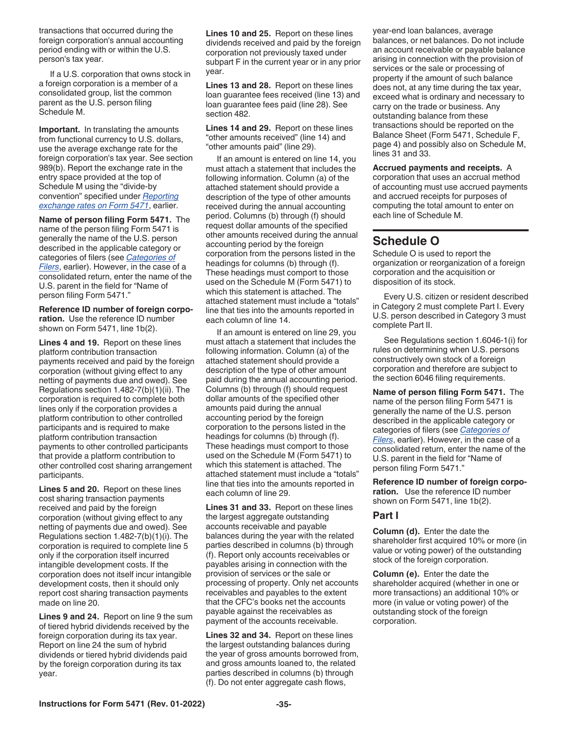transactions that occurred during the foreign corporation's annual accounting period ending with or within the U.S. person's tax year.

If a U.S. corporation that owns stock in a foreign corporation is a member of a consolidated group, list the common parent as the U.S. person filing Schedule M.

**Important.** In translating the amounts from functional currency to U.S. dollars, use the average exchange rate for the foreign corporation's tax year. See section 989(b). Report the exchange rate in the entry space provided at the top of Schedule M using the "divide-by convention" specified under *Reporting exchange rates on Form 5471*, earlier.

**Name of person filing Form 5471.** The name of the person filing Form 5471 is generally the name of the U.S. person described in the applicable category or categories of filers (see *Categories of Filers*, earlier). However, in the case of a consolidated return, enter the name of the U.S. parent in the field for "Name of person filing Form 5471."

**Reference ID number of foreign corporation.** Use the reference ID number shown on Form 5471, line 1b(2).

**Lines 4 and 19.** Report on these lines platform contribution transaction payments received and paid by the foreign corporation (without giving effect to any netting of payments due and owed). See Regulations section 1.482-7(b)(1)(ii). The corporation is required to complete both lines only if the corporation provides a platform contribution to other controlled participants and is required to make platform contribution transaction payments to other controlled participants that provide a platform contribution to other controlled cost sharing arrangement participants.

**Lines 5 and 20.** Report on these lines cost sharing transaction payments received and paid by the foreign corporation (without giving effect to any netting of payments due and owed). See Regulations section 1.482-7(b)(1)(i). The corporation is required to complete line 5 only if the corporation itself incurred intangible development costs. If the corporation does not itself incur intangible development costs, then it should only report cost sharing transaction payments made on line 20.

**Lines 9 and 24.** Report on line 9 the sum of tiered hybrid dividends received by the foreign corporation during its tax year. Report on line 24 the sum of hybrid dividends or tiered hybrid dividends paid by the foreign corporation during its tax year.

**Lines 10 and 25.** Report on these lines dividends received and paid by the foreign corporation not previously taxed under subpart F in the current year or in any prior year.

**Lines 13 and 28.** Report on these lines loan guarantee fees received (line 13) and loan guarantee fees paid (line 28). See section 482.

**Lines 14 and 29.** Report on these lines "other amounts received" (line 14) and "other amounts paid" (line 29).

If an amount is entered on line 14, you must attach a statement that includes the following information. Column (a) of the attached statement should provide a description of the type of other amounts received during the annual accounting period. Columns (b) through (f) should request dollar amounts of the specified other amounts received during the annual accounting period by the foreign corporation from the persons listed in the headings for columns (b) through (f). These headings must comport to those used on the Schedule M (Form 5471) to which this statement is attached. The attached statement must include a "totals" line that ties into the amounts reported in each column of line 14.

If an amount is entered on line 29, you must attach a statement that includes the following information. Column (a) of the attached statement should provide a description of the type of other amount paid during the annual accounting period. Columns (b) through (f) should request dollar amounts of the specified other amounts paid during the annual accounting period by the foreign corporation to the persons listed in the headings for columns (b) through (f). These headings must comport to those used on the Schedule M (Form 5471) to which this statement is attached. The attached statement must include a "totals" line that ties into the amounts reported in each column of line 29.

**Lines 31 and 33.** Report on these lines the largest aggregate outstanding accounts receivable and payable balances during the year with the related parties described in columns (b) through (f). Report only accounts receivables or payables arising in connection with the provision of services or the sale or processing of property. Only net accounts receivables and payables to the extent that the CFC's books net the accounts payable against the receivables as payment of the accounts receivable.

**Lines 32 and 34.** Report on these lines the largest outstanding balances during the year of gross amounts borrowed from, and gross amounts loaned to, the related parties described in columns (b) through (f). Do not enter aggregate cash flows, year-end loan balances, average balances, or net balances. Do not include an account receivable or payable balance arising in connection with the provision of services or the sale or processing of property if the amount of such balance does not, at any time during the tax year, exceed what is ordinary and necessary to carry on the trade or business. Any outstanding balance from these transactions should be reported on the Balance Sheet (Form 5471, Schedule F, page 4) and possibly also on Schedule M, lines 31 and 33.

**Accrued payments and receipts.** A corporation that uses an accrual method of accounting must use accrued payments and accrued receipts for purposes of computing the total amount to enter on each line of Schedule M.

## Schedule O

Schedule O is used to report the organization or reorganization of a foreign corporation and the acquisition or disposition of its stock.

Every U.S. citizen or resident described in Category 2 must complete Part I. Every U.S. person described in Category 3 must complete Part II.

See Regulations section 1.6046-1(i) for rules on determining when U.S. persons constructively own stock of a foreign corporation and therefore are subject to the section 6046 filing requirements.

**Name of person filing Form 5471.** The name of the person filing Form 5471 is generally the name of the U.S. person described in the applicable category or categories of filers (see *Categories of Filers*, earlier). However, in the case of a consolidated return, enter the name of the U.S. parent in the field for "Name of person filing Form 5471."

**Reference ID number of foreign corporation.** Use the reference ID number shown on Form 5471, line 1b(2).

### Part I

**Column (d).** Enter the date the shareholder first acquired 10% or more (in value or voting power) of the outstanding stock of the foreign corporation.

**Column (e).** Enter the date the shareholder acquired (whether in one or more transactions) an additional 10% or more (in value or voting power) of the outstanding stock of the foreign corporation.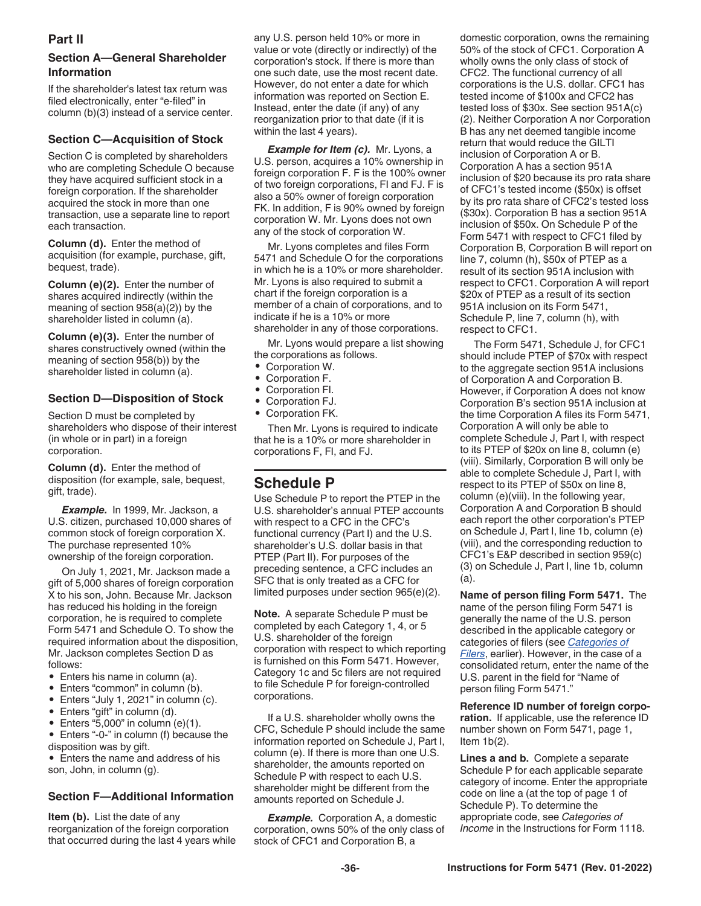## Part II

### Section A—General Shareholder Information

If the shareholder's latest tax return was filed electronically, enter "e-filed" in column (b)(3) instead of a service center.

### Section C—Acquisition of Stock

Section C is completed by shareholders who are completing Schedule O because they have acquired sufficient stock in a foreign corporation. If the shareholder acquired the stock in more than one transaction, use a separate line to report each transaction.

**Column (d).** Enter the method of acquisition (for example, purchase, gift, bequest, trade).

**Column (e)(2).** Enter the number of shares acquired indirectly (within the meaning of section 958(a)(2)) by the shareholder listed in column (a).

**Column (e)(3).** Enter the number of shares constructively owned (within the meaning of section 958(b)) by the shareholder listed in column (a).

### Section D—Disposition of Stock

Section D must be completed by shareholders who dispose of their interest (in whole or in part) in a foreign corporation.

**Column (d).** Enter the method of disposition (for example, sale, bequest, gift, trade).

***Example.*** In 1999, Mr. Jackson, a U.S. citizen, purchased 10,000 shares of common stock of foreign corporation X. The purchase represented 10% ownership of the foreign corporation.

On July 1, 2021, Mr. Jackson made a gift of 5,000 shares of foreign corporation X to his son, John. Because Mr. Jackson has reduced his holding in the foreign corporation, he is required to complete Form 5471 and Schedule O. To show the required information about the disposition, Mr. Jackson completes Section D as follows:

- Enters his name in column (a).
- Enters "common" in column (b).
- Enters "July 1, 2021" in column (c).
- Enters "gift" in column (d).
- Enters "5,000" in column (e)(1).
- Enters "-0-" in column (f) because the disposition was by gift.
- Enters the name and address of his son, John, in column (g).

### Section F—Additional Information

**Item (b).** List the date of any reorganization of the foreign corporation that occurred during the last 4 years while any U.S. person held 10% or more in value or vote (directly or indirectly) of the corporation's stock. If there is more than one such date, use the most recent date. However, do not enter a date for which information was reported on Section E. Instead, enter the date (if any) of any reorganization prior to that date (if it is within the last 4 years).

***Example for Item (c).*** Mr. Lyons, a U.S. person, acquires a 10% ownership in foreign corporation F. F is the 100% owner of two foreign corporations, FI and FJ. F is also a 50% owner of foreign corporation FK. In addition, F is 90% owned by foreign corporation W. Mr. Lyons does not own any of the stock of corporation W.

Mr. Lyons completes and files Form 5471 and Schedule O for the corporations in which he is a 10% or more shareholder. Mr. Lyons is also required to submit a chart if the foreign corporation is a member of a chain of corporations, and to indicate if he is a 10% or more shareholder in any of those corporations.

Mr. Lyons would prepare a list showing the corporations as follows.

- Corporation W.
- Corporation F.
- Corporation FI.
- Corporation FJ.
- Corporation FK.

Then Mr. Lyons is required to indicate that he is a 10% or more shareholder in corporations F, FI, and FJ.

## Schedule P

Use Schedule P to report the PTEP in the U.S. shareholder's annual PTEP accounts with respect to a CFC in the CFC's functional currency (Part I) and the U.S. shareholder's U.S. dollar basis in that PTEP (Part II). For purposes of the preceding sentence, a CFC includes an SFC that is only treated as a CFC for limited purposes under section 965(e)(2).

**Note.** A separate Schedule P must be completed by each Category 1, 4, or 5 U.S. shareholder of the foreign corporation with respect to which reporting is furnished on this Form 5471. However, Category 1c and 5c filers are not required to file Schedule P for foreign-controlled corporations.

If a U.S. shareholder wholly owns the CFC, Schedule P should include the same information reported on Schedule J, Part I, column (e). If there is more than one U.S. shareholder, the amounts reported on Schedule P with respect to each U.S. shareholder might be different from the amounts reported on Schedule J.

***Example.*** Corporation A, a domestic corporation, owns 50% of the only class of stock of CFC1 and Corporation B, a domestic corporation, owns the remaining 50% of the stock of CFC1. Corporation A wholly owns the only class of stock of CFC2. The functional currency of all corporations is the U.S. dollar. CFC1 has tested income of $100x and CFC2 has tested loss of $30x. See section 951A(c)(2). Neither Corporation A nor Corporation B has any net deemed tangible income return that would reduce the GILTI inclusion of Corporation A or B. Corporation A has a section 951A inclusion of $20 because its pro rata share of CFC1's tested income ($50x) is offset by its pro rata share of CFC2's tested loss ($30x). Corporation B has a section 951A inclusion of $50x. On Schedule P of the Form 5471 with respect to CFC1 filed by Corporation B, Corporation B will report on line 7, column (h), $50x of PTEP as a result of its section 951A inclusion with respect to CFC1. Corporation A will report $20x of PTEP as a result of its section 951A inclusion on its Form 5471, Schedule P, line 7, column (h), with respect to CFC1.

The Form 5471, Schedule J, for CFC1 should include PTEP of $70x with respect to the aggregate section 951A inclusions of Corporation A and Corporation B. However, if Corporation A does not know Corporation B's section 951A inclusion at the time Corporation A files its Form 5471, Corporation A will only be able to complete Schedule J, Part I, with respect to its PTEP of $20x on line 8, column (e)(viii). Similarly, Corporation B will only be able to complete Schedule J, Part I, with respect to its PTEP of $50x on line 8, column (e)(viii). In the following year, Corporation A and Corporation B should each report the other corporation's PTEP on Schedule J, Part I, line 1b, column (e)(viii), and the corresponding reduction to CFC1's E&P described in section 959(c)(3) on Schedule J, Part I, line 1b, column (a).

**Name of person filing Form 5471.** The name of the person filing Form 5471 is generally the name of the U.S. person described in the applicable category or categories of filers (see *Categories of Filers*, earlier). However, in the case of a consolidated return, enter the name of the U.S. parent in the field for "Name of person filing Form 5471."

**Reference ID number of foreign corporation.** If applicable, use the reference ID number shown on Form 5471, page 1, Item 1b(2).

**Lines a and b.** Complete a separate Schedule P for each applicable separate category of income. Enter the appropriate code on line a (at the top of page 1 of Schedule P). To determine the appropriate code, see *Categories of Income* in the Instructions for Form 1118.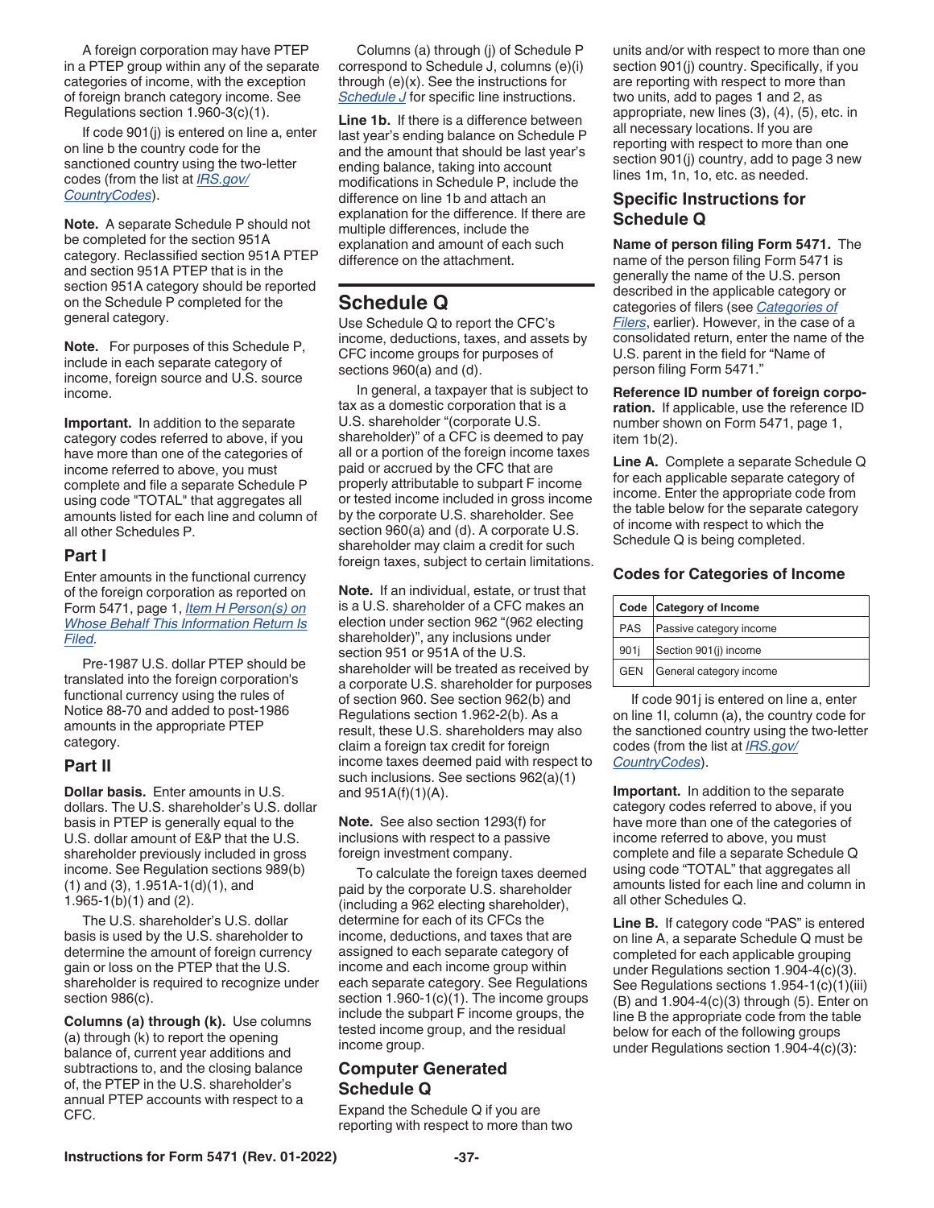A foreign corporation may have PTEP in a PTEP group within any of the separate categories of income, with the exception of foreign branch category income. See Regulations section 1.960-3(c)(1).

If code 901(j) is entered on line a, enter on line b the country code for the sanctioned country using the two-letter codes (from the list at *IRS.gov/CountryCodes*).

**Note.** A separate Schedule P should not be completed for the section 951A category. Reclassified section 951A PTEP and section 951A PTEP that is in the section 951A category should be reported on the Schedule P completed for the general category.

**Note.** For purposes of this Schedule P, include in each separate category of income, foreign source and U.S. source income.

**Important.** In addition to the separate category codes referred to above, if you have more than one of the categories of income referred to above, you must complete and file a separate Schedule P using code "TOTAL" that aggregates all amounts listed for each line and column of all other Schedules P.

### Part I

Enter amounts in the functional currency of the foreign corporation as reported on Form 5471, page 1, *Item H Person(s) on Whose Behalf This Information Return Is Filed*.

Pre-1987 U.S. dollar PTEP should be translated into the foreign corporation's functional currency using the rules of Notice 88-70 and added to post-1986 amounts in the appropriate PTEP category.

### Part II

**Dollar basis.** Enter amounts in U.S. dollars. The U.S. shareholder's U.S. dollar basis in PTEP is generally equal to the U.S. dollar amount of E&P that the U.S. shareholder previously included in gross income. See Regulation sections 989(b)(1) and (3), 1.951A-1(d)(1), and 1.965-1(b)(1) and (2).

The U.S. shareholder's U.S. dollar basis is used by the U.S. shareholder to determine the amount of foreign currency gain or loss on the PTEP that the U.S. shareholder is required to recognize under section 986(c).

**Columns (a) through (k).** Use columns (a) through (k) to report the opening balance of, current year additions and subtractions to, and the closing balance of, the PTEP in the U.S. shareholder's annual PTEP accounts with respect to a CFC.

Columns (a) through (j) of Schedule P correspond to Schedule J, columns (e)(i) through (e)(x). See the instructions for *Schedule J* for specific line instructions.

**Line 1b.** If there is a difference between last year's ending balance on Schedule P and the amount that should be last year's ending balance, taking into account modifications in Schedule P, include the difference on line 1b and attach an explanation for the difference. If there are multiple differences, include the explanation and amount of each such difference on the attachment.

## Schedule Q

Use Schedule Q to report the CFC's income, deductions, taxes, and assets by CFC income groups for purposes of sections 960(a) and (d).

In general, a taxpayer that is subject to tax as a domestic corporation that is a U.S. shareholder "(corporate U.S. shareholder)" of a CFC is deemed to pay all or a portion of the foreign income taxes paid or accrued by the CFC that are properly attributable to subpart F income or tested income included in gross income by the corporate U.S. shareholder. See section 960(a) and (d). A corporate U.S. shareholder may claim a credit for such foreign taxes, subject to certain limitations.

**Note.** If an individual, estate, or trust that is a U.S. shareholder of a CFC makes an election under section 962 "(962 electing shareholder)", any inclusions under section 951 or 951A of the U.S. shareholder will be treated as received by a corporate U.S. shareholder for purposes of section 960. See section 962(b) and Regulations section 1.962-2(b). As a result, these U.S. shareholders may also claim a foreign tax credit for foreign income taxes deemed paid with respect to such inclusions. See sections 962(a)(1) and 951A(f)(1)(A).

**Note.** See also section 1293(f) for inclusions with respect to a passive foreign investment company.

To calculate the foreign taxes deemed paid by the corporate U.S. shareholder (including a 962 electing shareholder), determine for each of its CFCs the income, deductions, and taxes that are assigned to each separate category of income and each income group within each separate category. See Regulations section 1.960-1(c)(1). The income groups include the subpart F income groups, the tested income group, and the residual income group.

### Computer Generated Schedule Q

Expand the Schedule Q if you are reporting with respect to more than two units and/or with respect to more than one section 901(j) country. Specifically, if you are reporting with respect to more than two units, add to pages 1 and 2, as appropriate, new lines (3), (4), (5), etc. in all necessary locations. If you are reporting with respect to more than one section 901(j) country, add to page 3 new lines 1m, 1n, 1o, etc. as needed.

## Specific Instructions for Schedule Q

**Name of person filing Form 5471.** The name of the person filing Form 5471 is generally the name of the U.S. person described in the applicable category or categories of filers (see *Categories of Filers*, earlier). However, in the case of a consolidated return, enter the name of the U.S. parent in the field for "Name of person filing Form 5471."

**Reference ID number of foreign corporation.** If applicable, use the reference ID number shown on Form 5471, page 1, item 1b(2).

**Line A.** Complete a separate Schedule Q for each applicable separate category of income. Enter the appropriate code from the table below for the separate category of income with respect to which the Schedule Q is being completed.

### Codes for Categories of Income

| Code | Category of Income |
|---|---|
| PAS | Passive category income |
| 901j | Section 901(j) income |
| GEN | General category income |

If code 901j is entered on line a, enter on line 1l, column (a), the country code for the sanctioned country using the two-letter codes (from the list at *IRS.gov/CountryCodes*).

**Important.** In addition to the separate category codes referred to above, if you have more than one of the categories of income referred to above, you must complete and file a separate Schedule Q using code "TOTAL" that aggregates all amounts listed for each line and column in all other Schedules Q.

**Line B.** If category code "PAS" is entered on line A, a separate Schedule Q must be completed for each applicable grouping under Regulations section 1.904-4(c)(3). See Regulations sections 1.954-1(c)(1)(iii)(B) and 1.904-4(c)(3) through (5). Enter on line B the appropriate code from the table below for each of the following groups under Regulations section 1.904-4(c)(3):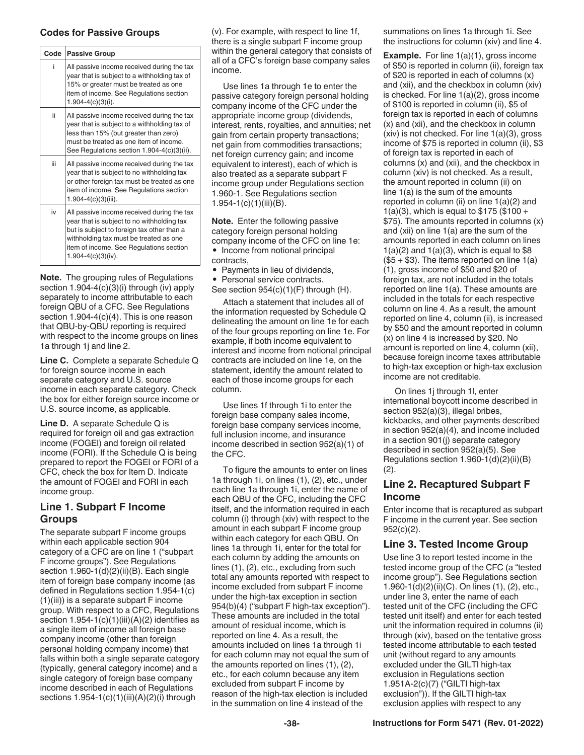**Codes for Passive Groups**

| Code | Passive Group |
|---|---|
| i | All passive income received during the tax year that is subject to a withholding tax of 15% or greater must be treated as one item of income. See Regulations section 1.904-4(c)(3)(i). |
| ii | All passive income received during the tax year that is subject to a withholding tax of less than 15% (but greater than zero) must be treated as one item of income. See Regulations section 1.904-4(c)(3)(ii). |
| iii | All passive income received during the tax year that is subject to no withholding tax or other foreign tax must be treated as one item of income. See Regulations section 1.904-4(c)(3)(iii). |
| iv | All passive income received during the tax year that is subject to no withholding tax but is subject to foreign tax other than a withholding tax must be treated as one item of income. See Regulations section 1.904-4(c)(3)(iv). |

**Note.** The grouping rules of Regulations section 1.904-4(c)(3)(i) through (iv) apply separately to income attributable to each foreign QBU of a CFC. See Regulations section 1.904-4(c)(4). This is one reason that QBU-by-QBU reporting is required with respect to the income groups on lines 1a through 1j and line 2.

**Line C.** Complete a separate Schedule Q for foreign source income in each separate category and U.S. source income in each separate category. Check the box for either foreign source income or U.S. source income, as applicable.

**Line D.** A separate Schedule Q is required for foreign oil and gas extraction income (FOGEI) and foreign oil related income (FORI). If the Schedule Q is being prepared to report the FOGEI or FORI of a CFC, check the box for Item D. Indicate the amount of FOGEI and FORI in each income group.

## Line 1. Subpart F Income Groups

The separate subpart F income groups within each applicable section 904 category of a CFC are on line 1 ("subpart F income groups"). See Regulations section 1.960-1(d)(2)(ii)(B). Each single item of foreign base company income (as defined in Regulations section 1.954-1(c)(1)(iii)) is a separate subpart F income group. With respect to a CFC, Regulations section 1.954-1(c)(1)(iii)(A)(2) identifies as a single item of income all foreign base company income (other than foreign personal holding company income) that falls within both a single separate category (typically, general category income) and a single category of foreign base company income described in each of Regulations sections 1.954-1(c)(1)(iii)(A)(2)(i) through (v). For example, with respect to line 1f, there is a single subpart F income group within the general category that consists of all of a CFC's foreign base company sales income.

Use lines 1a through 1e to enter the passive category foreign personal holding company income of the CFC under the appropriate income group (dividends, interest, rents, royalties, and annuities; net gain from certain property transactions; net gain from commodities transactions; net foreign currency gain; and income equivalent to interest), each of which is also treated as a separate subpart F income group under Regulations section 1.960-1. See Regulations section 1.954-1(c)(1)(iii)(B).

**Note.** Enter the following passive category foreign personal holding company income of the CFC on line 1e:

- Income from notional principal contracts,
- Payments in lieu of dividends,
- Personal service contracts.

See section 954(c)(1)(F) through (H).

Attach a statement that includes all of the information requested by Schedule Q delineating the amount on line 1e for each of the four groups reporting on line 1e. For example, if both income equivalent to interest and income from notional principal contracts are included on line 1e, on the statement, identify the amount related to each of those income groups for each column.

Use lines 1f through 1i to enter the foreign base company sales income, foreign base company services income, full inclusion income, and insurance income described in section 952(a)(1) of the CFC.

To figure the amounts to enter on lines 1a through 1i, on lines (1), (2), etc., under each line 1a through 1i, enter the name of each QBU of the CFC, including the CFC itself, and the information required in each column (i) through (xiv) with respect to the amount in each subpart F income group within each category for each QBU. On lines 1a through 1i, enter for the total for each column by adding the amounts on lines (1), (2), etc., excluding from such total any amounts reported with respect to income excluded from subpart F income under the high-tax exception in section 954(b)(4) ("subpart F high-tax exception"). These amounts are included in the total amount of residual income, which is reported on line 4. As a result, the amounts included on lines 1a through 1i for each column may not equal the sum of the amounts reported on lines (1), (2), etc., for each column because any item excluded from subpart F income by reason of the high-tax election is included in the summation on line 4 instead of the summations on lines 1a through 1i. See the instructions for column (xiv) and line 4.

**Example.** For line 1(a)(1), gross income of $50 is reported in column (ii), foreign tax of $20 is reported in each of columns (x) and (xii), and the checkbox in column (xiv) is checked. For line 1(a)(2), gross income of $100 is reported in column (ii), $5 of foreign tax is reported in each of columns (x) and (xii), and the checkbox in column (xiv) is not checked. For line 1(a)(3), gross income of $75 is reported in column (ii), $3 of foreign tax is reported in each of columns (x) and (xii), and the checkbox in column (xiv) is not checked. As a result, the amount reported in column (ii) on line 1(a) is the sum of the amounts reported in column (ii) on line 1(a)(2) and 1(a)(3), which is equal to $175 ($100 + $75). The amounts reported in columns (x) and (xii) on line 1(a) are the sum of the amounts reported in each column on lines 1(a)(2) and 1(a)(3), which is equal to $8 ($5 + $3). The items reported on line 1(a)(1), gross income of $50 and $20 of foreign tax, are not included in the totals reported on line 1(a). These amounts are included in the totals for each respective column on line 4. As a result, the amount reported on line 4, column (ii), is increased by $50 and the amount reported in column (x) on line 4 is increased by $20. No amount is reported on line 4, column (xii), because foreign income taxes attributable to high-tax exception or high-tax exclusion income are not creditable.

On lines 1j through 1l, enter international boycott income described in section 952(a)(3), illegal bribes, kickbacks, and other payments described in section 952(a)(4), and income included in a section 901(j) separate category described in section 952(a)(5). See Regulations section 1.960-1(d)(2)(ii)(B)(2).

## Line 2. Recaptured Subpart F Income

Enter income that is recaptured as subpart F income in the current year. See section 952(c)(2).

## Line 3. Tested Income Group

Use line 3 to report tested income in the tested income group of the CFC (a "tested income group"). See Regulations section 1.960-1(d)(2)(ii)(C). On lines (1), (2), etc., under line 3, enter the name of each tested unit of the CFC (including the CFC tested unit itself) and enter for each tested unit the information required in columns (ii) through (xiv), based on the tentative gross tested income attributable to each tested unit (without regard to any amounts excluded under the GILTI high-tax exclusion in Regulations section 1.951A-2(c)(7) ("GILTI high-tax exclusion")). If the GILTI high-tax exclusion applies with respect to any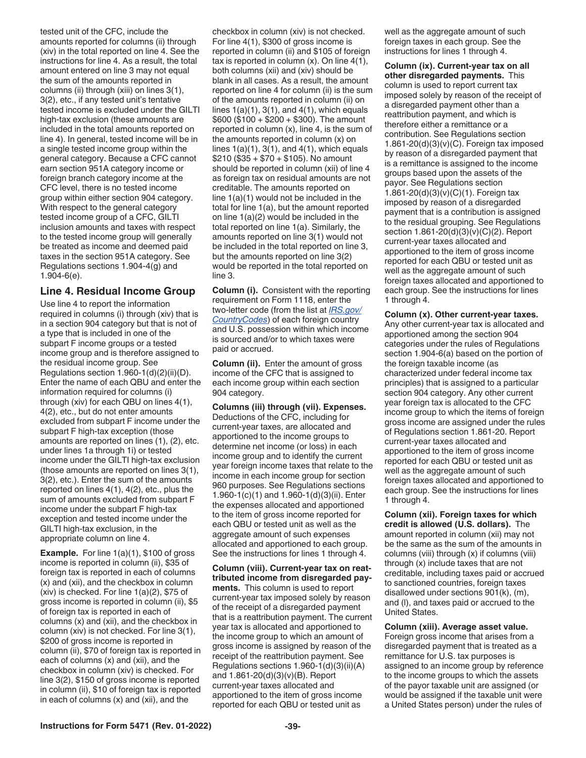tested unit of the CFC, include the amounts reported for columns (ii) through (xiv) in the total reported on line 4. See the instructions for line 4. As a result, the total amount entered on line 3 may not equal the sum of the amounts reported in columns (ii) through (xiii) on lines 3(1), 3(2), etc., if any tested unit's tentative tested income is excluded under the GILTI high-tax exclusion (these amounts are included in the total amounts reported on line 4). In general, tested income will be in a single tested income group within the general category. Because a CFC cannot earn section 951A category income or foreign branch category income at the CFC level, there is no tested income group within either section 904 category. With respect to the general category tested income group of a CFC, GILTI inclusion amounts and taxes with respect to the tested income group will generally be treated as income and deemed paid taxes in the section 951A category. See Regulations sections 1.904-4(g) and 1.904-6(e).

## Line 4. Residual Income Group

Use line 4 to report the information required in columns (i) through (xiv) that is in a section 904 category but that is not of a type that is included in one of the subpart F income groups or a tested income group and is therefore assigned to the residual income group. See Regulations section 1.904-1(d)(2)(ii)(D). Enter the name of each QBU and enter the information required for columns (i) through (xiv) for each QBU on lines 4(1), 4(2), etc., but do not enter amounts excluded from subpart F income under the subpart F high-tax exception (those amounts are reported on lines (1), (2), etc. under lines 1a through 1i) or tested income under the GILTI high-tax exclusion (those amounts are reported on lines 3(1), 3(2), etc.). Enter the sum of the amounts reported on lines 4(1), 4(2), etc., plus the sum of amounts excluded from subpart F income under the subpart F high-tax exception and tested income under the GILTI high-tax exclusion, in the appropriate column on line 4.

**Example.** For line 1(a)(1), $100 of gross income is reported in column (ii), $35 of foreign tax is reported in each of columns (x) and (xii), and the checkbox in column (xiv) is checked. For line 1(a)(2), $75 of gross income is reported in column (ii), $5 of foreign tax is reported in each of columns (x) and (xii), and the checkbox in column (xiv) is not checked. For line 3(1), $200 of gross income is reported in column (ii), $70 of foreign tax is reported in each of columns (x) and (xii), and the checkbox in column (xiv) is checked. For line 3(2), $150 of gross income is reported in column (ii), $10 of foreign tax is reported in each of columns (x) and (xii), and the checkbox in column (xiv) is not checked. For line 4(1), $300 of gross income is reported in column (ii) and $105 of foreign tax is reported in column (x). On line 4(1), both columns (xii) and (xiv) should be blank in all cases. As a result, the amount reported on line 4 for column (ii) is the sum of the amounts reported in column (ii) on lines 1(a)(1), 3(1), and 4(1), which equals $600 ($100 + $200 + $300). The amount reported in column (x), line 4, is the sum of the amounts reported in column (x) on lines 1(a)(1), 3(1), and 4(1), which equals $210 ($35 + $70 + $105). No amount should be reported in column (xii) of line 4 as foreign tax on residual amounts are not creditable. The amounts reported on line 1(a)(1) would not be included in the total for line 1(a), but the amount reported on line 1(a)(2) would be included in the total reported on line 1(a). Similarly, the amounts reported on line 3(1) would not be included in the total reported on line 3, but the amounts reported on line 3(2) would be reported in the total reported on line 3.

**Column (i).** Consistent with the reporting requirement on Form 1118, enter the two-letter code (from the list at *IRS.gov/CountryCodes*) of each foreign country and U.S. possession within which income is sourced and/or to which taxes were paid or accrued.

**Column (ii).** Enter the amount of gross income of the CFC that is assigned to each income group within each section 904 category.

**Columns (iii) through (vii). Expenses.** Deductions of the CFC, including for current-year taxes, are allocated and apportioned to the income groups to determine net income (or loss) in each income group and to identify the current year foreign income taxes that relate to the income in each income group for section 960 purposes. See Regulations sections 1.960-1(c)(1) and 1.960-1(d)(3)(ii). Enter the expenses allocated and apportioned to the item of gross income reported for each QBU or tested unit as well as the aggregate amount of such expenses allocated and apportioned to each group. See the instructions for lines 1 through 4.

**Column (viii). Current-year tax on reattributed income from disregarded payments.** This column is used to report current-year tax imposed solely by reason of the receipt of a disregarded payment that is a reattribution payment. The current year tax is allocated and apportioned to the income group to which an amount of gross income is assigned by reason of the receipt of the reattribution payment. See Regulations sections 1.960-1(d)(3)(ii)(A) and 1.861-20(d)(3)(v)(B). Report current-year taxes allocated and apportioned to the item of gross income reported for each QBU or tested unit as well as the aggregate amount of such foreign taxes in each group. See the instructions for lines 1 through 4.

**Column (ix). Current-year tax on all other disregarded payments.** This column is used to report current tax imposed solely by reason of the receipt of a disregarded payment other than a reattribution payment, and which is therefore either a remittance or a contribution. See Regulations section 1.861-20(d)(3)(v)(C). Foreign tax imposed by reason of a disregarded payment that is a remittance is assigned to the income groups based upon the assets of the payor. See Regulations section 1.861-20(d)(3)(v)(C)(1). Foreign tax imposed by reason of a disregarded payment that is a contribution is assigned to the residual grouping. See Regulations section 1.861-20(d)(3)(v)(C)(2). Report current-year taxes allocated and apportioned to the item of gross income reported for each QBU or tested unit as well as the aggregate amount of such foreign taxes allocated and apportioned to each group. See the instructions for lines 1 through 4.

**Column (x). Other current-year taxes.** Any other current-year tax is allocated and apportioned among the section 904 categories under the rules of Regulations section 1.904-6(a) based on the portion of the foreign taxable income (as characterized under federal income tax principles) that is assigned to a particular section 904 category. Any other current year foreign tax is allocated to the CFC income group to which the items of foreign gross income are assigned under the rules of Regulations section 1.861-20. Report current-year taxes allocated and apportioned to the item of gross income reported for each QBU or tested unit as well as the aggregate amount of such foreign taxes allocated and apportioned to each group. See the instructions for lines 1 through 4.

**Column (xii). Foreign taxes for which credit is allowed (U.S. dollars).** The amount reported in column (xii) may not be the same as the sum of the amounts in columns (viii) through (x) if columns (viii) through (x) include taxes that are not creditable, including taxes paid or accrued to sanctioned countries, foreign taxes disallowed under sections 901(k), (m), and (l), and taxes paid or accrued to the United States.

**Column (xiii). Average asset value.** Foreign gross income that arises from a disregarded payment that is treated as a remittance for U.S. tax purposes is assigned to an income group by reference to the income groups to which the assets of the payor taxable unit are assigned (or would be assigned if the taxable unit were a United States person) under the rules of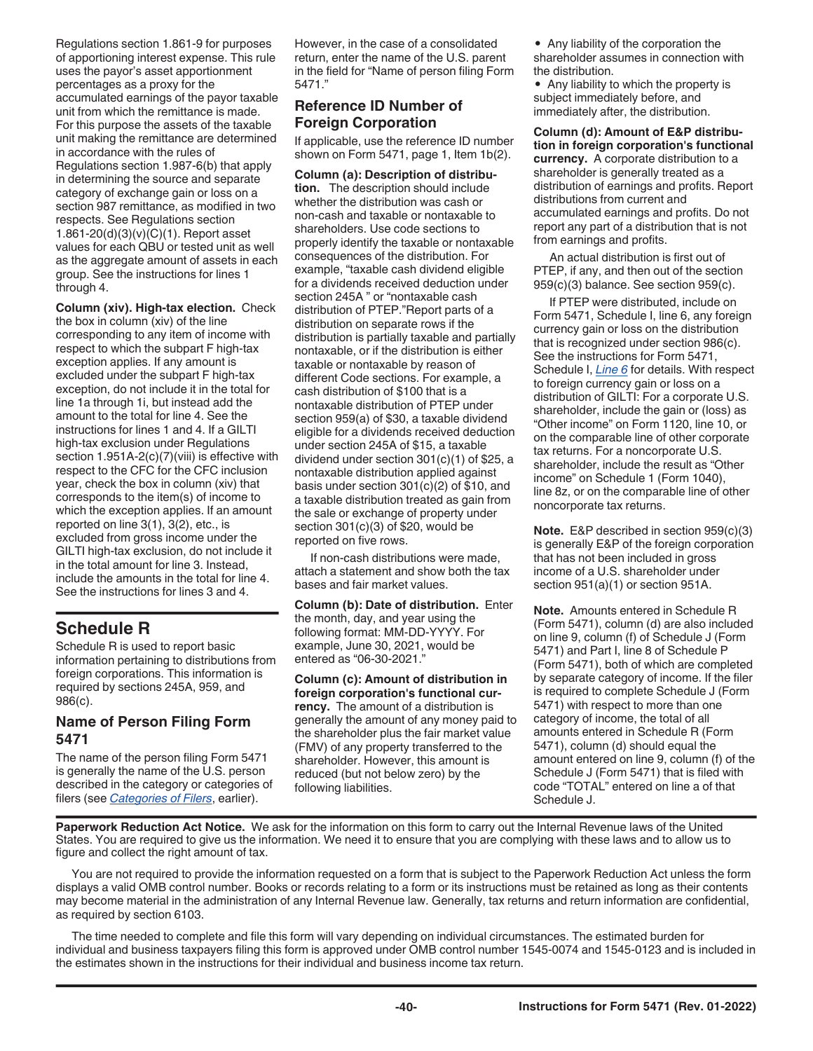Regulations section 1.861-9 for purposes of apportioning interest expense. This rule uses the payor's asset apportionment percentages as a proxy for the accumulated earnings of the payor taxable unit from which the remittance is made. For this purpose the assets of the taxable unit making the remittance are determined in accordance with the rules of Regulations section 1.987-6(b) that apply in determining the source and separate category of exchange gain or loss on a section 987 remittance, as modified in two respects. See Regulations section 1.861-20(d)(3)(v)(C)(1). Report asset values for each QBU or tested unit as well as the aggregate amount of assets in each group. See the instructions for lines 1 through 4.

**Column (xiv). High-tax election.** Check the box in column (xiv) of the line corresponding to any item of income with respect to which the subpart F high-tax exception applies. If any amount is excluded under the subpart F high-tax exception, do not include it in the total for line 1a through 1i, but instead add the amount to the total for line 4. See the instructions for lines 1 and 4. If a GILTI high-tax exclusion under Regulations section 1.951A-2(c)(7)(viii) is effective with respect to the CFC for the CFC inclusion year, check the box in column (xiv) that corresponds to the item(s) of income to which the exception applies. If an amount reported on line 3(1), 3(2), etc., is excluded from gross income under the GILTI high-tax exclusion, do not include it in the total amount for line 3. Instead, include the amounts in the total for line 4. See the instructions for lines 3 and 4.

## Schedule R

Schedule R is used to report basic information pertaining to distributions from foreign corporations. This information is required by sections 245A, 959, and 986(c).

### Name of Person Filing Form 5471

The name of the person filing Form 5471 is generally the name of the U.S. person described in the category or categories of filers (see *Categories of Filers*, earlier). However, in the case of a consolidated return, enter the name of the U.S. parent in the field for "Name of person filing Form 5471."

### Reference ID Number of Foreign Corporation

If applicable, use the reference ID number shown on Form 5471, page 1, Item 1b(2).

**Column (a): Description of distribution.** The description should include whether the distribution was cash or non-cash and taxable or nontaxable to shareholders. Use code sections to properly identify the taxable or nontaxable consequences of the distribution. For example, "taxable cash dividend eligible for a dividends received deduction under section 245A " or "nontaxable cash distribution of PTEP."Report parts of a distribution on separate rows if the distribution is partially taxable and partially nontaxable, or if the distribution is either taxable or nontaxable by reason of different Code sections. For example, a cash distribution of $100 that is a nontaxable distribution of PTEP under section 959(a) of $30, a taxable dividend eligible for a dividends received deduction under section 245A of $15, a taxable dividend under section 301(c)(1) of $25, a nontaxable distribution applied against basis under section 301(c)(2) of $10, and a taxable distribution treated as gain from the sale or exchange of property under section 301(c)(3) of $20, would be reported on five rows.

If non-cash distributions were made, attach a statement and show both the tax bases and fair market values.

**Column (b): Date of distribution.** Enter the month, day, and year using the following format: MM-DD-YYYY. For example, June 30, 2021, would be entered as "06-30-2021."

**Column (c): Amount of distribution in foreign corporation's functional currency.** The amount of a distribution is generally the amount of any money paid to the shareholder plus the fair market value (FMV) of any property transferred to the shareholder. However, this amount is reduced (but not below zero) by the following liabilities.

- Any liability of the corporation the shareholder assumes in connection with the distribution.
- Any liability to which the property is subject immediately before, and immediately after, the distribution.

**Column (d): Amount of E&P distribution in foreign corporation's functional currency.** A corporate distribution to a shareholder is generally treated as a distribution of earnings and profits. Report distributions from current and accumulated earnings and profits. Do not report any part of a distribution that is not from earnings and profits.

An actual distribution is first out of PTEP, if any, and then out of the section 959(c)(3) balance. See section 959(c).

If PTEP were distributed, include on Form 5471, Schedule I, line 6, any foreign currency gain or loss on the distribution that is recognized under section 986(c). See the instructions for Form 5471, Schedule I, *Line 6* for details. With respect to foreign currency gain or loss on a distribution of GILTI: For a corporate U.S. shareholder, include the gain or (loss) as "Other income" on Form 1120, line 10, or on the comparable line of other corporate tax returns. For a noncorporate U.S. shareholder, include the result as "Other income" on Schedule 1 (Form 1040), line 8z, or on the comparable line of other noncorporate tax returns.

**Note.** E&P described in section 959(c)(3) is generally E&P of the foreign corporation that has not been included in gross income of a U.S. shareholder under section 951(a)(1) or section 951A.

**Note.** Amounts entered in Schedule R (Form 5471), column (d) are also included on line 9, column (f) of Schedule J (Form 5471) and Part I, line 8 of Schedule P (Form 5471), both of which are completed by separate category of income. If the filer is required to complete Schedule J (Form 5471) with respect to more than one category of income, the total of all amounts entered in Schedule R (Form 5471), column (d) should equal the amount entered on line 9, column (f) of the Schedule J (Form 5471) that is filed with code "TOTAL" entered on line a of that Schedule J.

**Paperwork Reduction Act Notice.** We ask for the information on this form to carry out the Internal Revenue laws of the United States. You are required to give us the information. We need it to ensure that you are complying with these laws and to allow us to figure and collect the right amount of tax.

You are not required to provide the information requested on a form that is subject to the Paperwork Reduction Act unless the form displays a valid OMB control number. Books or records relating to a form or its instructions must be retained as long as their contents may become material in the administration of any Internal Revenue law. Generally, tax returns and return information are confidential, as required by section 6103.

The time needed to complete and file this form will vary depending on individual circumstances. The estimated burden for individual and business taxpayers filing this form is approved under OMB control number 1545-0074 and 1545-0123 and is included in the estimates shown in the instructions for their individual and business income tax return.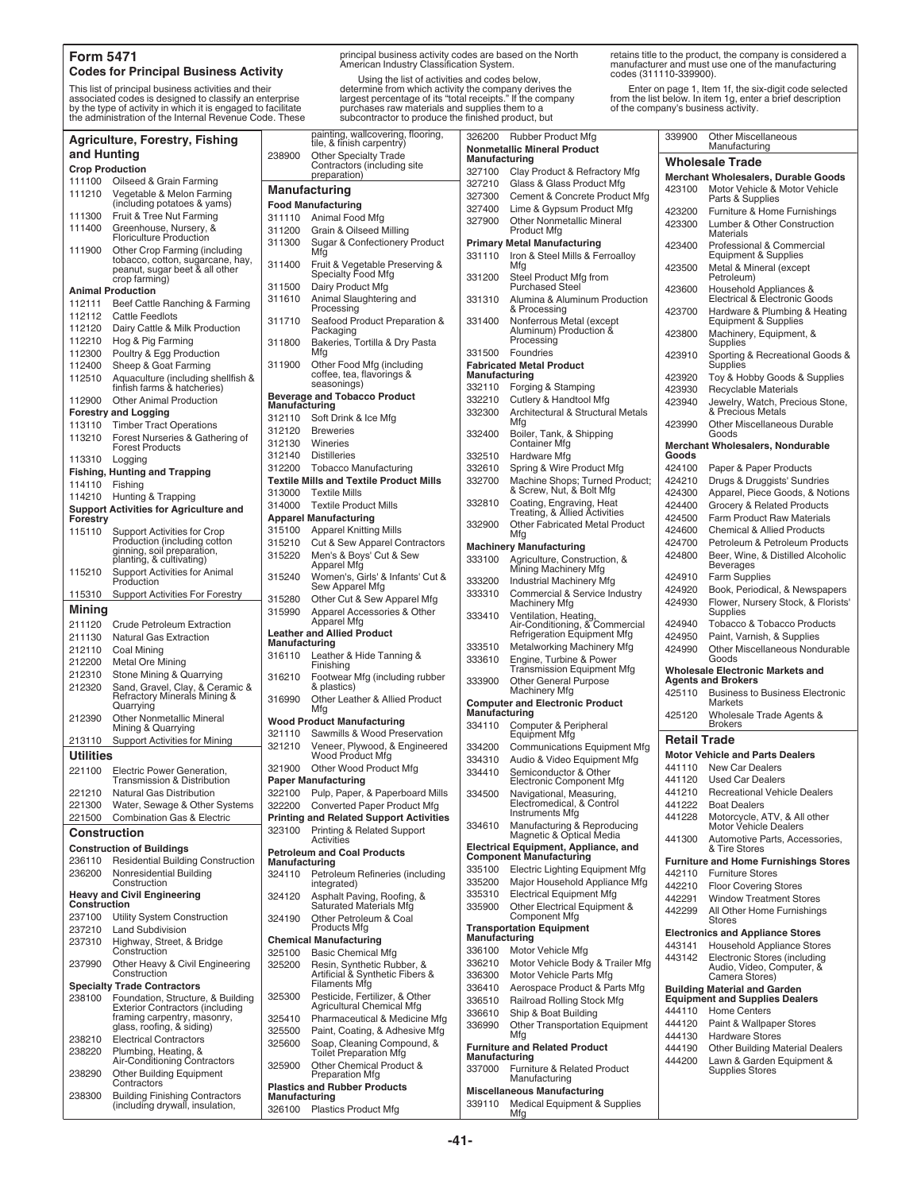# Form 5471

## Codes for Principal Business Activity

This list of principal business activities and their associated codes is designed to classify an enterprise by the type of activity in which it is engaged to facilitate the administration of the Internal Revenue Code. These principal business activity codes are based on the North American Industry Classification System.

Using the list of activities and codes below, determine from which activity the company derives the largest percentage of its "total receipts." If the company purchases raw materials and supplies them to a subcontractor to produce the finished product, but retains title to the product, the company is considered a manufacturer and must use one of the manufacturing codes (311110-339900).

Enter on page 1, Item 1f, the six-digit code selected from the list below. In item 1g, enter a brief description of the company's business activity.

## Agriculture, Forestry, Fishing and Hunting

**Crop Production**

- 111100 Oilseed & Grain Farming
- 111210 Vegetable & Melon Farming (including potatoes & yams)
- 111300 Fruit & Tree Nut Farming
- 111400 Greenhouse, Nursery, & Floriculture Production
- 111900 Other Crop Farming (including tobacco, cotton, sugarcane, hay, peanut, sugar beet & all other crop farming)

**Animal Production**

- 112111 Beef Cattle Ranching & Farming
- 112112 Cattle Feedlots
- 112120 Dairy Cattle & Milk Production
- 112210 Hog & Pig Farming
- 112300 Poultry & Egg Production
- 112400 Sheep & Goat Farming
- 112510 Aquaculture (including shellfish & finfish farms & hatcheries)
- 112900 Other Animal Production

**Forestry and Logging**

- 113110 Timber Tract Operations
- 113210 Forest Nurseries & Gathering of Forest Products
- 113310 Logging

**Fishing, Hunting and Trapping**

- 114110 Fishing
- 114210 Hunting & Trapping

**Support Activities for Agriculture and Forestry**

- 115110 Support Activities for Crop Production (including cotton ginning, soil preparation, planting, & cultivating)
- 115210 Support Activities for Animal Production
- 115310 Support Activities For Forestry

## Mining

- 211120 Crude Petroleum Extraction
- 211130 Natural Gas Extraction
- 212110 Coal Mining
- 212200 Metal Ore Mining
- 212310 Stone Mining & Quarrying
- 212320 Sand, Gravel, Clay, & Ceramic & Refractory Minerals Mining & Quarrying
- 212390 Other Nonmetallic Mineral Mining & Quarrying
- 213110 Support Activities for Mining

## Utilities

- 221100 Electric Power Generation, Transmission & Distribution
- 221210 Natural Gas Distribution
- 221300 Water, Sewage & Other Systems
- 221500 Combination Gas & Electric

## Construction

**Construction of Buildings**

- 236110 Residential Building Construction
- 236200 Nonresidential Building Construction

**Heavy and Civil Engineering Construction**

- 237100 Utility System Construction
- 237210 Land Subdivision
- 237310 Highway, Street, & Bridge Construction
- 237990 Other Heavy & Civil Engineering Construction

**Specialty Trade Contractors**

- 238100 Foundation, Structure, & Building Exterior Contractors (including framing carpentry, masonry, glass, roofing, & siding)
- 238210 Electrical Contractors
- 238220 Plumbing, Heating, & Air-Conditioning Contractors
- 238290 Other Building Equipment Contractors
- 238300 Building Finishing Contractors (including drywall, insulation, painting, wallcovering, flooring, tile, & finish carpentry)
- 238900 Other Specialty Trade Contractors (including site preparation)

## Manufacturing

**Food Manufacturing**

- 311110 Animal Food Mfg
- 311200 Grain & Oilseed Milling
- 311300 Sugar & Confectionery Product Mfg
- 311400 Fruit & Vegetable Preserving & Specialty Food Mfg
- 311500 Dairy Product Mfg
- 311610 Animal Slaughtering and Processing
- 311710 Seafood Product Preparation & Packaging
- 311800 Bakeries, Tortilla & Dry Pasta Mfg
- 311900 Other Food Mfg (including coffee, tea, flavorings & seasonings)

**Beverage and Tobacco Product Manufacturing**

- 312110 Soft Drink & Ice Mfg
- 312120 Breweries
- 312130 Wineries
- 312140 Distilleries
- 312200 Tobacco Manufacturing

**Textile Mills and Textile Product Mills**

- 313000 Textile Mills
- 314000 Textile Product Mills

**Apparel Manufacturing**

- 315100 Apparel Knitting Mills
- 315210 Cut & Sew Apparel Contractors
- 315220 Men's & Boys' Cut & Sew Apparel Mfg
- 315240 Women's, Girls' & Infants' Cut & Sew Apparel Mfg
- 315280 Other Cut & Sew Apparel Mfg
- 315990 Apparel Accessories & Other Apparel Mfg

**Leather and Allied Product Manufacturing**

- 316110 Leather & Hide Tanning & Finishing
- 316210 Footwear Mfg (including rubber & plastics)
- 316990 Other Leather & Allied Product Mfg

**Wood Product Manufacturing**

- 321110 Sawmills & Wood Preservation
- 321210 Veneer, Plywood, & Engineered Wood Product Mfg
- 321900 Other Wood Product Mfg

**Paper Manufacturing**

- 322100 Pulp, Paper, & Paperboard Mills
- 322200 Converted Paper Product Mfg

**Printing and Related Support Activities**

- 323100 Printing & Related Support Activities

**Petroleum and Coal Products Manufacturing**

- 324110 Petroleum Refineries (including integrated)
- 324120 Asphalt Paving, Roofing, & Saturated Materials Mfg
- 324190 Other Petroleum & Coal Products Mfg

**Chemical Manufacturing**

- 325100 Basic Chemical Mfg
- 325200 Resin, Synthetic Rubber, & Artificial & Synthetic Fibers & Filaments Mfg
- 325300 Pesticide, Fertilizer, & Other Agricultural Chemical Mfg
- 325410 Pharmaceutical & Medicine Mfg
- 325500 Paint, Coating, & Adhesive Mfg
- 325600 Soap, Cleaning Compound, & Toilet Preparation Mfg
- 325900 Other Chemical Product & Preparation Mfg

**Plastics and Rubber Products Manufacturing**

- 326100 Plastics Product Mfg
- 326200 Rubber Product Mfg

**Nonmetallic Mineral Product Manufacturing**

- 327100 Clay Product & Refractory Mfg
- 327210 Glass & Glass Product Mfg
- 327300 Cement & Concrete Product Mfg
- 327400 Lime & Gypsum Product Mfg
- 327900 Other Nonmetallic Mineral Product Mfg

**Primary Metal Manufacturing**

- 331110 Iron & Steel Mills & Ferroalloy Mfg
- 331200 Steel Product Mfg from Purchased Steel
- 331310 Alumina & Aluminum Production & Processing
- 331400 Nonferrous Metal (except Aluminum) Production & Processing
- 331500 Foundries

**Fabricated Metal Product Manufacturing**

- 332110 Forging & Stamping
- 332210 Cutlery & Handtool Mfg
- 332300 Architectural & Structural Metals Mfg
- 332400 Boiler, Tank, & Shipping Container Mfg
- 332510 Hardware Mfg
- 332610 Spring & Wire Product Mfg
- 332700 Machine Shops; Turned Product; & Screw, Nut, & Bolt Mfg
- 332810 Coating, Engraving, Heat Treating, & Allied Activities
- 332900 Other Fabricated Metal Product Mfg

**Machinery Manufacturing**

- 333100 Agriculture, Construction, & Mining Machinery Mfg
- 333200 Industrial Machinery Mfg
- 333310 Commercial & Service Industry Machinery Mfg
- 333410 Ventilation, Heating, Air-Conditioning, & Commercial Refrigeration Equipment Mfg
- 333510 Metalworking Machinery Mfg
- 333610 Engine, Turbine & Power Transmission Equipment Mfg
- 333900 Other General Purpose Machinery Mfg

**Computer and Electronic Product Manufacturing**

- 334110 Computer & Peripheral Equipment Mfg
- 334200 Communications Equipment Mfg
- 334310 Audio & Video Equipment Mfg
- 334410 Semiconductor & Other Electronic Component Mfg
- 334500 Navigational, Measuring, Electromedical, & Control Instruments Mfg
- 334610 Manufacturing & Reproducing Magnetic & Optical Media

**Electrical Equipment, Appliance, and Component Manufacturing**

- 335100 Electric Lighting Equipment Mfg
- 335200 Major Household Appliance Mfg
- 335310 Electrical Equipment Mfg
- 335900 Other Electrical Equipment & Component Mfg

**Transportation Equipment Manufacturing**

- 336100 Motor Vehicle Mfg
- 336210 Motor Vehicle Body & Trailer Mfg
- 336300 Motor Vehicle Parts Mfg
- 336410 Aerospace Product & Parts Mfg
- 336510 Railroad Rolling Stock Mfg
- 336610 Ship & Boat Building
- 336990 Other Transportation Equipment Mfg

**Furniture and Related Product Manufacturing**

- 337000 Furniture & Related Product Manufacturing

**Miscellaneous Manufacturing**

- 339110 Medical Equipment & Supplies Mfg
- 339900 Other Miscellaneous Manufacturing

## Wholesale Trade

**Merchant Wholesalers, Durable Goods**

- 423100 Motor Vehicle & Motor Vehicle Parts & Supplies
- 423200 Furniture & Home Furnishings
- 423300 Lumber & Other Construction Materials
- 423400 Professional & Commercial Equipment & Supplies
- 423500 Metal & Mineral (except Petroleum)
- 423600 Household Appliances & Electrical & Electronic Goods
- 423700 Hardware & Plumbing & Heating Equipment & Supplies
- 423800 Machinery, Equipment, & Supplies
- 423910 Sporting & Recreational Goods & Supplies
- 423920 Toy & Hobby Goods & Supplies
- 423930 Recyclable Materials
- 423940 Jewelry, Watch, Precious Stone, & Precious Metals
- 423990 Other Miscellaneous Durable Goods

**Merchant Wholesalers, Nondurable Goods**

- 424100 Paper & Paper Products
- 424210 Drugs & Druggists' Sundries
- 424300 Apparel, Piece Goods, & Notions
- 424400 Grocery & Related Products
- 424500 Farm Product Raw Materials
- 424600 Chemical & Allied Products
- 424700 Petroleum & Petroleum Products
- 424800 Beer, Wine, & Distilled Alcoholic Beverages
- 424910 Farm Supplies
- 424920 Book, Periodical, & Newspapers
- 424930 Flower, Nursery Stock, & Florists' Supplies
- 424940 Tobacco & Tobacco Products
- 424950 Paint, Varnish, & Supplies
- 424990 Other Miscellaneous Nondurable Goods

**Wholesale Electronic Markets and Agents and Brokers**

- 425110 Business to Business Electronic Markets
- 425120 Wholesale Trade Agents & Brokers

## Retail Trade

**Motor Vehicle and Parts Dealers**

- 441110 New Car Dealers
- 441120 Used Car Dealers
- 441210 Recreational Vehicle Dealers
- 441222 Boat Dealers
- 441228 Motorcycle, ATV, & All other Motor Vehicle Dealers
- 441300 Automotive Parts, Accessories, & Tire Stores

**Furniture and Home Furnishings Stores**

- 442110 Furniture Stores
- 442210 Floor Covering Stores
- 442291 Window Treatment Stores
- 442299 All Other Home Furnishings Stores

**Electronics and Appliance Stores**

- 443141 Household Appliance Stores
- 443142 Electronic Stores (including Audio, Video, Computer, & Camera Stores)

**Building Material and Garden Equipment and Supplies Dealers**

- 444110 Home Centers
- 444120 Paint & Wallpaper Stores
- 444130 Hardware Stores
- 444190 Other Building Material Dealers
- 444200 Lawn & Garden Equipment & Supplies Stores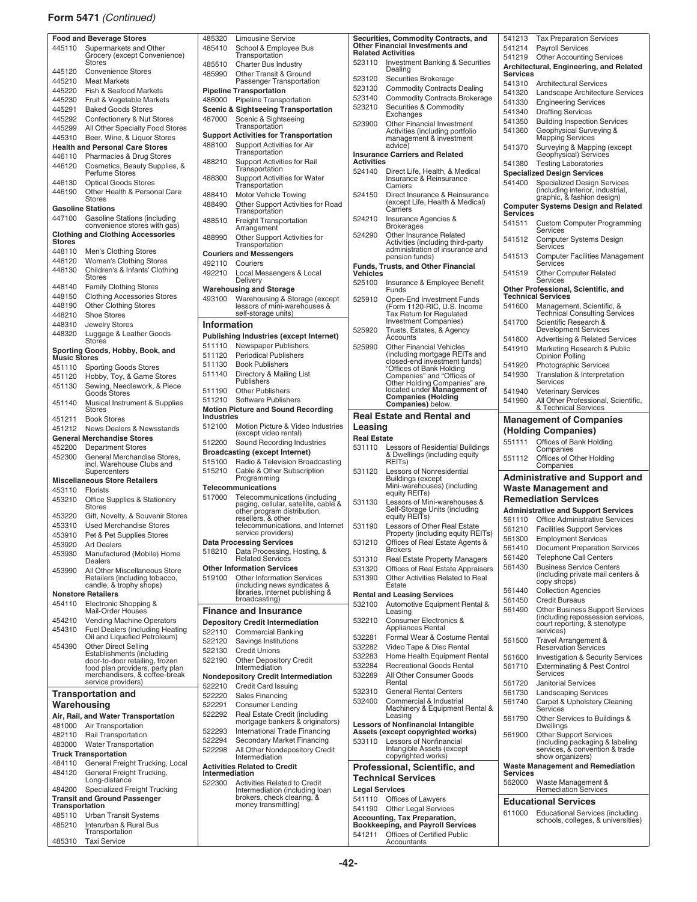## Form 5471 *(Continued)*

**Food and Beverage Stores**

445110 Supermarkets and Other Grocery (except Convenience) Stores
445120 Convenience Stores
445210 Meat Markets
445220 Fish & Seafood Markets
445230 Fruit & Vegetable Markets
445291 Baked Goods Stores
445292 Confectionery & Nut Stores
445299 All Other Specialty Food Stores
445310 Beer, Wine, & Liquor Stores

**Health and Personal Care Stores**

446110 Pharmacies & Drug Stores
446120 Cosmetics, Beauty Supplies, & Perfume Stores
446130 Optical Goods Stores
446190 Other Health & Personal Care Stores

**Gasoline Stations**

447100 Gasoline Stations (including convenience stores with gas)

**Clothing and Clothing Accessories Stores**

448110 Men's Clothing Stores
448120 Women's Clothing Stores
448130 Children's & Infants' Clothing Stores
448140 Family Clothing Stores
448150 Clothing Accessories Stores
448190 Other Clothing Stores
448210 Shoe Stores
448310 Jewelry Stores
448320 Luggage & Leather Goods Stores

**Sporting Goods, Hobby, Book, and Music Stores**

451110 Sporting Goods Stores
451120 Hobby, Toy, & Game Stores
451130 Sewing, Needlework, & Piece Goods Stores
451140 Musical Instrument & Supplies Stores
451211 Book Stores
451212 News Dealers & Newsstands

**General Merchandise Stores**

452200 Department Stores
452300 General Merchandise Stores, incl. Warehouse Clubs and Supercenters

**Miscellaneous Store Retailers**

453110 Florists
453210 Office Supplies & Stationery Stores
453220 Gift, Novelty, & Souvenir Stores
453310 Used Merchandise Stores
453910 Pet & Pet Supplies Stores
453920 Art Dealers
453930 Manufactured (Mobile) Home Dealers
453990 All Other Miscellaneous Store Retailers (including tobacco, candle, & trophy shops)

**Nonstore Retailers**

454110 Electronic Shopping & Mail-Order Houses
454210 Vending Machine Operators
454310 Fuel Dealers (including Heating Oil and Liquefied Petroleum)
454390 Other Direct Selling Establishments (including door-to-door retailing, frozen food plan providers, party plan merchandisers, & coffee-break service providers)

### Transportation and Warehousing

**Air, Rail, and Water Transportation**

481000 Air Transportation
482110 Rail Transportation
483000 Water Transportation

**Truck Transportation**

484110 General Freight Trucking, Local
484120 General Freight Trucking, Long-distance
484200 Specialized Freight Trucking

**Transit and Ground Passenger Transportation**

485110 Urban Transit Systems
485210 Interurban & Rural Bus Transportation
485310 Taxi Service
485320 Limousine Service
485410 School & Employee Bus Transportation
485510 Charter Bus Industry
485990 Other Transit & Ground Passenger Transportation

**Pipeline Transportation**

486000 Pipeline Transportation

**Scenic & Sightseeing Transportation**

487000 Scenic & Sightseeing Transportation

**Support Activities for Transportation**

488100 Support Activities for Air Transportation
488210 Support Activities for Rail Transportation
488300 Support Activities for Water Transportation
488410 Motor Vehicle Towing
488490 Other Support Activities for Road Transportation
488510 Freight Transportation Arrangement
488990 Other Support Activities for Transportation

**Couriers and Messengers**

492110 Couriers
492210 Local Messengers & Local Delivery

**Warehousing and Storage**

493100 Warehousing & Storage (except lessors of mini-warehouses & self-storage units)

### Information

**Publishing Industries (except Internet)**

511110 Newspaper Publishers
511120 Periodical Publishers
511130 Book Publishers
511140 Directory & Mailing List Publishers
511190 Other Publishers
511210 Software Publishers

**Motion Picture and Sound Recording Industries**

512100 Motion Picture & Video Industries (except video rental)
512200 Sound Recording Industries

**Broadcasting (except Internet)**

515100 Radio & Television Broadcasting
515210 Cable & Other Subscription Programming

**Telecommunications**

517000 Telecommunications (including paging, cellular, satellite, cable & other program distribution, resellers, & other telecommunications, and Internet service providers)

**Data Processing Services**

518210 Data Processing, Hosting, & Related Services

**Other Information Services**

519100 Other Information Services (including news syndicates & libraries, Internet publishing & broadcasting)

### Finance and Insurance

**Depository Credit Intermediation**

522110 Commercial Banking
522120 Savings Institutions
522130 Credit Unions
522190 Other Depository Credit Intermediation

**Nondepository Credit Intermediation**

522210 Credit Card Issuing
522220 Sales Financing
522291 Consumer Lending
522292 Real Estate Credit (including mortgage bankers & originators)
522293 International Trade Financing
522294 Secondary Market Financing
522298 All Other Nondepository Credit Intermediation

**Activities Related to Credit Intermediation**

522300 Activities Related to Credit Intermediation (including loan brokers, check clearing, & money transmitting)

**Securities, Commodity Contracts, and Other Financial Investments and Related Activities**

523110 Investment Banking & Securities Dealing
523120 Securities Brokerage
523130 Commodity Contracts Dealing
523140 Commodity Contracts Brokerage
523210 Securities & Commodity Exchanges
523900 Other Financial Investment Activities (including portfolio management & investment advice)

**Insurance Carriers and Related Activities**

524140 Direct Life, Health, & Medical Insurance & Reinsurance Carriers
524150 Direct Insurance & Reinsurance (except Life, Health & Medical) Carriers
524210 Insurance Agencies & Brokerages
524290 Other Insurance Related Activities (including third-party administration of insurance and pension funds)

**Funds, Trusts, and Other Financial Vehicles**

525100 Insurance & Employee Benefit Funds
525910 Open-End Investment Funds (Form 1120-RIC, U.S. Income Tax Return for Regulated Investment Companies)
525920 Trusts, Estates, & Agency Accounts
525990 Other Financial Vehicles (including mortgage REITs and closed-end investment funds)

"Offices of Bank Holding Companies" and "Offices of Other Holding Companies" are located under **Management of Companies (Holding Companies)** below.

### Real Estate and Rental and Leasing

**Real Estate**

531110 Lessors of Residential Buildings & Dwellings (including equity REITs)
531120 Lessors of Nonresidential Buildings (except Mini-warehouses) (including equity REITs)
531130 Lessors of Mini-warehouses & Self-Storage Units (including equity REITs)
531190 Lessors of Other Real Estate Property (including equity REITs)
531210 Offices of Real Estate Agents & Brokers
531310 Real Estate Property Managers
531320 Offices of Real Estate Appraisers
531390 Other Activities Related to Real Estate

**Rental and Leasing Services**

532100 Automotive Equipment Rental & Leasing
532210 Consumer Electronics & Appliances Rental
532281 Formal Wear & Costume Rental
532282 Video Tape & Disc Rental
532283 Home Health Equipment Rental
532284 Recreational Goods Rental
532289 All Other Consumer Goods Rental
532310 General Rental Centers
532400 Commercial & Industrial Machinery & Equipment Rental & Leasing

**Lessors of Nonfinancial Intangible Assets (except copyrighted works)**

533110 Lessors of Nonfinancial Intangible Assets (except copyrighted works)

### Professional, Scientific, and Technical Services

**Legal Services**

541110 Offices of Lawyers
541190 Other Legal Services

**Accounting, Tax Preparation, Bookkeeping, and Payroll Services**

541211 Offices of Certified Public Accountants
541213 Tax Preparation Services
541214 Payroll Services
541219 Other Accounting Services

**Architectural, Engineering, and Related Services**

541310 Architectural Services
541320 Landscape Architecture Services
541330 Engineering Services
541340 Drafting Services
541350 Building Inspection Services
541360 Geophysical Surveying & Mapping Services
541370 Surveying & Mapping (except Geophysical) Services
541380 Testing Laboratories

**Specialized Design Services**

541400 Specialized Design Services (including interior, industrial, graphic, & fashion design)

**Computer Systems Design and Related Services**

541511 Custom Computer Programming Services
541512 Computer Systems Design Services
541513 Computer Facilities Management Services
541519 Other Computer Related Services

**Other Professional, Scientific, and Technical Services**

541600 Management, Scientific, & Technical Consulting Services
541700 Scientific Research & Development Services
541800 Advertising & Related Services
541910 Marketing Research & Public Opinion Polling
541920 Photographic Services
541930 Translation & Interpretation Services
541940 Veterinary Services
541990 All Other Professional, Scientific, & Technical Services

### Management of Companies (Holding Companies)

551111 Offices of Bank Holding Companies
551112 Offices of Other Holding Companies

### Administrative and Support and Waste Management and Remediation Services

**Administrative and Support Services**

561110 Office Administrative Services
561210 Facilities Support Services
561300 Employment Services
561410 Document Preparation Services
561420 Telephone Call Centers
561430 Business Service Centers (including private mail centers & copy shops)
561440 Collection Agencies
561450 Credit Bureaus
561490 Other Business Support Services (including repossession services, court reporting, & stenotype services)
561500 Travel Arrangement & Reservation Services
561600 Investigation & Security Services
561710 Exterminating & Pest Control Services
561720 Janitorial Services
561730 Landscaping Services
561740 Carpet & Upholstery Cleaning Services
561790 Other Services to Buildings & Dwellings
561900 Other Support Services (including packaging & labeling services, & convention & trade show organizers)

**Waste Management and Remediation Services**

562000 Waste Management & Remediation Services

### Educational Services

611000 Educational Services (including schools, colleges, & universities)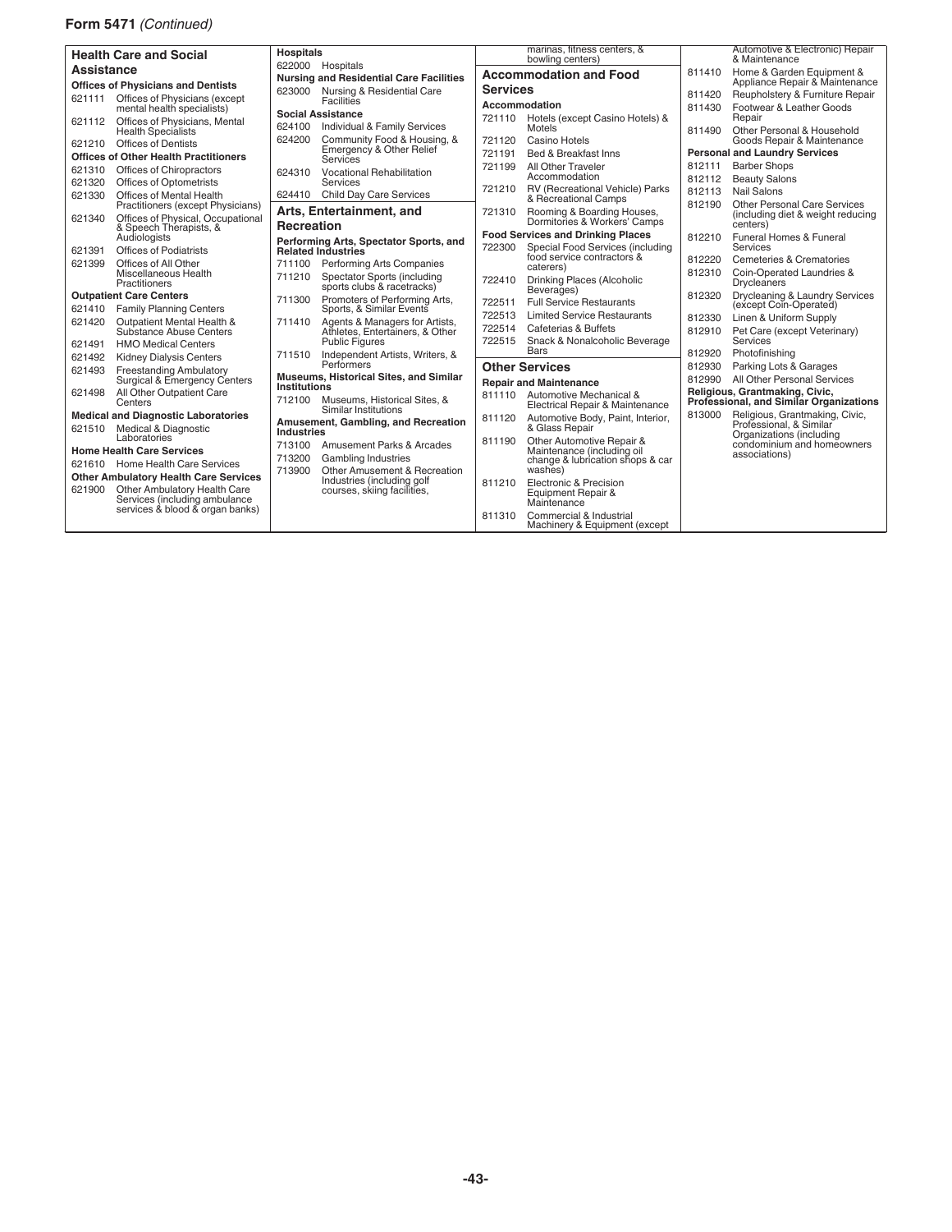**Form 5471** *(Continued)*

## Health Care and Social Assistance

**Offices of Physicians and Dentists**

621111 Offices of Physicians (except mental health specialists)
621112 Offices of Physicians, Mental Health Specialists
621210 Offices of Dentists

**Offices of Other Health Practitioners**

621310 Offices of Chiropractors
621320 Offices of Optometrists
621330 Offices of Mental Health Practitioners (except Physicians)
621340 Offices of Physical, Occupational & Speech Therapists, & Audiologists
621391 Offices of Podiatrists
621399 Offices of All Other Miscellaneous Health Practitioners

**Outpatient Care Centers**

621410 Family Planning Centers
621420 Outpatient Mental Health & Substance Abuse Centers
621491 HMO Medical Centers
621492 Kidney Dialysis Centers
621493 Freestanding Ambulatory Surgical & Emergency Centers
621498 All Other Outpatient Care Centers

**Medical and Diagnostic Laboratories**

621510 Medical & Diagnostic Laboratories

**Home Health Care Services**

621610 Home Health Care Services

**Other Ambulatory Health Care Services**

621900 Other Ambulatory Health Care Services (including ambulance services & blood & organ banks)

**Hospitals**

622000 Hospitals

**Nursing and Residential Care Facilities**

623000 Nursing & Residential Care Facilities

**Social Assistance**

624100 Individual & Family Services
624200 Community Food & Housing, & Emergency & Other Relief Services
624310 Vocational Rehabilitation Services
624410 Child Day Care Services

## Arts, Entertainment, and Recreation

**Performing Arts, Spectator Sports, and Related Industries**

711100 Performing Arts Companies
711210 Spectator Sports (including sports clubs & racetracks)
711300 Promoters of Performing Arts, Sports, & Similar Events
711410 Agents & Managers for Artists, Athletes, Entertainers, & Other Public Figures
711510 Independent Artists, Writers, & Performers

**Museums, Historical Sites, and Similar Institutions**

712100 Museums, Historical Sites, & Similar Institutions

**Amusement, Gambling, and Recreation Industries**

713100 Amusement Parks & Arcades
713200 Gambling Industries
713900 Other Amusement & Recreation Industries (including golf courses, skiing facilities, marinas, fitness centers, & bowling centers)

## Accommodation and Food Services

**Accommodation**

721110 Hotels (except Casino Hotels) & Motels
721120 Casino Hotels
721191 Bed & Breakfast Inns
721199 All Other Traveler Accommodation
721210 RV (Recreational Vehicle) Parks & Recreational Camps
721310 Rooming & Boarding Houses, Dormitories & Workers' Camps

**Food Services and Drinking Places**

722300 Special Food Services (including food service contractors & caterers)
722410 Drinking Places (Alcoholic Beverages)
722511 Full Service Restaurants
722513 Limited Service Restaurants
722514 Cafeterias & Buffets
722515 Snack & Nonalcoholic Beverage Bars

## Other Services

**Repair and Maintenance**

811110 Automotive Mechanical & Electrical Repair & Maintenance
811120 Automotive Body, Paint, Interior, & Glass Repair
811190 Other Automotive Repair & Maintenance (including oil change & lubrication shops & car washes)
811210 Electronic & Precision Equipment Repair & Maintenance
811310 Commercial & Industrial Machinery & Equipment (except Automotive & Electronic) Repair & Maintenance
811410 Home & Garden Equipment & Appliance Repair & Maintenance
811420 Reupholstery & Furniture Repair
811430 Footwear & Leather Goods Repair
811490 Other Personal & Household Goods Repair & Maintenance

**Personal and Laundry Services**

812111 Barber Shops
812112 Beauty Salons
812113 Nail Salons
812190 Other Personal Care Services (including diet & weight reducing centers)
812210 Funeral Homes & Funeral Services
812220 Cemeteries & Crematories
812310 Coin-Operated Laundries & Drycleaners
812320 Drycleaning & Laundry Services (except Coin-Operated)
812330 Linen & Uniform Supply
812910 Pet Care (except Veterinary) Services
812920 Photofinishing
812930 Parking Lots & Garages
812990 All Other Personal Services

**Religious, Grantmaking, Civic, Professional, and Similar Organizations**

813000 Religious, Grantmaking, Civic, Professional, & Similar Organizations (including condominium and homeowners associations)